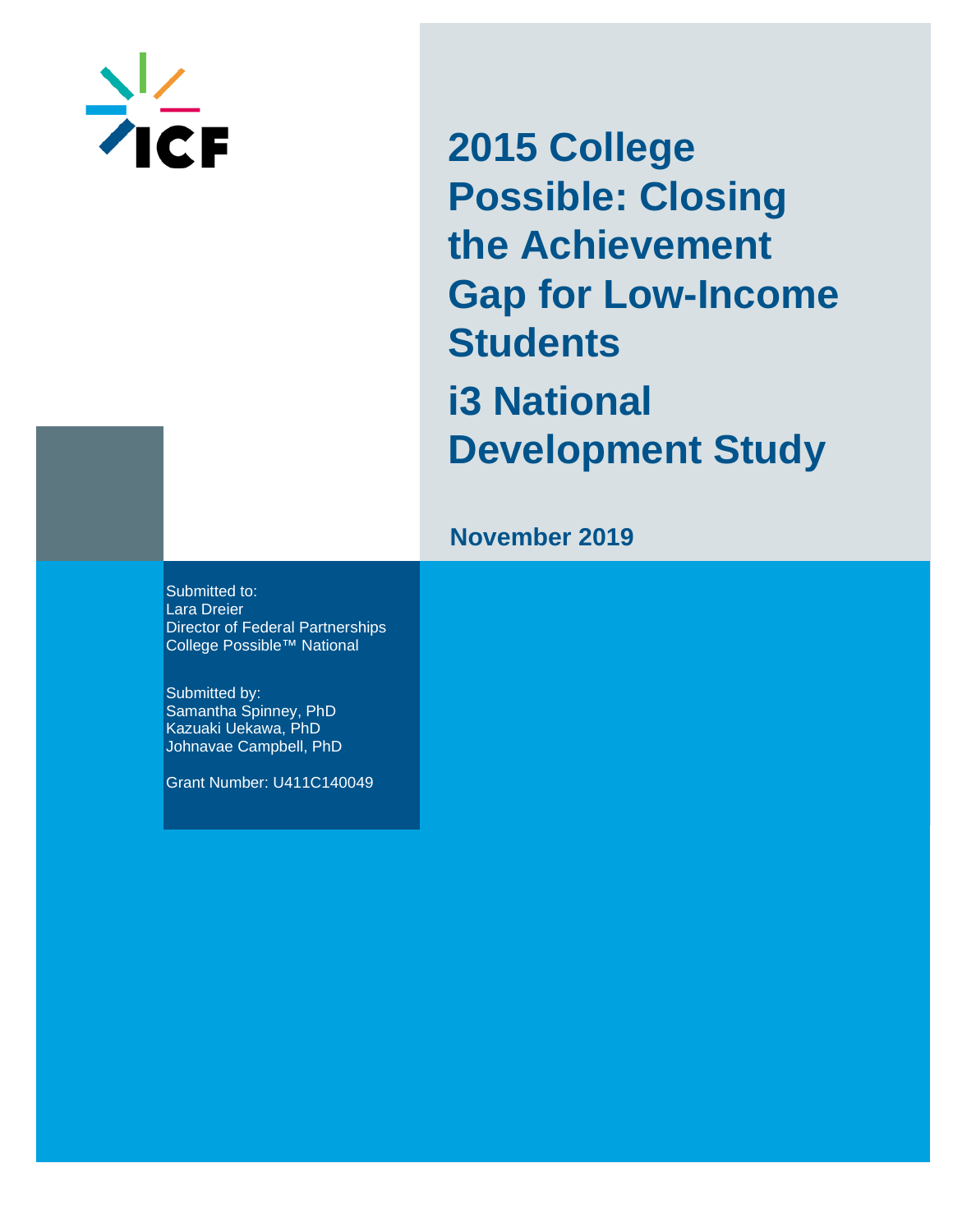# 2015 College Possible: Closing the Achievement Gap for Low-Income Students

## i3 National Development Study

**November 2019**

Submitted to:
Lara Dreier
Director of Federal Partnerships
College Possible™ National

Submitted by:
Samantha Spinney, PhD
Kazuaki Uekawa, PhD
Johnavae Campbell, PhD

Grant Number: U411C140049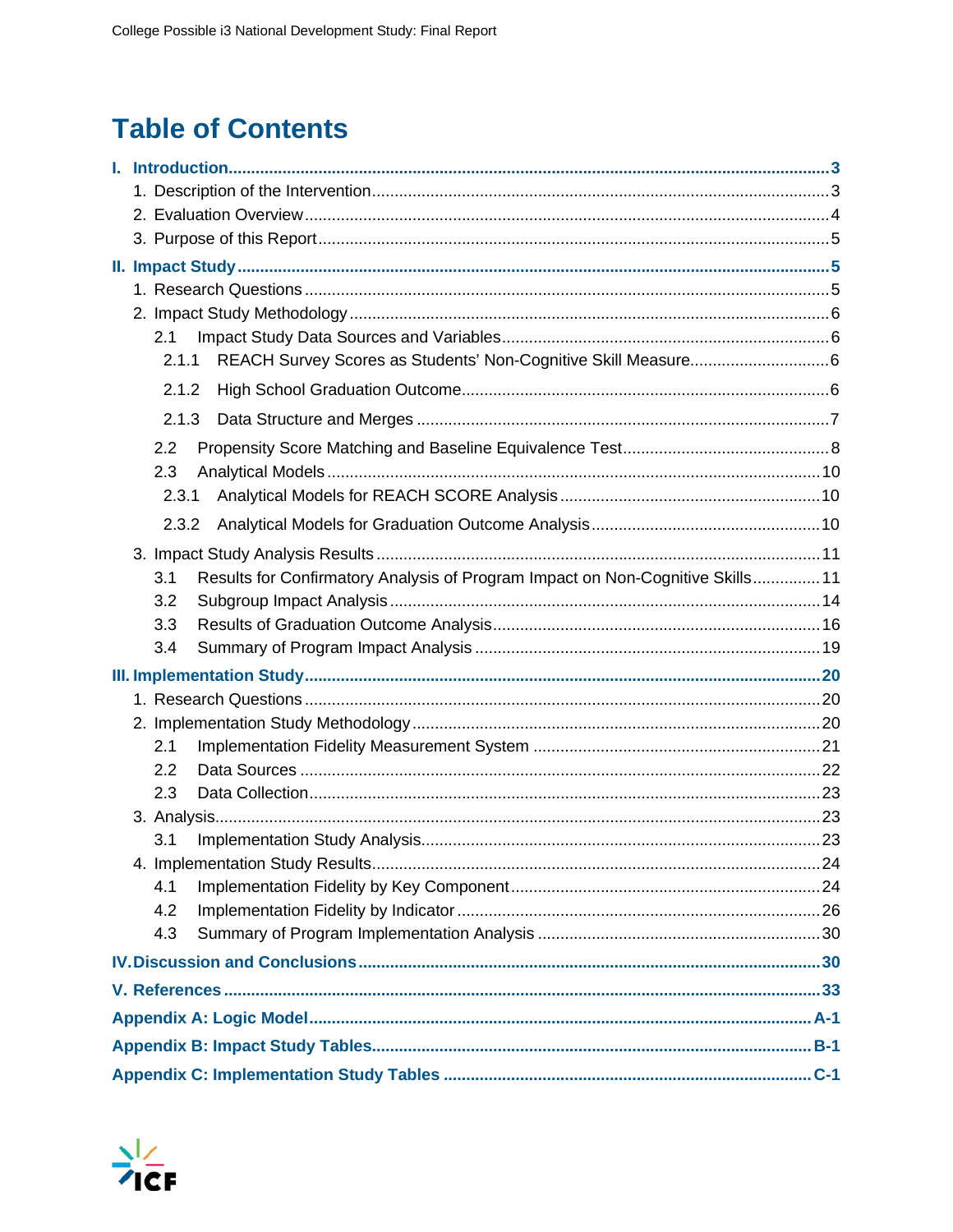# Table of Contents

**I. Introduction** .......... **3**

1. Description of the Intervention .......... 3
2. Evaluation Overview .......... 4
3. Purpose of this Report .......... 5

**II. Impact Study** .......... **5**

1. Research Questions .......... 5
2. Impact Study Methodology .......... 6
   - 2.1 Impact Study Data Sources and Variables .......... 6
     - 2.1.1 REACH Survey Scores as Students' Non-Cognitive Skill Measure .......... 6
     - 2.1.2 High School Graduation Outcome .......... 6
     - 2.1.3 Data Structure and Merges .......... 7
   - 2.2 Propensity Score Matching and Baseline Equivalence Test .......... 8
   - 2.3 Analytical Models .......... 10
     - 2.3.1 Analytical Models for REACH SCORE Analysis .......... 10
     - 2.3.2 Analytical Models for Graduation Outcome Analysis .......... 10
3. Impact Study Analysis Results .......... 11
   - 3.1 Results for Confirmatory Analysis of Program Impact on Non-Cognitive Skills .......... 11
   - 3.2 Subgroup Impact Analysis .......... 14
   - 3.3 Results of Graduation Outcome Analysis .......... 16
   - 3.4 Summary of Program Impact Analysis .......... 19

**III. Implementation Study** .......... **20**

1. Research Questions .......... 20
2. Implementation Study Methodology .......... 20
   - 2.1 Implementation Fidelity Measurement System .......... 21
   - 2.2 Data Sources .......... 22
   - 2.3 Data Collection .......... 23
3. Analysis .......... 23
   - 3.1 Implementation Study Analysis .......... 23
4. Implementation Study Results .......... 24
   - 4.1 Implementation Fidelity by Key Component .......... 24
   - 4.2 Implementation Fidelity by Indicator .......... 26
   - 4.3 Summary of Program Implementation Analysis .......... 30

**IV. Discussion and Conclusions** .......... **30**

**V. References** .......... **33**

**Appendix A: Logic Model** .......... **A-1**

**Appendix B: Impact Study Tables** .......... **B-1**

**Appendix C: Implementation Study Tables** .......... **C-1**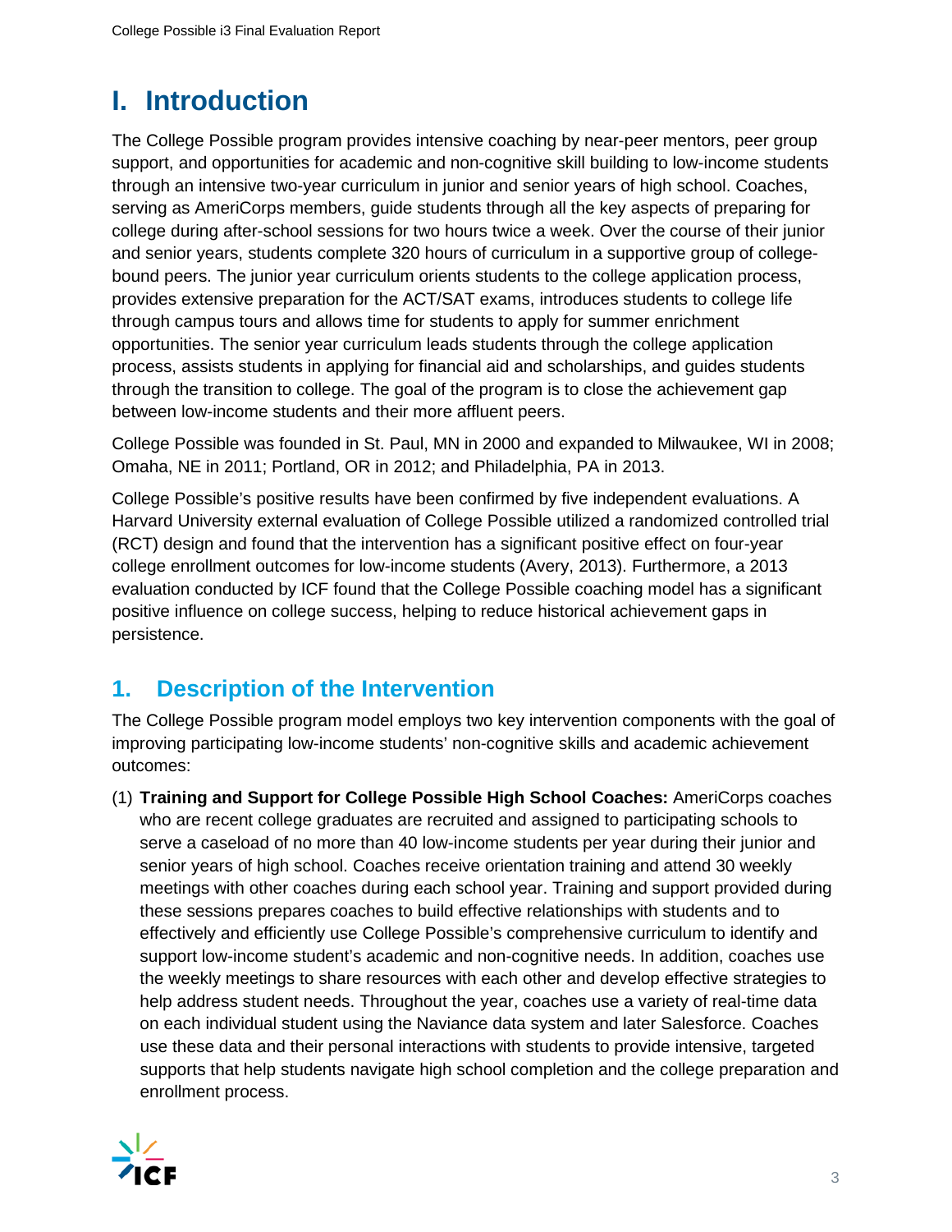# I. Introduction

The College Possible program provides intensive coaching by near-peer mentors, peer group support, and opportunities for academic and non-cognitive skill building to low-income students through an intensive two-year curriculum in junior and senior years of high school. Coaches, serving as AmeriCorps members, guide students through all the key aspects of preparing for college during after-school sessions for two hours twice a week. Over the course of their junior and senior years, students complete 320 hours of curriculum in a supportive group of college-bound peers. The junior year curriculum orients students to the college application process, provides extensive preparation for the ACT/SAT exams, introduces students to college life through campus tours and allows time for students to apply for summer enrichment opportunities. The senior year curriculum leads students through the college application process, assists students in applying for financial aid and scholarships, and guides students through the transition to college. The goal of the program is to close the achievement gap between low-income students and their more affluent peers.

College Possible was founded in St. Paul, MN in 2000 and expanded to Milwaukee, WI in 2008; Omaha, NE in 2011; Portland, OR in 2012; and Philadelphia, PA in 2013.

College Possible's positive results have been confirmed by five independent evaluations. A Harvard University external evaluation of College Possible utilized a randomized controlled trial (RCT) design and found that the intervention has a significant positive effect on four-year college enrollment outcomes for low-income students (Avery, 2013). Furthermore, a 2013 evaluation conducted by ICF found that the College Possible coaching model has a significant positive influence on college success, helping to reduce historical achievement gaps in persistence.

## 1. Description of the Intervention

The College Possible program model employs two key intervention components with the goal of improving participating low-income students' non-cognitive skills and academic achievement outcomes:

(1) **Training and Support for College Possible High School Coaches:** AmeriCorps coaches who are recent college graduates are recruited and assigned to participating schools to serve a caseload of no more than 40 low-income students per year during their junior and senior years of high school. Coaches receive orientation training and attend 30 weekly meetings with other coaches during each school year. Training and support provided during these sessions prepares coaches to build effective relationships with students and to effectively and efficiently use College Possible's comprehensive curriculum to identify and support low-income student's academic and non-cognitive needs. In addition, coaches use the weekly meetings to share resources with each other and develop effective strategies to help address student needs. Throughout the year, coaches use a variety of real-time data on each individual student using the Naviance data system and later Salesforce. Coaches use these data and their personal interactions with students to provide intensive, targeted supports that help students navigate high school completion and the college preparation and enrollment process.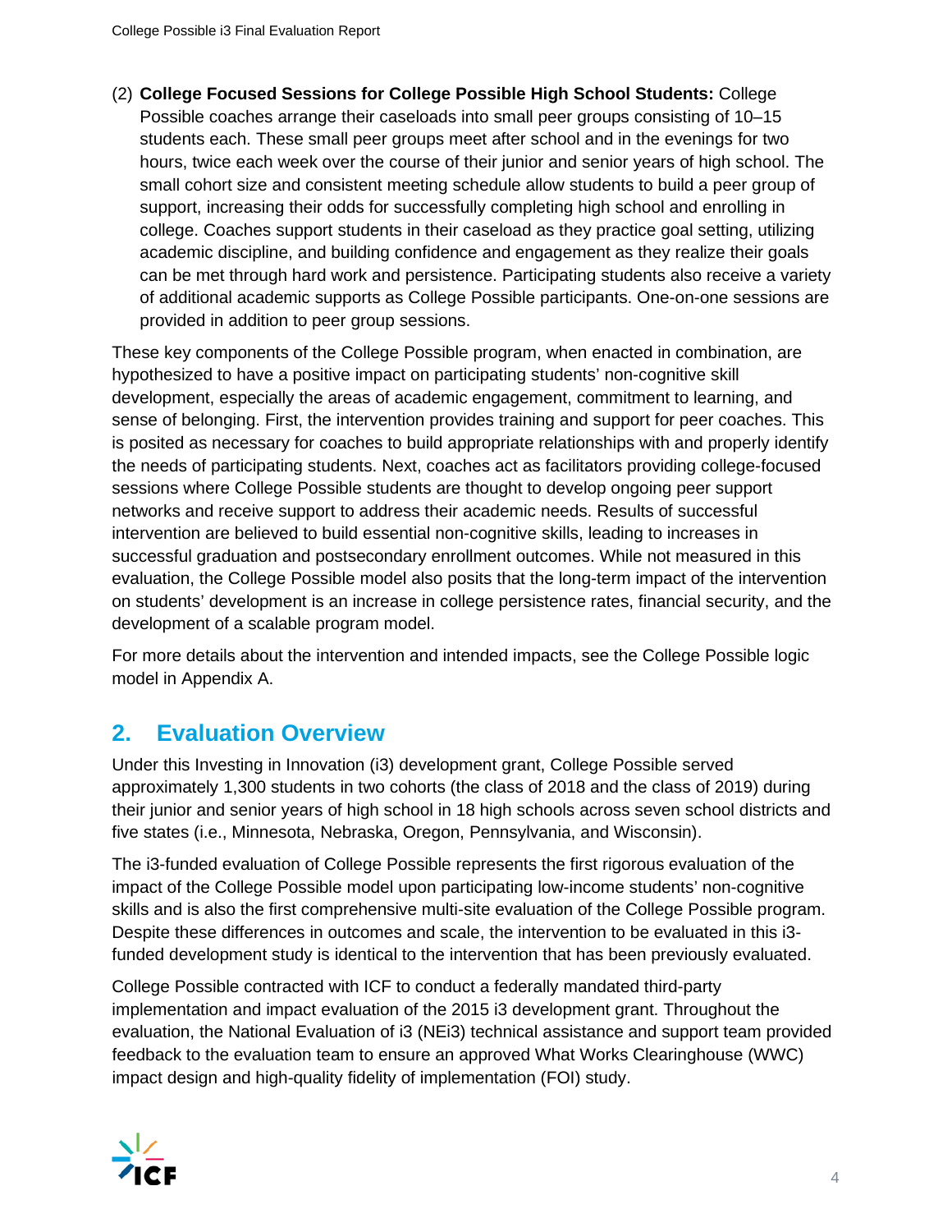(2) **College Focused Sessions for College Possible High School Students:** College Possible coaches arrange their caseloads into small peer groups consisting of 10–15 students each. These small peer groups meet after school and in the evenings for two hours, twice each week over the course of their junior and senior years of high school. The small cohort size and consistent meeting schedule allow students to build a peer group of support, increasing their odds for successfully completing high school and enrolling in college. Coaches support students in their caseload as they practice goal setting, utilizing academic discipline, and building confidence and engagement as they realize their goals can be met through hard work and persistence. Participating students also receive a variety of additional academic supports as College Possible participants. One-on-one sessions are provided in addition to peer group sessions.

These key components of the College Possible program, when enacted in combination, are hypothesized to have a positive impact on participating students' non-cognitive skill development, especially the areas of academic engagement, commitment to learning, and sense of belonging. First, the intervention provides training and support for peer coaches. This is posited as necessary for coaches to build appropriate relationships with and properly identify the needs of participating students. Next, coaches act as facilitators providing college-focused sessions where College Possible students are thought to develop ongoing peer support networks and receive support to address their academic needs. Results of successful intervention are believed to build essential non-cognitive skills, leading to increases in successful graduation and postsecondary enrollment outcomes. While not measured in this evaluation, the College Possible model also posits that the long-term impact of the intervention on students' development is an increase in college persistence rates, financial security, and the development of a scalable program model.

For more details about the intervention and intended impacts, see the College Possible logic model in Appendix A.

## 2. Evaluation Overview

Under this Investing in Innovation (i3) development grant, College Possible served approximately 1,300 students in two cohorts (the class of 2018 and the class of 2019) during their junior and senior years of high school in 18 high schools across seven school districts and five states (i.e., Minnesota, Nebraska, Oregon, Pennsylvania, and Wisconsin).

The i3-funded evaluation of College Possible represents the first rigorous evaluation of the impact of the College Possible model upon participating low-income students' non-cognitive skills and is also the first comprehensive multi-site evaluation of the College Possible program. Despite these differences in outcomes and scale, the intervention to be evaluated in this i3-funded development study is identical to the intervention that has been previously evaluated.

College Possible contracted with ICF to conduct a federally mandated third-party implementation and impact evaluation of the 2015 i3 development grant. Throughout the evaluation, the National Evaluation of i3 (NEi3) technical assistance and support team provided feedback to the evaluation team to ensure an approved What Works Clearinghouse (WWC) impact design and high-quality fidelity of implementation (FOI) study.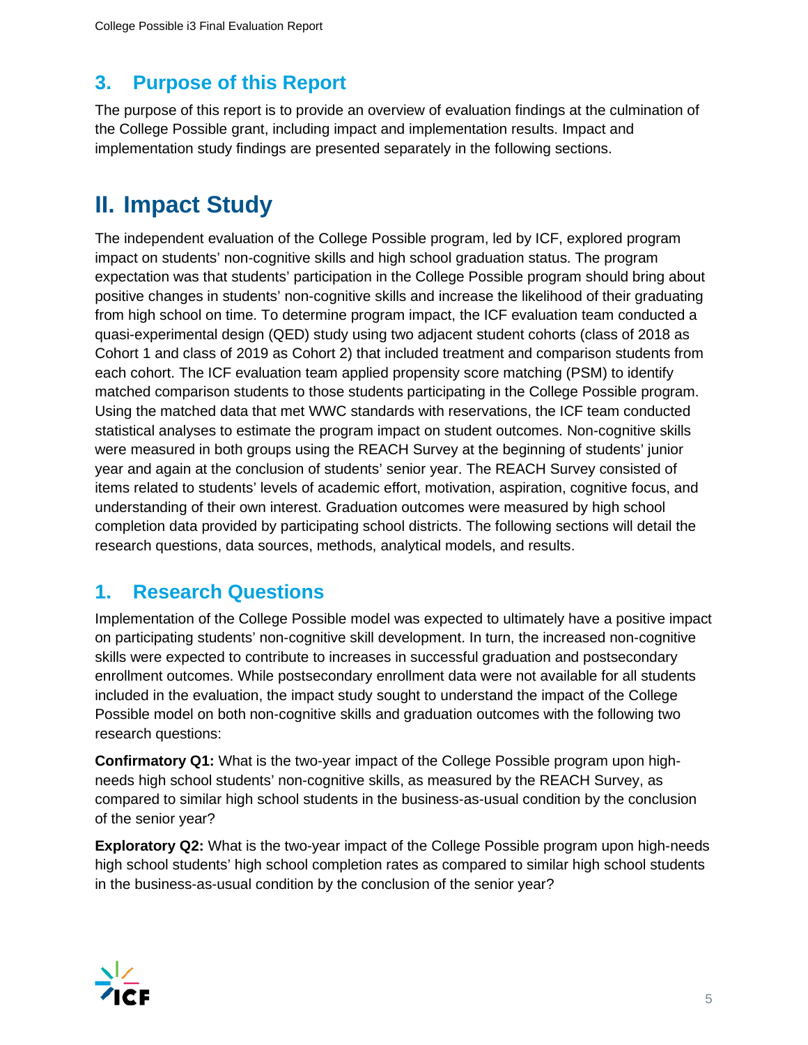## 3. Purpose of this Report

The purpose of this report is to provide an overview of evaluation findings at the culmination of the College Possible grant, including impact and implementation results. Impact and implementation study findings are presented separately in the following sections.

# II. Impact Study

The independent evaluation of the College Possible program, led by ICF, explored program impact on students' non-cognitive skills and high school graduation status. The program expectation was that students' participation in the College Possible program should bring about positive changes in students' non-cognitive skills and increase the likelihood of their graduating from high school on time. To determine program impact, the ICF evaluation team conducted a quasi-experimental design (QED) study using two adjacent student cohorts (class of 2018 as Cohort 1 and class of 2019 as Cohort 2) that included treatment and comparison students from each cohort. The ICF evaluation team applied propensity score matching (PSM) to identify matched comparison students to those students participating in the College Possible program. Using the matched data that met WWC standards with reservations, the ICF team conducted statistical analyses to estimate the program impact on student outcomes. Non-cognitive skills were measured in both groups using the REACH Survey at the beginning of students' junior year and again at the conclusion of students' senior year. The REACH Survey consisted of items related to students' levels of academic effort, motivation, aspiration, cognitive focus, and understanding of their own interest. Graduation outcomes were measured by high school completion data provided by participating school districts. The following sections will detail the research questions, data sources, methods, analytical models, and results.

## 1. Research Questions

Implementation of the College Possible model was expected to ultimately have a positive impact on participating students' non-cognitive skill development. In turn, the increased non-cognitive skills were expected to contribute to increases in successful graduation and postsecondary enrollment outcomes. While postsecondary enrollment data were not available for all students included in the evaluation, the impact study sought to understand the impact of the College Possible model on both non-cognitive skills and graduation outcomes with the following two research questions:

**Confirmatory Q1:** What is the two-year impact of the College Possible program upon high-needs high school students' non-cognitive skills, as measured by the REACH Survey, as compared to similar high school students in the business-as-usual condition by the conclusion of the senior year?

**Exploratory Q2:** What is the two-year impact of the College Possible program upon high-needs high school students' high school completion rates as compared to similar high school students in the business-as-usual condition by the conclusion of the senior year?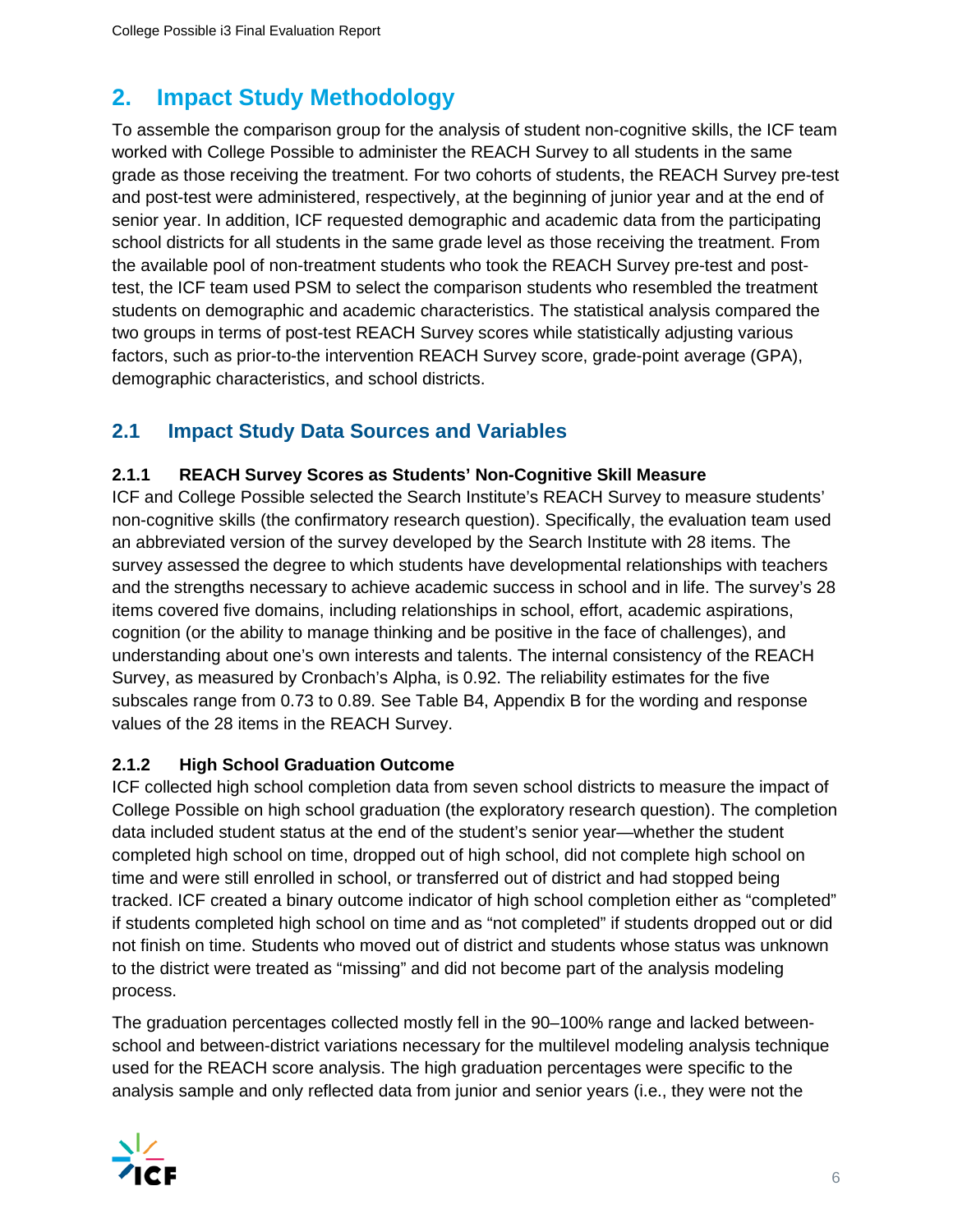## 2. Impact Study Methodology

To assemble the comparison group for the analysis of student non-cognitive skills, the ICF team worked with College Possible to administer the REACH Survey to all students in the same grade as those receiving the treatment. For two cohorts of students, the REACH Survey pre-test and post-test were administered, respectively, at the beginning of junior year and at the end of senior year. In addition, ICF requested demographic and academic data from the participating school districts for all students in the same grade level as those receiving the treatment. From the available pool of non-treatment students who took the REACH Survey pre-test and post-test, the ICF team used PSM to select the comparison students who resembled the treatment students on demographic and academic characteristics. The statistical analysis compared the two groups in terms of post-test REACH Survey scores while statistically adjusting various factors, such as prior-to-the intervention REACH Survey score, grade-point average (GPA), demographic characteristics, and school districts.

### 2.1 Impact Study Data Sources and Variables

#### 2.1.1 REACH Survey Scores as Students' Non-Cognitive Skill Measure

ICF and College Possible selected the Search Institute's REACH Survey to measure students' non-cognitive skills (the confirmatory research question). Specifically, the evaluation team used an abbreviated version of the survey developed by the Search Institute with 28 items. The survey assessed the degree to which students have developmental relationships with teachers and the strengths necessary to achieve academic success in school and in life. The survey's 28 items covered five domains, including relationships in school, effort, academic aspirations, cognition (or the ability to manage thinking and be positive in the face of challenges), and understanding about one's own interests and talents. The internal consistency of the REACH Survey, as measured by Cronbach's Alpha, is 0.92. The reliability estimates for the five subscales range from 0.73 to 0.89. See Table B4, Appendix B for the wording and response values of the 28 items in the REACH Survey.

#### 2.1.2 High School Graduation Outcome

ICF collected high school completion data from seven school districts to measure the impact of College Possible on high school graduation (the exploratory research question). The completion data included student status at the end of the student's senior year—whether the student completed high school on time, dropped out of high school, did not complete high school on time and were still enrolled in school, or transferred out of district and had stopped being tracked. ICF created a binary outcome indicator of high school completion either as "completed" if students completed high school on time and as "not completed" if students dropped out or did not finish on time. Students who moved out of district and students whose status was unknown to the district were treated as "missing" and did not become part of the analysis modeling process.

The graduation percentages collected mostly fell in the 90–100% range and lacked between-school and between-district variations necessary for the multilevel modeling analysis technique used for the REACH score analysis. The high graduation percentages were specific to the analysis sample and only reflected data from junior and senior years (i.e., they were not the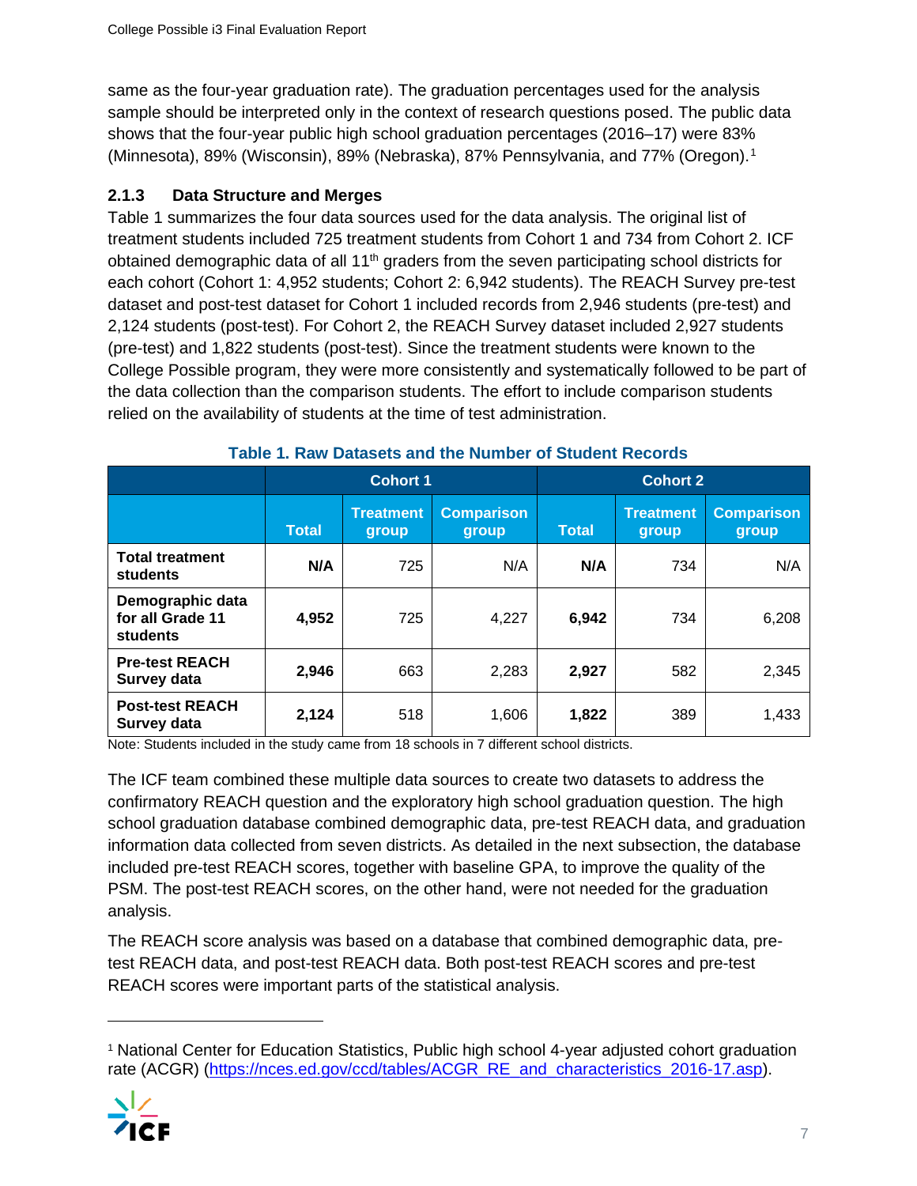same as the four-year graduation rate). The graduation percentages used for the analysis sample should be interpreted only in the context of research questions posed. The public data shows that the four-year public high school graduation percentages (2016–17) were 83% (Minnesota), 89% (Wisconsin), 89% (Nebraska), 87% Pennsylvania, and 77% (Oregon).[1]

### 2.1.3 Data Structure and Merges

Table 1 summarizes the four data sources used for the data analysis. The original list of treatment students included 725 treatment students from Cohort 1 and 734 from Cohort 2. ICF obtained demographic data of all 11th graders from the seven participating school districts for each cohort (Cohort 1: 4,952 students; Cohort 2: 6,942 students). The REACH Survey pre-test dataset and post-test dataset for Cohort 1 included records from 2,946 students (pre-test) and 2,124 students (post-test). For Cohort 2, the REACH Survey dataset included 2,927 students (pre-test) and 1,822 students (post-test). Since the treatment students were known to the College Possible program, they were more consistently and systematically followed to be part of the data collection than the comparison students. The effort to include comparison students relied on the availability of students at the time of test administration.

**Table 1. Raw Datasets and the Number of Student Records**

| | Cohort 1 | | | Cohort 2 | | |
|---|---|---|---|---|---|---|
| | Total | Treatment group | Comparison group | Total | Treatment group | Comparison group |
| **Total treatment students** | **N/A** | 725 | N/A | **N/A** | 734 | N/A |
| **Demographic data for all Grade 11 students** | **4,952** | 725 | 4,227 | **6,942** | 734 | 6,208 |
| **Pre-test REACH Survey data** | **2,946** | 663 | 2,283 | **2,927** | 582 | 2,345 |
| **Post-test REACH Survey data** | **2,124** | 518 | 1,606 | **1,822** | 389 | 1,433 |

Note: Students included in the study came from 18 schools in 7 different school districts.

The ICF team combined these multiple data sources to create two datasets to address the confirmatory REACH question and the exploratory high school graduation question. The high school graduation database combined demographic data, pre-test REACH data, and graduation information data collected from seven districts. As detailed in the next subsection, the database included pre-test REACH scores, together with baseline GPA, to improve the quality of the PSM. The post-test REACH scores, on the other hand, were not needed for the graduation analysis.

The REACH score analysis was based on a database that combined demographic data, pre-test REACH data, and post-test REACH data. Both post-test REACH scores and pre-test REACH scores were important parts of the statistical analysis.

---

[1] National Center for Education Statistics, Public high school 4-year adjusted cohort graduation rate (ACGR) (https://nces.ed.gov/ccd/tables/ACGR_RE_and_characteristics_2016-17.asp).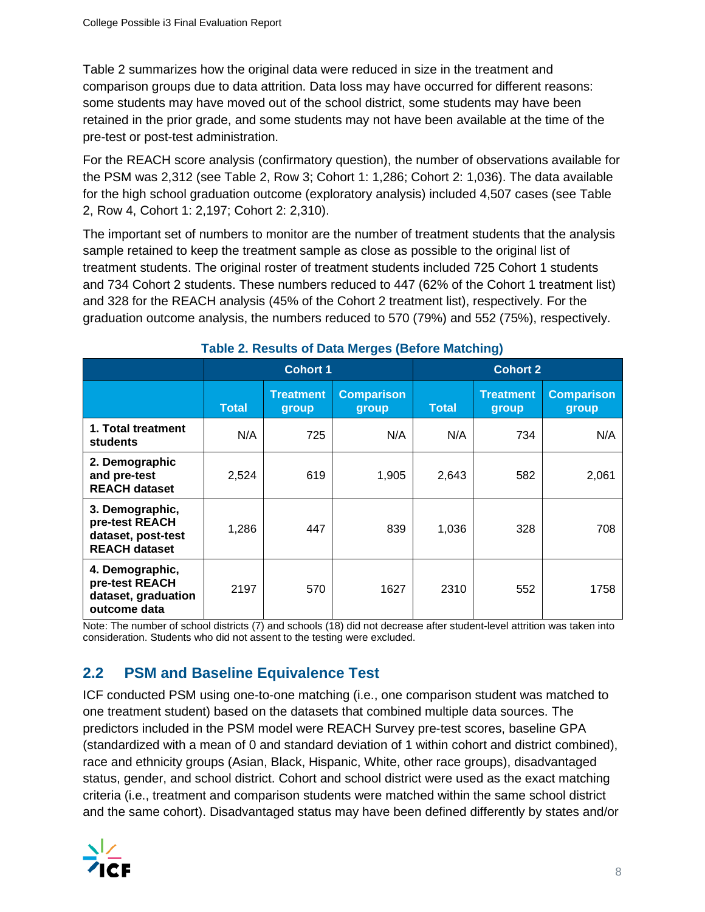Table 2 summarizes how the original data were reduced in size in the treatment and comparison groups due to data attrition. Data loss may have occurred for different reasons: some students may have moved out of the school district, some students may have been retained in the prior grade, and some students may not have been available at the time of the pre-test or post-test administration.

For the REACH score analysis (confirmatory question), the number of observations available for the PSM was 2,312 (see Table 2, Row 3; Cohort 1: 1,286; Cohort 2: 1,036). The data available for the high school graduation outcome (exploratory analysis) included 4,507 cases (see Table 2, Row 4, Cohort 1: 2,197; Cohort 2: 2,310).

The important set of numbers to monitor are the number of treatment students that the analysis sample retained to keep the treatment sample as close as possible to the original list of treatment students. The original roster of treatment students included 725 Cohort 1 students and 734 Cohort 2 students. These numbers reduced to 447 (62% of the Cohort 1 treatment list) and 328 for the REACH analysis (45% of the Cohort 2 treatment list), respectively. For the graduation outcome analysis, the numbers reduced to 570 (79%) and 552 (75%), respectively.

**Table 2. Results of Data Merges (Before Matching)**

| | Cohort 1 | | | Cohort 2 | | |
|---|---|---|---|---|---|---|
| | Total | Treatment group | Comparison group | Total | Treatment group | Comparison group |
| **1. Total treatment students** | N/A | 725 | N/A | N/A | 734 | N/A |
| **2. Demographic and pre-test REACH dataset** | 2,524 | 619 | 1,905 | 2,643 | 582 | 2,061 |
| **3. Demographic, pre-test REACH dataset, post-test REACH dataset** | 1,286 | 447 | 839 | 1,036 | 328 | 708 |
| **4. Demographic, pre-test REACH dataset, graduation outcome data** | 2197 | 570 | 1627 | 2310 | 552 | 1758 |

Note: The number of school districts (7) and schools (18) did not decrease after student-level attrition was taken into consideration. Students who did not assent to the testing were excluded.

## 2.2 PSM and Baseline Equivalence Test

ICF conducted PSM using one-to-one matching (i.e., one comparison student was matched to one treatment student) based on the datasets that combined multiple data sources. The predictors included in the PSM model were REACH Survey pre-test scores, baseline GPA (standardized with a mean of 0 and standard deviation of 1 within cohort and district combined), race and ethnicity groups (Asian, Black, Hispanic, White, other race groups), disadvantaged status, gender, and school district. Cohort and school district were used as the exact matching criteria (i.e., treatment and comparison students were matched within the same school district and the same cohort). Disadvantaged status may have been defined differently by states and/or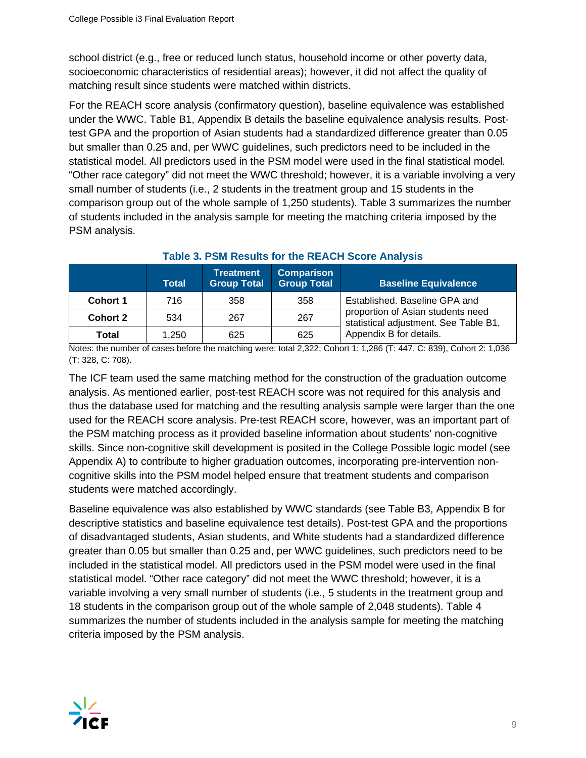school district (e.g., free or reduced lunch status, household income or other poverty data, socioeconomic characteristics of residential areas); however, it did not affect the quality of matching result since students were matched within districts.

For the REACH score analysis (confirmatory question), baseline equivalence was established under the WWC. Table B1, Appendix B details the baseline equivalence analysis results. Post-test GPA and the proportion of Asian students had a standardized difference greater than 0.05 but smaller than 0.25 and, per WWC guidelines, such predictors need to be included in the statistical model. All predictors used in the PSM model were used in the final statistical model. "Other race category" did not meet the WWC threshold; however, it is a variable involving a very small number of students (i.e., 2 students in the treatment group and 15 students in the comparison group out of the whole sample of 1,250 students). Table 3 summarizes the number of students included in the analysis sample for meeting the matching criteria imposed by the PSM analysis.

**Table 3. PSM Results for the REACH Score Analysis**

| | Total | Treatment Group Total | Comparison Group Total | Baseline Equivalence |
|---|---|---|---|---|
| **Cohort 1** | 716 | 358 | 358 | Established. Baseline GPA and proportion of Asian students need statistical adjustment. See Table B1, Appendix B for details. |
| **Cohort 2** | 534 | 267 | 267 | |
| **Total** | 1,250 | 625 | 625 | |

Notes: the number of cases before the matching were: total 2,322; Cohort 1: 1,286 (T: 447, C: 839), Cohort 2: 1,036 (T: 328, C: 708).

The ICF team used the same matching method for the construction of the graduation outcome analysis. As mentioned earlier, post-test REACH score was not required for this analysis and thus the database used for matching and the resulting analysis sample were larger than the one used for the REACH score analysis. Pre-test REACH score, however, was an important part of the PSM matching process as it provided baseline information about students' non-cognitive skills. Since non-cognitive skill development is posited in the College Possible logic model (see Appendix A) to contribute to higher graduation outcomes, incorporating pre-intervention non-cognitive skills into the PSM model helped ensure that treatment students and comparison students were matched accordingly.

Baseline equivalence was also established by WWC standards (see Table B3, Appendix B for descriptive statistics and baseline equivalence test details). Post-test GPA and the proportions of disadvantaged students, Asian students, and White students had a standardized difference greater than 0.05 but smaller than 0.25 and, per WWC guidelines, such predictors need to be included in the statistical model. All predictors used in the PSM model were used in the final statistical model. "Other race category" did not meet the WWC threshold; however, it is a variable involving a very small number of students (i.e., 5 students in the treatment group and 18 students in the comparison group out of the whole sample of 2,048 students). Table 4 summarizes the number of students included in the analysis sample for meeting the matching criteria imposed by the PSM analysis.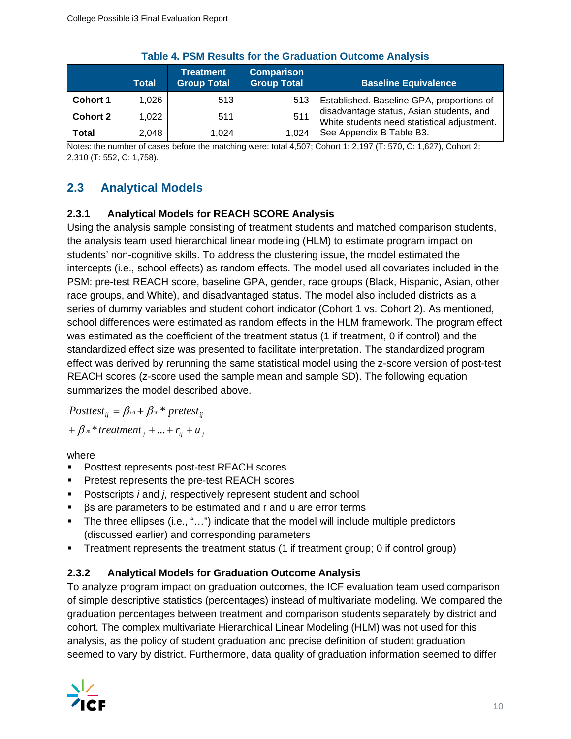**Table 4. PSM Results for the Graduation Outcome Analysis**

| | Total | Treatment Group Total | Comparison Group Total | Baseline Equivalence |
|---|---|---|---|---|
| **Cohort 1** | 1,026 | 513 | 513 | Established. Baseline GPA, proportions of disadvantage status, Asian students, and White students need statistical adjustment. See Appendix B Table B3. |
| **Cohort 2** | 1,022 | 511 | 511 | |
| **Total** | 2,048 | 1,024 | 1,024 | |

Notes: the number of cases before the matching were: total 4,507; Cohort 1: 2,197 (T: 570, C: 1,627), Cohort 2: 2,310 (T: 552, C: 1,758).

## 2.3 Analytical Models

### 2.3.1 Analytical Models for REACH SCORE Analysis

Using the analysis sample consisting of treatment students and matched comparison students, the analysis team used hierarchical linear modeling (HLM) to estimate program impact on students' non-cognitive skills. To address the clustering issue, the model estimated the intercepts (i.e., school effects) as random effects. The model used all covariates included in the PSM: pre-test REACH score, baseline GPA, gender, race groups (Black, Hispanic, Asian, other race groups, and White), and disadvantaged status. The model also included districts as a series of dummy variables and student cohort indicator (Cohort 1 vs. Cohort 2). As mentioned, school differences were estimated as random effects in the HLM framework. The program effect was estimated as the coefficient of the treatment status (1 if treatment, 0 if control) and the standardized effect size was presented to facilitate interpretation. The standardized program effect was derived by rerunning the same statistical model using the z-score version of post-test REACH scores (z-score used the sample mean and sample SD). The following equation summarizes the model described above.

$$Posttest_{ij} = \beta_{00} + \beta_{10} * pretest_{ij}$$
$$+ \beta_{20} * treatment_{j} + ... + r_{ij} + u_{j}$$

where

- Posttest represents post-test REACH scores
- Pretest represents the pre-test REACH scores
- Postscripts *i* and *j*, respectively represent student and school
- βs are parameters to be estimated and r and u are error terms
- The three ellipses (i.e., "…") indicate that the model will include multiple predictors (discussed earlier) and corresponding parameters
- Treatment represents the treatment status (1 if treatment group; 0 if control group)

### 2.3.2 Analytical Models for Graduation Outcome Analysis

To analyze program impact on graduation outcomes, the ICF evaluation team used comparison of simple descriptive statistics (percentages) instead of multivariate modeling. We compared the graduation percentages between treatment and comparison students separately by district and cohort. The complex multivariate Hierarchical Linear Modeling (HLM) was not used for this analysis, as the policy of student graduation and precise definition of student graduation seemed to vary by district. Furthermore, data quality of graduation information seemed to differ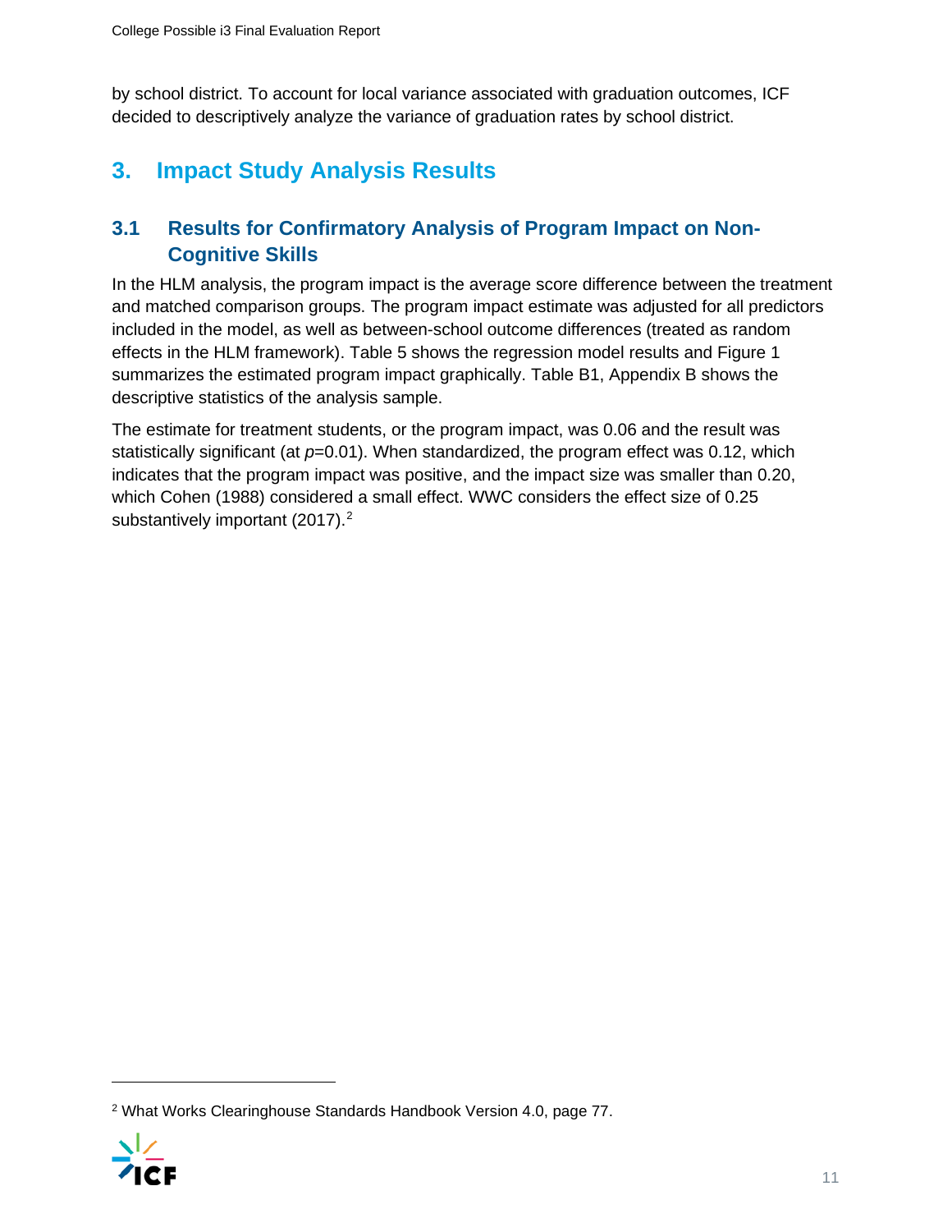by school district. To account for local variance associated with graduation outcomes, ICF decided to descriptively analyze the variance of graduation rates by school district.

# 3. Impact Study Analysis Results

## 3.1 Results for Confirmatory Analysis of Program Impact on Non-Cognitive Skills

In the HLM analysis, the program impact is the average score difference between the treatment and matched comparison groups. The program impact estimate was adjusted for all predictors included in the model, as well as between-school outcome differences (treated as random effects in the HLM framework). Table 5 shows the regression model results and Figure 1 summarizes the estimated program impact graphically. Table B1, Appendix B shows the descriptive statistics of the analysis sample.

The estimate for treatment students, or the program impact, was 0.06 and the result was statistically significant (at $p$=0.01). When standardized, the program effect was 0.12, which indicates that the program impact was positive, and the impact size was smaller than 0.20, which Cohen (1988) considered a small effect. WWC considers the effect size of 0.25 substantively important (2017).[2]

---

[2] What Works Clearinghouse Standards Handbook Version 4.0, page 77.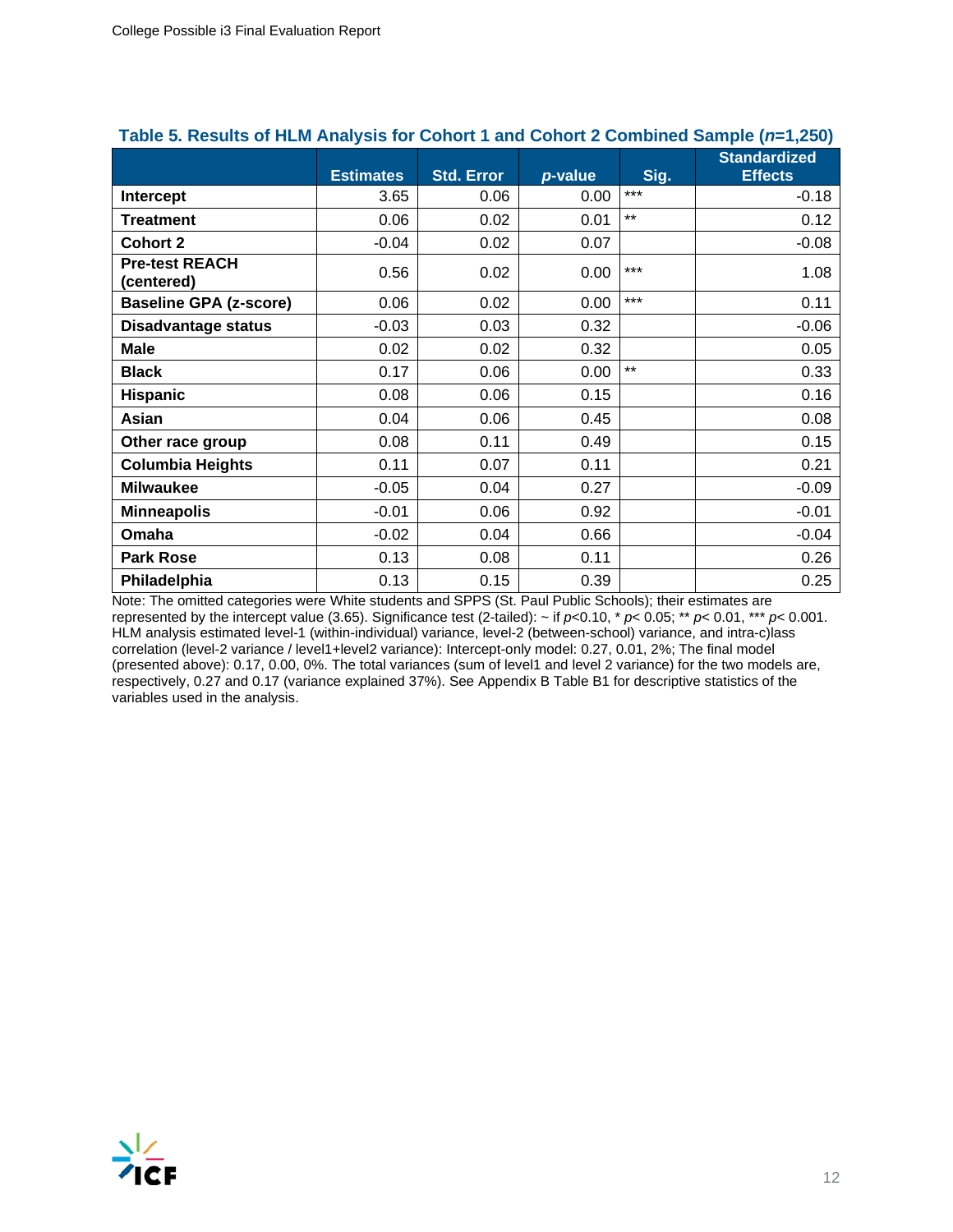**Table 5. Results of HLM Analysis for Cohort 1 and Cohort 2 Combined Sample (*n*=1,250)**

| | Estimates | Std. Error | *p*-value | Sig. | Standardized Effects |
|---|---|---|---|---|---|
| **Intercept** | 3.65 | 0.06 | 0.00 | *** | -0.18 |
| **Treatment** | 0.06 | 0.02 | 0.01 | ** | 0.12 |
| **Cohort 2** | -0.04 | 0.02 | 0.07 | | -0.08 |
| **Pre-test REACH (centered)** | 0.56 | 0.02 | 0.00 | *** | 1.08 |
| **Baseline GPA (z-score)** | 0.06 | 0.02 | 0.00 | *** | 0.11 |
| **Disadvantage status** | -0.03 | 0.03 | 0.32 | | -0.06 |
| **Male** | 0.02 | 0.02 | 0.32 | | 0.05 |
| **Black** | 0.17 | 0.06 | 0.00 | ** | 0.33 |
| **Hispanic** | 0.08 | 0.06 | 0.15 | | 0.16 |
| **Asian** | 0.04 | 0.06 | 0.45 | | 0.08 |
| **Other race group** | 0.08 | 0.11 | 0.49 | | 0.15 |
| **Columbia Heights** | 0.11 | 0.07 | 0.11 | | 0.21 |
| **Milwaukee** | -0.05 | 0.04 | 0.27 | | -0.09 |
| **Minneapolis** | -0.01 | 0.06 | 0.92 | | -0.01 |
| **Omaha** | -0.02 | 0.04 | 0.66 | | -0.04 |
| **Park Rose** | 0.13 | 0.08 | 0.11 | | 0.26 |
| **Philadelphia** | 0.13 | 0.15 | 0.39 | | 0.25 |

Note: The omitted categories were White students and SPPS (St. Paul Public Schools); their estimates are represented by the intercept value (3.65). Significance test (2-tailed): ~ if $p$<0.10, * $p$< 0.05; ** $p$< 0.01, *** $p$< 0.001. HLM analysis estimated level-1 (within-individual) variance, level-2 (between-school) variance, and intra-c)lass correlation (level-2 variance / level1+level2 variance): Intercept-only model: 0.27, 0.01, 2%; The final model (presented above): 0.17, 0.00, 0%. The total variances (sum of level1 and level 2 variance) for the two models are, respectively, 0.27 and 0.17 (variance explained 37%). See Appendix B Table B1 for descriptive statistics of the variables used in the analysis.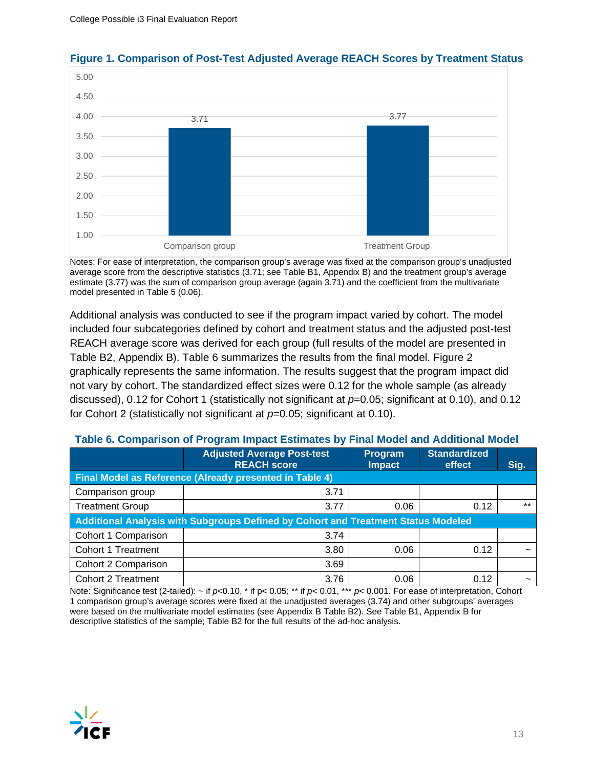**Figure 1. Comparison of Post-Test Adjusted Average REACH Scores by Treatment Status**

| | Comparison group | Treatment Group |
|---|---|---|
| Adjusted average REACH score | 3.71 | 3.77 |

Notes: For ease of interpretation, the comparison group's average was fixed at the comparison group's unadjusted average score from the descriptive statistics (3.71; see Table B1, Appendix B) and the treatment group's average estimate (3.77) was the sum of comparison group average (again 3.71) and the coefficient from the multivariate model presented in Table 5 (0.06).

Additional analysis was conducted to see if the program impact varied by cohort. The model included four subcategories defined by cohort and treatment status and the adjusted post-test REACH average score was derived for each group (full results of the model are presented in Table B2, Appendix B). Table 6 summarizes the results from the final model. Figure 2 graphically represents the same information. The results suggest that the program impact did not vary by cohort. The standardized effect sizes were 0.12 for the whole sample (as already discussed), 0.12 for Cohort 1 (statistically not significant at $p$=0.05; significant at 0.10), and 0.12 for Cohort 2 (statistically not significant at $p$=0.05; significant at 0.10).

**Table 6. Comparison of Program Impact Estimates by Final Model and Additional Model**

| | Adjusted Average Post-test REACH score | Program Impact | Standardized effect | Sig. |
|---|---|---|---|---|
| **Final Model as Reference (Already presented in Table 4)** | | | | |
| Comparison group | 3.71 | | | |
| Treatment Group | 3.77 | 0.06 | 0.12 | ** |
| **Additional Analysis with Subgroups Defined by Cohort and Treatment Status Modeled** | | | | |
| Cohort 1 Comparison | 3.74 | | | |
| Cohort 1 Treatment | 3.80 | 0.06 | 0.12 | ~ |
| Cohort 2 Comparison | 3.69 | | | |
| Cohort 2 Treatment | 3.76 | 0.06 | 0.12 | ~ |

Note: Significance test (2-tailed): ~ if $p$<0.10, * if p< 0.05; ** if $p$< 0.01, *** $p$< 0.001. For ease of interpretation, Cohort 1 comparison group's average scores were fixed at the unadjusted averages (3.74) and other subgroups' averages were based on the multivariate model estimates (see Appendix B Table B2). See Table B1, Appendix B for descriptive statistics of the sample; Table B2 for the full results of the ad-hoc analysis.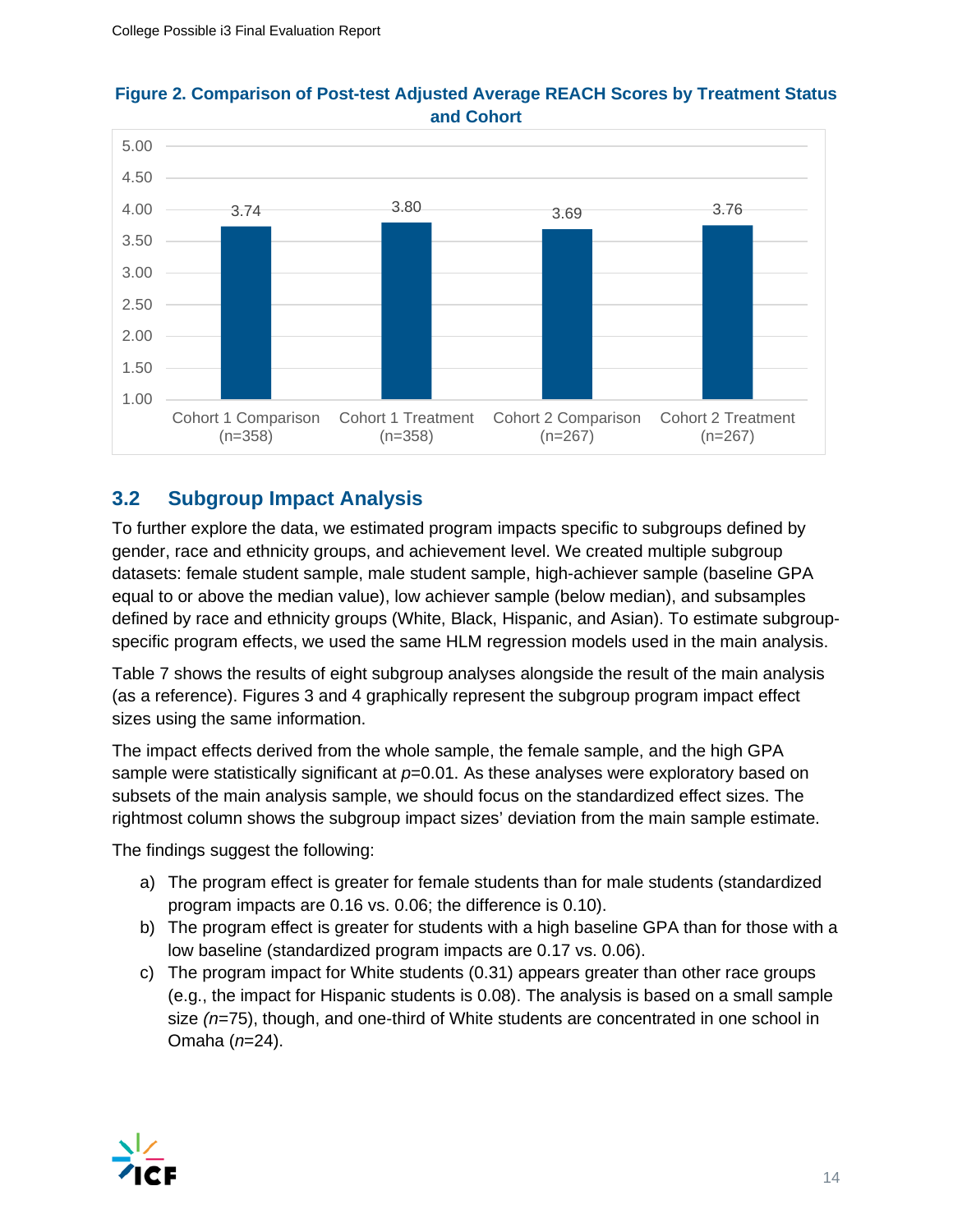**Figure 2. Comparison of Post-test Adjusted Average REACH Scores by Treatment Status and Cohort**

| Group | Adjusted Average REACH Score |
|---|---|
| Cohort 1 Comparison (n=358) | 3.74 |
| Cohort 1 Treatment (n=358) | 3.80 |
| Cohort 2 Comparison (n=267) | 3.69 |
| Cohort 2 Treatment (n=267) | 3.76 |

## 3.2 Subgroup Impact Analysis

To further explore the data, we estimated program impacts specific to subgroups defined by gender, race and ethnicity groups, and achievement level. We created multiple subgroup datasets: female student sample, male student sample, high-achiever sample (baseline GPA equal to or above the median value), low achiever sample (below median), and subsamples defined by race and ethnicity groups (White, Black, Hispanic, and Asian). To estimate subgroup-specific program effects, we used the same HLM regression models used in the main analysis.

Table 7 shows the results of eight subgroup analyses alongside the result of the main analysis (as a reference). Figures 3 and 4 graphically represent the subgroup program impact effect sizes using the same information.

The impact effects derived from the whole sample, the female sample, and the high GPA sample were statistically significant at $p$=0.01. As these analyses were exploratory based on subsets of the main analysis sample, we should focus on the standardized effect sizes. The rightmost column shows the subgroup impact sizes' deviation from the main sample estimate.

The findings suggest the following:

a) The program effect is greater for female students than for male students (standardized program impacts are 0.16 vs. 0.06; the difference is 0.10).
b) The program effect is greater for students with a high baseline GPA than for those with a low baseline (standardized program impacts are 0.17 vs. 0.06).
c) The program impact for White students (0.31) appears greater than other race groups (e.g., the impact for Hispanic students is 0.08). The analysis is based on a small sample size (*n*=75), though, and one-third of White students are concentrated in one school in Omaha (*n*=24).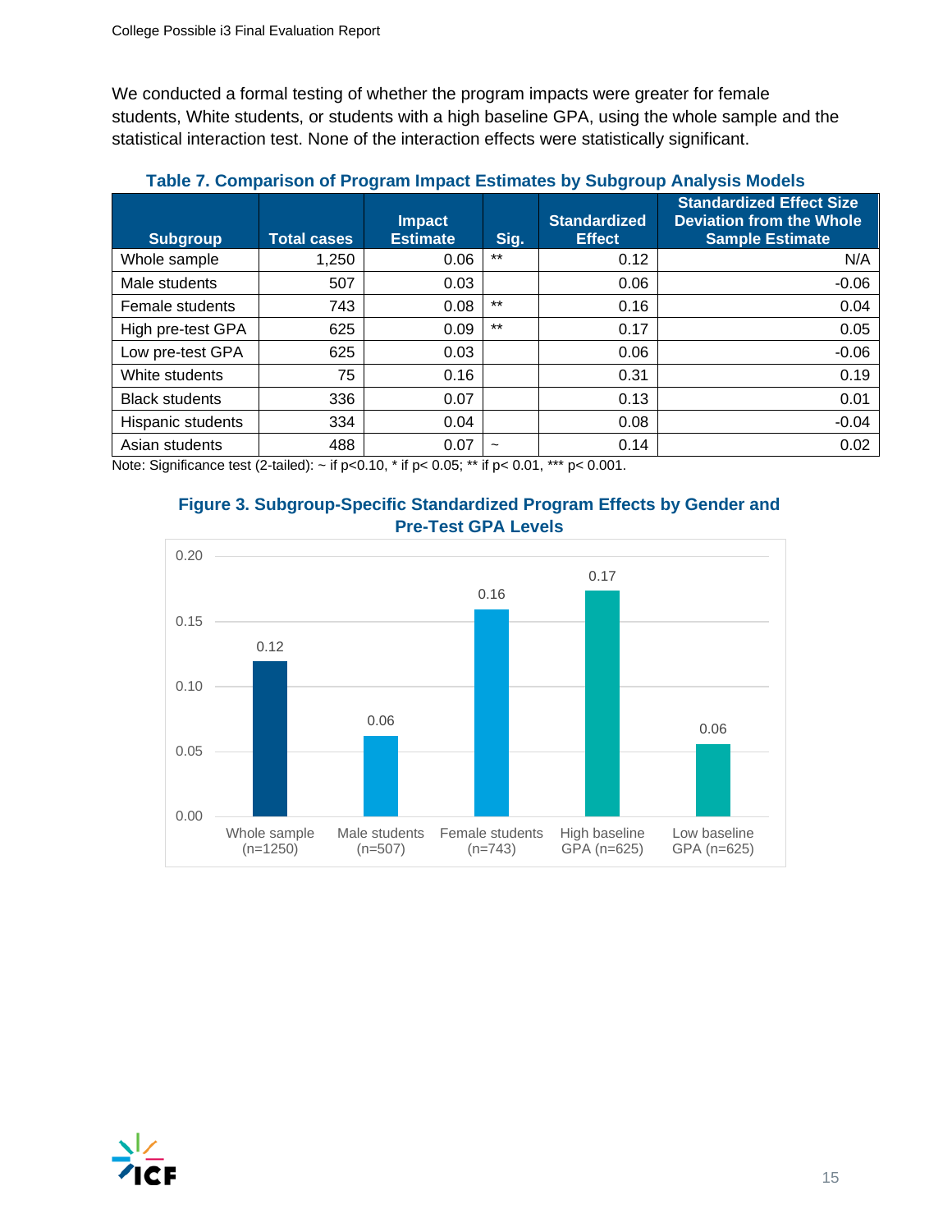We conducted a formal testing of whether the program impacts were greater for female students, White students, or students with a high baseline GPA, using the whole sample and the statistical interaction test. None of the interaction effects were statistically significant.

**Table 7. Comparison of Program Impact Estimates by Subgroup Analysis Models**

| Subgroup | Total cases | Impact Estimate | Sig. | Standardized Effect | Standardized Effect Size Deviation from the Whole Sample Estimate |
|---|---|---|---|---|---|
| Whole sample | 1,250 | 0.06 | ** | 0.12 | N/A |
| Male students | 507 | 0.03 | | 0.06 | -0.06 |
| Female students | 743 | 0.08 | ** | 0.16 | 0.04 |
| High pre-test GPA | 625 | 0.09 | ** | 0.17 | 0.05 |
| Low pre-test GPA | 625 | 0.03 | | 0.06 | -0.06 |
| White students | 75 | 0.16 | | 0.31 | 0.19 |
| Black students | 336 | 0.07 | | 0.13 | 0.01 |
| Hispanic students | 334 | 0.04 | | 0.08 | -0.04 |
| Asian students | 488 | 0.07 | ~ | 0.14 | 0.02 |

Note: Significance test (2-tailed): ~ if $p<0.10$, * if $p<0.05$; ** if $p<0.01$, *** $p<0.001$.

**Figure 3. Subgroup-Specific Standardized Program Effects by Gender and Pre-Test GPA Levels**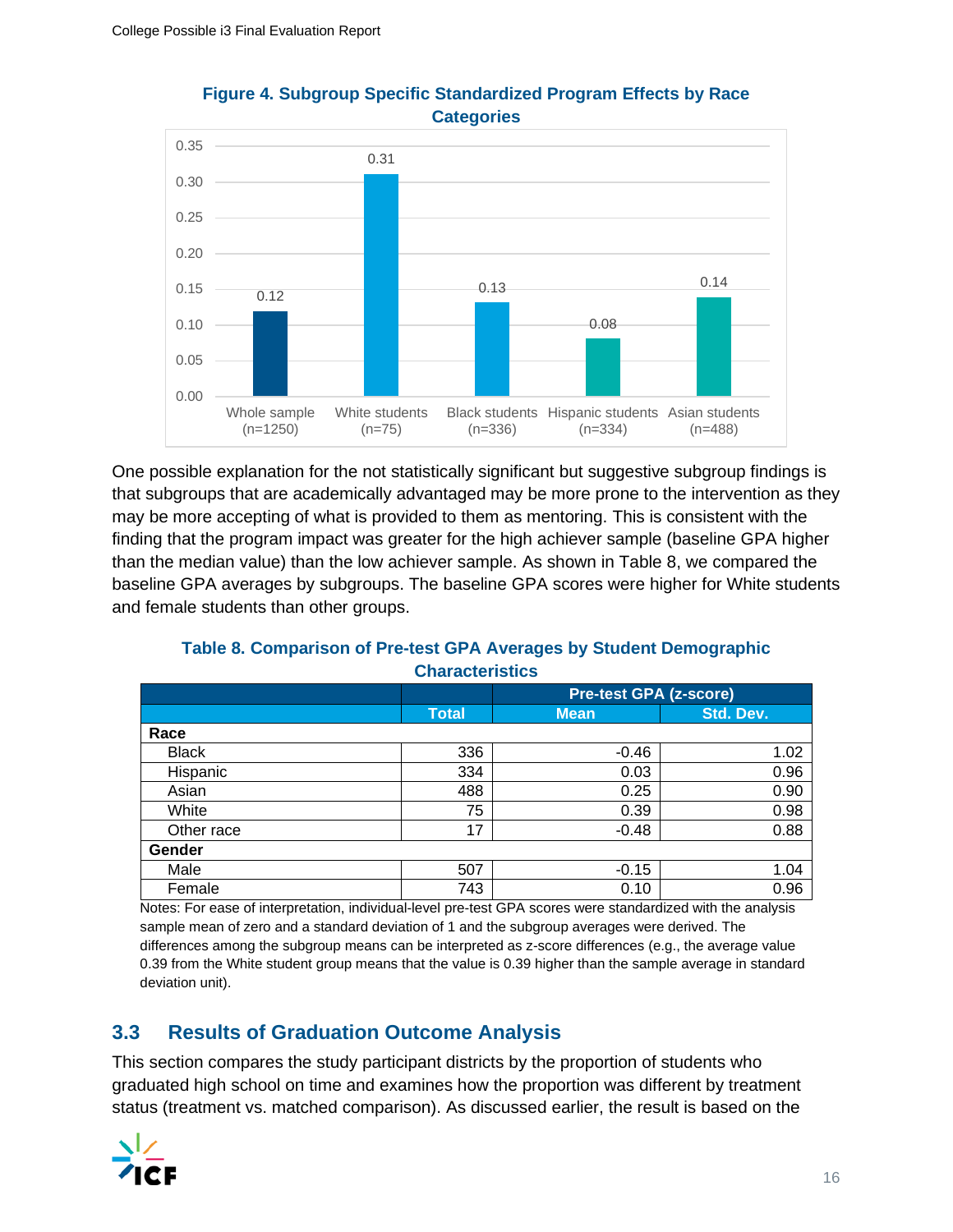**Figure 4. Subgroup Specific Standardized Program Effects by Race Categories**

| Group | Effect |
|---|---|
| Whole sample (n=1250) | 0.12 |
| White students (n=75) | 0.31 |
| Black students (n=336) | 0.13 |
| Hispanic students (n=334) | 0.08 |
| Asian students (n=488) | 0.14 |

One possible explanation for the not statistically significant but suggestive subgroup findings is that subgroups that are academically advantaged may be more prone to the intervention as they may be more accepting of what is provided to them as mentoring. This is consistent with the finding that the program impact was greater for the high achiever sample (baseline GPA higher than the median value) than the low achiever sample. As shown in Table 8, we compared the baseline GPA averages by subgroups. The baseline GPA scores were higher for White students and female students than other groups.

**Table 8. Comparison of Pre-test GPA Averages by Student Demographic Characteristics**

| | | Pre-test GPA (z-score) | |
|---|---|---|---|
| | Total | Mean | Std. Dev. |
| **Race** | | | |
| Black | 336 | -0.46 | 1.02 |
| Hispanic | 334 | 0.03 | 0.96 |
| Asian | 488 | 0.25 | 0.90 |
| White | 75 | 0.39 | 0.98 |
| Other race | 17 | -0.48 | 0.88 |
| **Gender** | | | |
| Male | 507 | -0.15 | 1.04 |
| Female | 743 | 0.10 | 0.96 |

Notes: For ease of interpretation, individual-level pre-test GPA scores were standardized with the analysis sample mean of zero and a standard deviation of 1 and the subgroup averages were derived. The differences among the subgroup means can be interpreted as z-score differences (e.g., the average value 0.39 from the White student group means that the value is 0.39 higher than the sample average in standard deviation unit).

## 3.3 Results of Graduation Outcome Analysis

This section compares the study participant districts by the proportion of students who graduated high school on time and examines how the proportion was different by treatment status (treatment vs. matched comparison). As discussed earlier, the result is based on the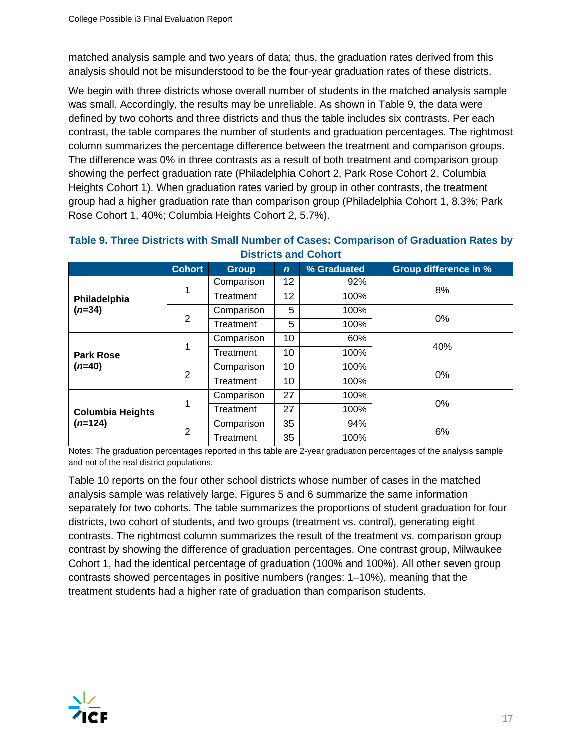matched analysis sample and two years of data; thus, the graduation rates derived from this analysis should not be misunderstood to be the four-year graduation rates of these districts.

We begin with three districts whose overall number of students in the matched analysis sample was small. Accordingly, the results may be unreliable. As shown in Table 9, the data were defined by two cohorts and three districts and thus the table includes six contrasts. Per each contrast, the table compares the number of students and graduation percentages. The rightmost column summarizes the percentage difference between the treatment and comparison groups. The difference was 0% in three contrasts as a result of both treatment and comparison group showing the perfect graduation rate (Philadelphia Cohort 2, Park Rose Cohort 2, Columbia Heights Cohort 1). When graduation rates varied by group in other contrasts, the treatment group had a higher graduation rate than comparison group (Philadelphia Cohort 1, 8.3%; Park Rose Cohort 1, 40%; Columbia Heights Cohort 2, 5.7%).

**Table 9. Three Districts with Small Number of Cases: Comparison of Graduation Rates by Districts and Cohort**

| | Cohort | Group | *n* | % Graduated | Group difference in % |
|---|---|---|---|---|---|
| **Philadelphia (*n*=34)** | 1 | Comparison | 12 | 92% | 8% |
| | | Treatment | 12 | 100% | |
| | 2 | Comparison | 5 | 100% | 0% |
| | | Treatment | 5 | 100% | |
| **Park Rose (*n*=40)** | 1 | Comparison | 10 | 60% | 40% |
| | | Treatment | 10 | 100% | |
| | 2 | Comparison | 10 | 100% | 0% |
| | | Treatment | 10 | 100% | |
| **Columbia Heights (*n*=124)** | 1 | Comparison | 27 | 100% | 0% |
| | | Treatment | 27 | 100% | |
| | 2 | Comparison | 35 | 94% | 6% |
| | | Treatment | 35 | 100% | |

Notes: The graduation percentages reported in this table are 2-year graduation percentages of the analysis sample and not of the real district populations.

Table 10 reports on the four other school districts whose number of cases in the matched analysis sample was relatively large. Figures 5 and 6 summarize the same information separately for two cohorts. The table summarizes the proportions of student graduation for four districts, two cohort of students, and two groups (treatment vs. control), generating eight contrasts. The rightmost column summarizes the result of the treatment vs. comparison group contrast by showing the difference of graduation percentages. One contrast group, Milwaukee Cohort 1, had the identical percentage of graduation (100% and 100%). All other seven group contrasts showed percentages in positive numbers (ranges: 1–10%), meaning that the treatment students had a higher rate of graduation than comparison students.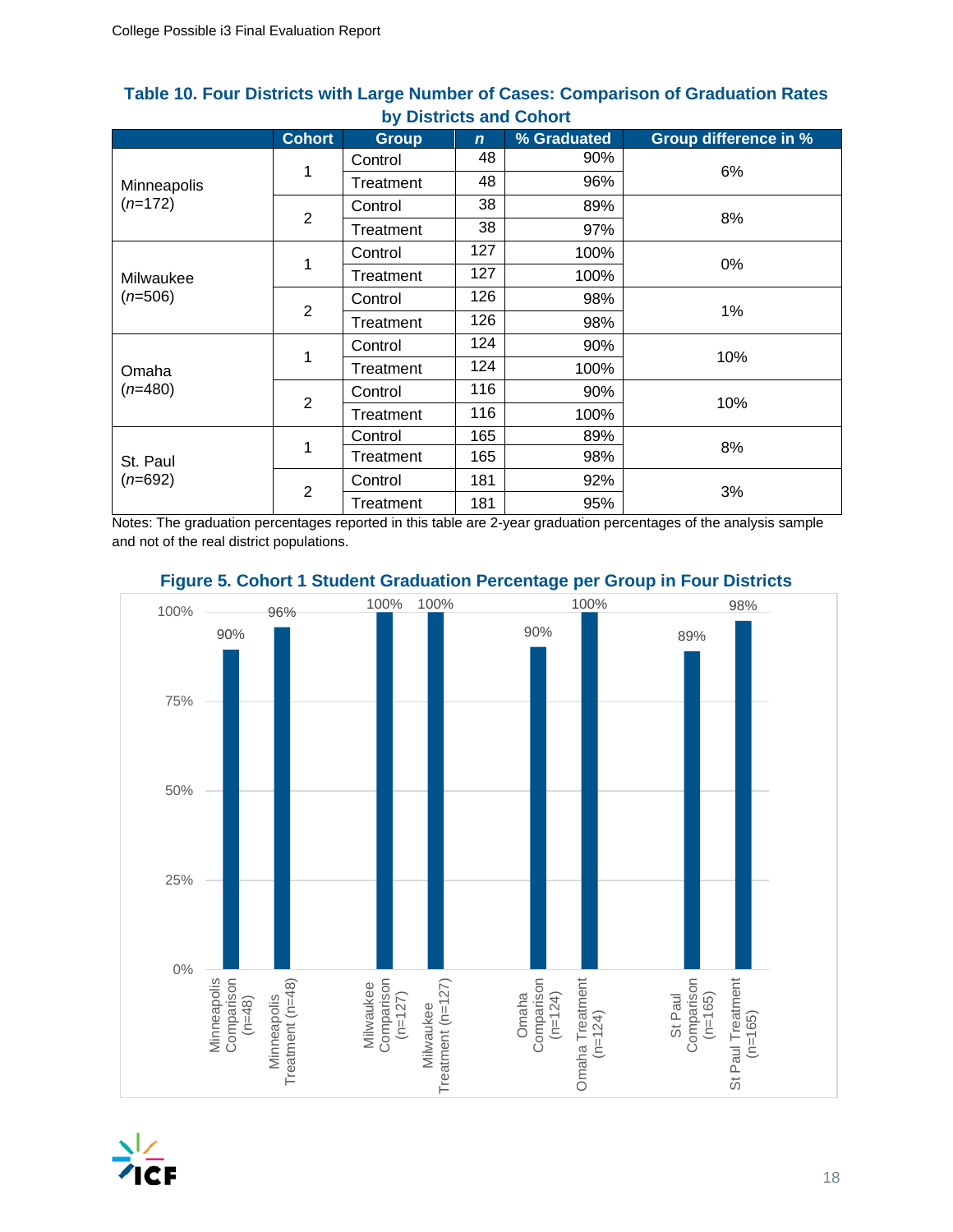**Table 10. Four Districts with Large Number of Cases: Comparison of Graduation Rates by Districts and Cohort**

| | Cohort | Group | *n* | % Graduated | Group difference in % |
|---|---|---|---|---|---|
| Minneapolis (*n*=172) | 1 | Control | 48 | 90% | 6% |
| | | Treatment | 48 | 96% | |
| | 2 | Control | 38 | 89% | 8% |
| | | Treatment | 38 | 97% | |
| Milwaukee (*n*=506) | 1 | Control | 127 | 100% | 0% |
| | | Treatment | 127 | 100% | |
| | 2 | Control | 126 | 98% | 1% |
| | | Treatment | 126 | 98% | |
| Omaha (*n*=480) | 1 | Control | 124 | 90% | 10% |
| | | Treatment | 124 | 100% | |
| | 2 | Control | 116 | 90% | 10% |
| | | Treatment | 116 | 100% | |
| St. Paul (*n*=692) | 1 | Control | 165 | 89% | 8% |
| | | Treatment | 165 | 98% | |
| | 2 | Control | 181 | 92% | 3% |
| | | Treatment | 181 | 95% | |

Notes: The graduation percentages reported in this table are 2-year graduation percentages of the analysis sample and not of the real district populations.

**Figure 5. Cohort 1 Student Graduation Percentage per Group in Four Districts**

| Group | % Graduated |
|---|---|
| Minneapolis Comparison (n=48) | 90% |
| Minneapolis Treatment (n=48) | 96% |
| Milwaukee Comparison (n=127) | 100% |
| Milwaukee Treatment (n=127) | 100% |
| Omaha Comparison (n=124) | 90% |
| Omaha Treatment (n=124) | 100% |
| St Paul Comparison (n=165) | 89% |
| St Paul Treatment (n=165) | 98% |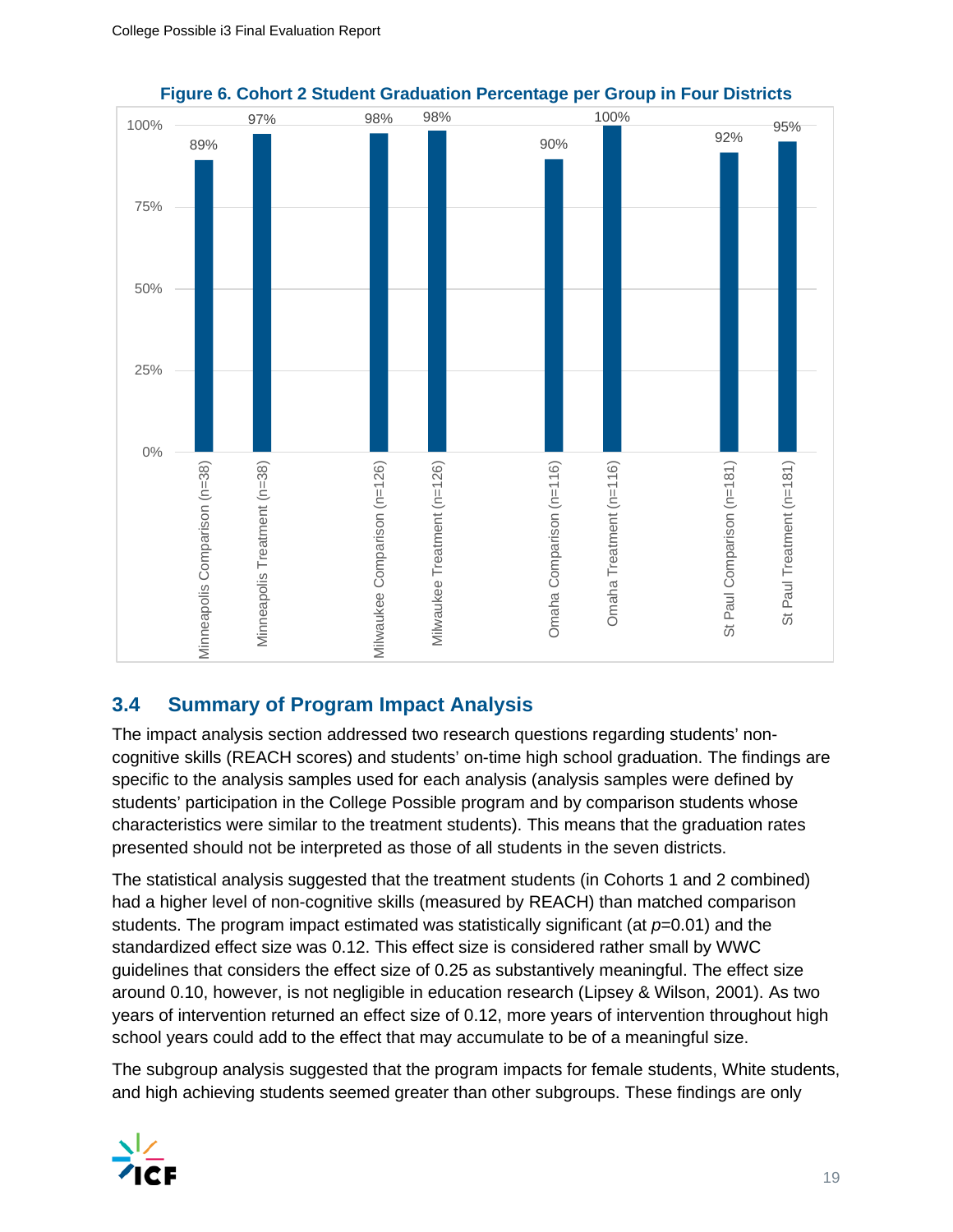**Figure 6. Cohort 2 Student Graduation Percentage per Group in Four Districts**

| Group | Graduation Percentage |
|---|---|
| Minneapolis Comparison (n=38) | 89% |
| Minneapolis Treatment (n=38) | 97% |
| Milwaukee Comparison (n=126) | 98% |
| Milwaukee Treatment (n=126) | 98% |
| Omaha Comparison (n=116) | 90% |
| Omaha Treatment (n=116) | 100% |
| St Paul Comparison (n=181) | 92% |
| St Paul Treatment (n=181) | 95% |

## 3.4 Summary of Program Impact Analysis

The impact analysis section addressed two research questions regarding students' non-cognitive skills (REACH scores) and students' on-time high school graduation. The findings are specific to the analysis samples used for each analysis (analysis samples were defined by students' participation in the College Possible program and by comparison students whose characteristics were similar to the treatment students). This means that the graduation rates presented should not be interpreted as those of all students in the seven districts.

The statistical analysis suggested that the treatment students (in Cohorts 1 and 2 combined) had a higher level of non-cognitive skills (measured by REACH) than matched comparison students. The program impact estimated was statistically significant (at $p$=0.01) and the standardized effect size was 0.12. This effect size is considered rather small by WWC guidelines that considers the effect size of 0.25 as substantively meaningful. The effect size around 0.10, however, is not negligible in education research (Lipsey & Wilson, 2001). As two years of intervention returned an effect size of 0.12, more years of intervention throughout high school years could add to the effect that may accumulate to be of a meaningful size.

The subgroup analysis suggested that the program impacts for female students, White students, and high achieving students seemed greater than other subgroups. These findings are only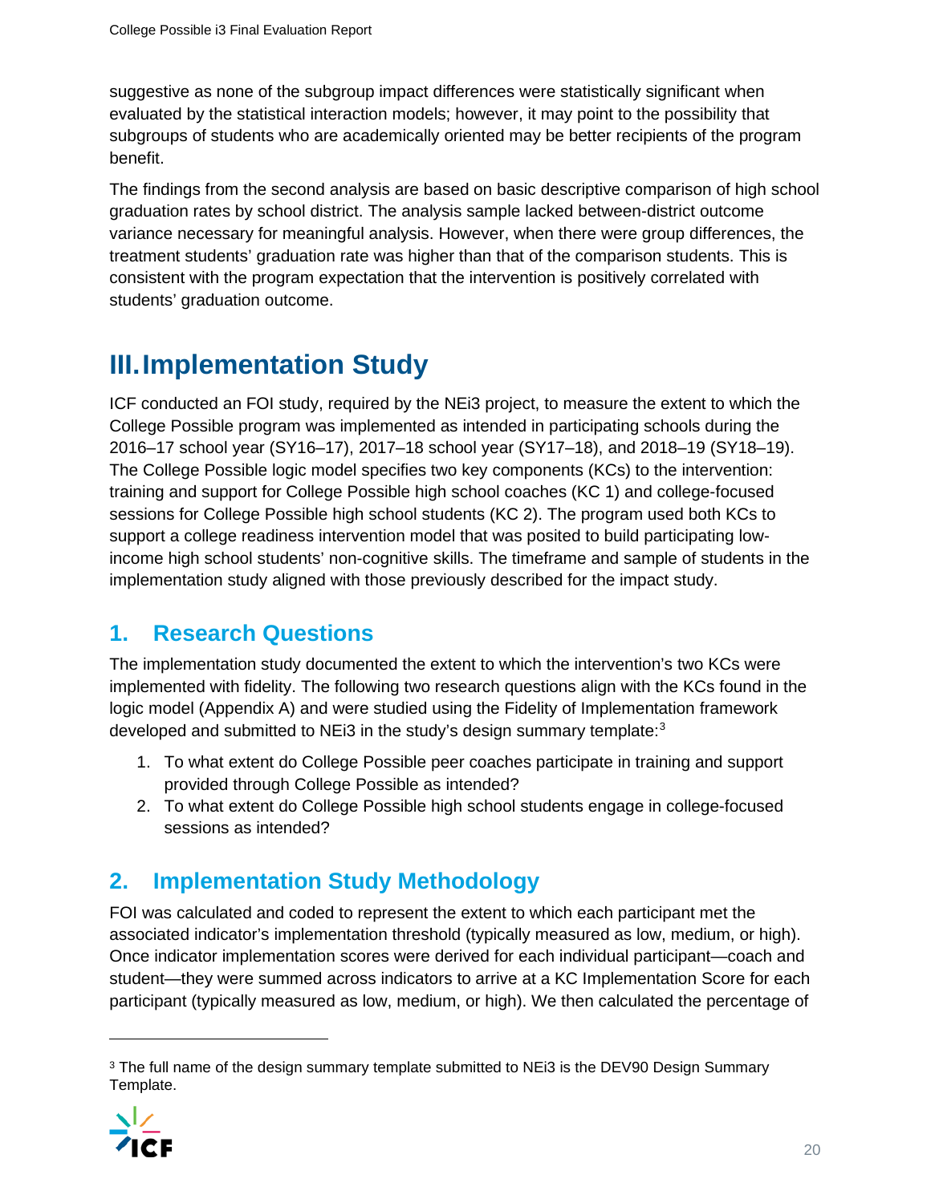suggestive as none of the subgroup impact differences were statistically significant when evaluated by the statistical interaction models; however, it may point to the possibility that subgroups of students who are academically oriented may be better recipients of the program benefit.

The findings from the second analysis are based on basic descriptive comparison of high school graduation rates by school district. The analysis sample lacked between-district outcome variance necessary for meaningful analysis. However, when there were group differences, the treatment students' graduation rate was higher than that of the comparison students. This is consistent with the program expectation that the intervention is positively correlated with students' graduation outcome.

# III. Implementation Study

ICF conducted an FOI study, required by the NEi3 project, to measure the extent to which the College Possible program was implemented as intended in participating schools during the 2016–17 school year (SY16–17), 2017–18 school year (SY17–18), and 2018–19 (SY18–19). The College Possible logic model specifies two key components (KCs) to the intervention: training and support for College Possible high school coaches (KC 1) and college-focused sessions for College Possible high school students (KC 2). The program used both KCs to support a college readiness intervention model that was posited to build participating low-income high school students' non-cognitive skills. The timeframe and sample of students in the implementation study aligned with those previously described for the impact study.

## 1. Research Questions

The implementation study documented the extent to which the intervention's two KCs were implemented with fidelity. The following two research questions align with the KCs found in the logic model (Appendix A) and were studied using the Fidelity of Implementation framework developed and submitted to NEi3 in the study's design summary template:[3]

1. To what extent do College Possible peer coaches participate in training and support provided through College Possible as intended?
2. To what extent do College Possible high school students engage in college-focused sessions as intended?

## 2. Implementation Study Methodology

FOI was calculated and coded to represent the extent to which each participant met the associated indicator's implementation threshold (typically measured as low, medium, or high). Once indicator implementation scores were derived for each individual participant—coach and student—they were summed across indicators to arrive at a KC Implementation Score for each participant (typically measured as low, medium, or high). We then calculated the percentage of

[3] The full name of the design summary template submitted to NEi3 is the DEV90 Design Summary Template.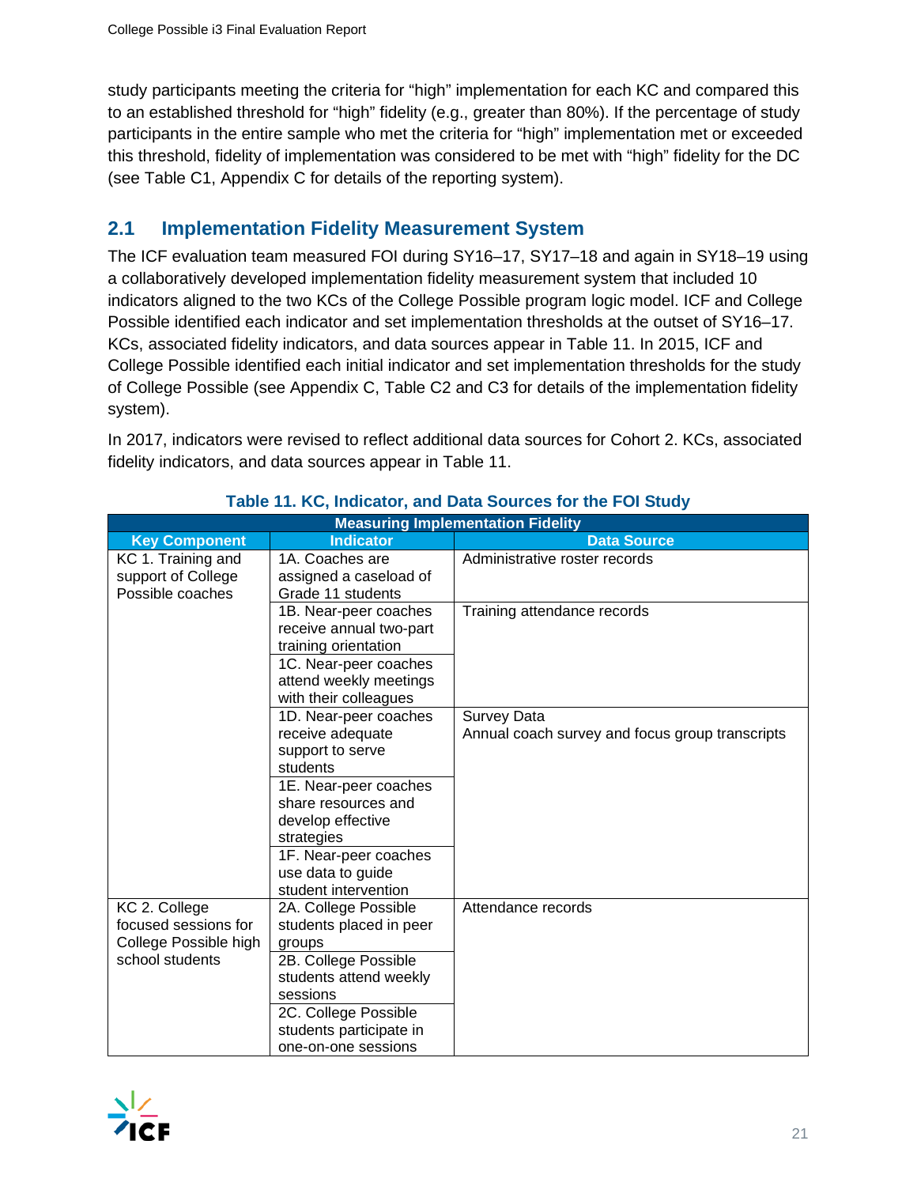study participants meeting the criteria for "high" implementation for each KC and compared this to an established threshold for "high" fidelity (e.g., greater than 80%). If the percentage of study participants in the entire sample who met the criteria for "high" implementation met or exceeded this threshold, fidelity of implementation was considered to be met with "high" fidelity for the DC (see Table C1, Appendix C for details of the reporting system).

## 2.1 Implementation Fidelity Measurement System

The ICF evaluation team measured FOI during SY16–17, SY17–18 and again in SY18–19 using a collaboratively developed implementation fidelity measurement system that included 10 indicators aligned to the two KCs of the College Possible program logic model. ICF and College Possible identified each indicator and set implementation thresholds at the outset of SY16–17. KCs, associated fidelity indicators, and data sources appear in Table 11. In 2015, ICF and College Possible identified each initial indicator and set implementation thresholds for the study of College Possible (see Appendix C, Table C2 and C3 for details of the implementation fidelity system).

In 2017, indicators were revised to reflect additional data sources for Cohort 2. KCs, associated fidelity indicators, and data sources appear in Table 11.

**Table 11. KC, Indicator, and Data Sources for the FOI Study**

| Measuring Implementation Fidelity | | |
|---|---|---|
| **Key Component** | **Indicator** | **Data Source** |
| KC 1. Training and support of College Possible coaches | 1A. Coaches are assigned a caseload of Grade 11 students | Administrative roster records |
| | 1B. Near-peer coaches receive annual two-part training orientation | Training attendance records |
| | 1C. Near-peer coaches attend weekly meetings with their colleagues | |
| | 1D. Near-peer coaches receive adequate support to serve students | Survey Data<br>Annual coach survey and focus group transcripts |
| | 1E. Near-peer coaches share resources and develop effective strategies | |
| | 1F. Near-peer coaches use data to guide student intervention | |
| KC 2. College focused sessions for College Possible high school students | 2A. College Possible students placed in peer groups | Attendance records |
| | 2B. College Possible students attend weekly sessions | |
| | 2C. College Possible students participate in one-on-one sessions | |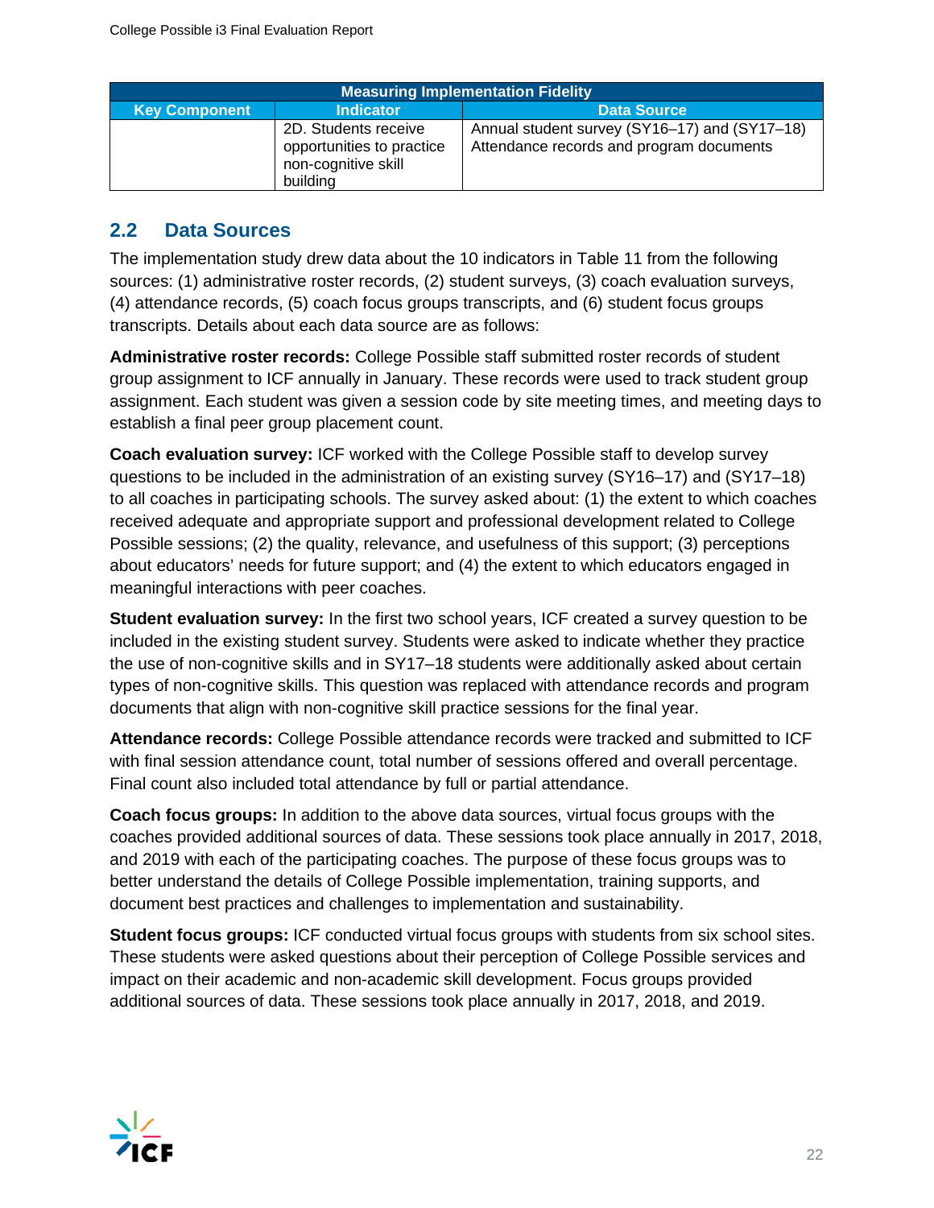| Measuring Implementation Fidelity | | |
|---|---|---|
| **Key Component** | **Indicator** | **Data Source** |
| | 2D. Students receive opportunities to practice non-cognitive skill building | Annual student survey (SY16–17) and (SY17–18) Attendance records and program documents |

## 2.2 Data Sources

The implementation study drew data about the 10 indicators in Table 11 from the following sources: (1) administrative roster records, (2) student surveys, (3) coach evaluation surveys, (4) attendance records, (5) coach focus groups transcripts, and (6) student focus groups transcripts. Details about each data source are as follows:

**Administrative roster records:** College Possible staff submitted roster records of student group assignment to ICF annually in January. These records were used to track student group assignment. Each student was given a session code by site meeting times, and meeting days to establish a final peer group placement count.

**Coach evaluation survey:** ICF worked with the College Possible staff to develop survey questions to be included in the administration of an existing survey (SY16–17) and (SY17–18) to all coaches in participating schools. The survey asked about: (1) the extent to which coaches received adequate and appropriate support and professional development related to College Possible sessions; (2) the quality, relevance, and usefulness of this support; (3) perceptions about educators' needs for future support; and (4) the extent to which educators engaged in meaningful interactions with peer coaches.

**Student evaluation survey:** In the first two school years, ICF created a survey question to be included in the existing student survey. Students were asked to indicate whether they practice the use of non-cognitive skills and in SY17–18 students were additionally asked about certain types of non-cognitive skills. This question was replaced with attendance records and program documents that align with non-cognitive skill practice sessions for the final year.

**Attendance records:** College Possible attendance records were tracked and submitted to ICF with final session attendance count, total number of sessions offered and overall percentage. Final count also included total attendance by full or partial attendance.

**Coach focus groups:** In addition to the above data sources, virtual focus groups with the coaches provided additional sources of data. These sessions took place annually in 2017, 2018, and 2019 with each of the participating coaches. The purpose of these focus groups was to better understand the details of College Possible implementation, training supports, and document best practices and challenges to implementation and sustainability.

**Student focus groups:** ICF conducted virtual focus groups with students from six school sites. These students were asked questions about their perception of College Possible services and impact on their academic and non-academic skill development. Focus groups provided additional sources of data. These sessions took place annually in 2017, 2018, and 2019.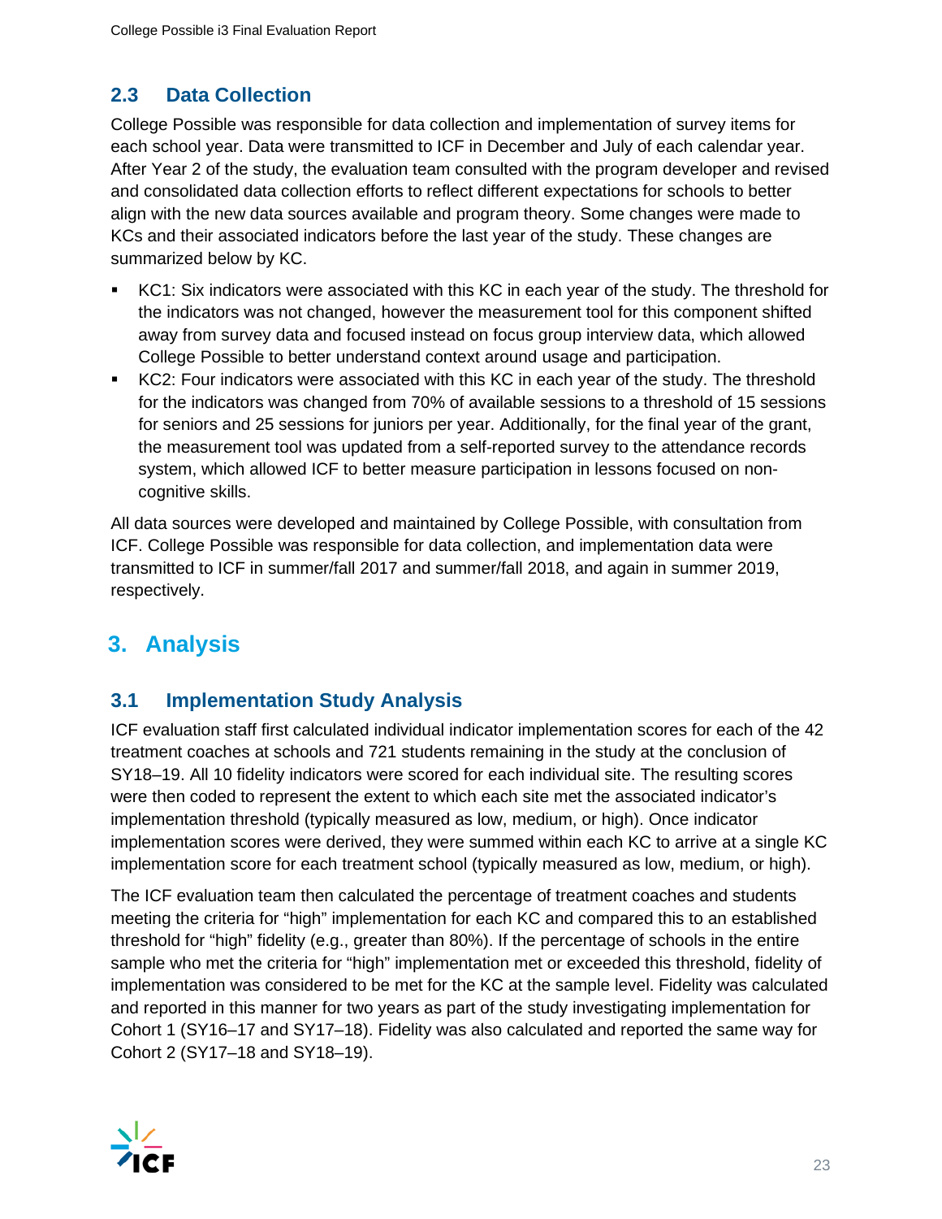## 2.3 Data Collection

College Possible was responsible for data collection and implementation of survey items for each school year. Data were transmitted to ICF in December and July of each calendar year. After Year 2 of the study, the evaluation team consulted with the program developer and revised and consolidated data collection efforts to reflect different expectations for schools to better align with the new data sources available and program theory. Some changes were made to KCs and their associated indicators before the last year of the study. These changes are summarized below by KC.

- KC1: Six indicators were associated with this KC in each year of the study. The threshold for the indicators was not changed, however the measurement tool for this component shifted away from survey data and focused instead on focus group interview data, which allowed College Possible to better understand context around usage and participation.
- KC2: Four indicators were associated with this KC in each year of the study. The threshold for the indicators was changed from 70% of available sessions to a threshold of 15 sessions for seniors and 25 sessions for juniors per year. Additionally, for the final year of the grant, the measurement tool was updated from a self-reported survey to the attendance records system, which allowed ICF to better measure participation in lessons focused on non-cognitive skills.

All data sources were developed and maintained by College Possible, with consultation from ICF. College Possible was responsible for data collection, and implementation data were transmitted to ICF in summer/fall 2017 and summer/fall 2018, and again in summer 2019, respectively.

# 3. Analysis

## 3.1 Implementation Study Analysis

ICF evaluation staff first calculated individual indicator implementation scores for each of the 42 treatment coaches at schools and 721 students remaining in the study at the conclusion of SY18–19. All 10 fidelity indicators were scored for each individual site. The resulting scores were then coded to represent the extent to which each site met the associated indicator's implementation threshold (typically measured as low, medium, or high). Once indicator implementation scores were derived, they were summed within each KC to arrive at a single KC implementation score for each treatment school (typically measured as low, medium, or high).

The ICF evaluation team then calculated the percentage of treatment coaches and students meeting the criteria for "high" implementation for each KC and compared this to an established threshold for "high" fidelity (e.g., greater than 80%). If the percentage of schools in the entire sample who met the criteria for "high" implementation met or exceeded this threshold, fidelity of implementation was considered to be met for the KC at the sample level. Fidelity was calculated and reported in this manner for two years as part of the study investigating implementation for Cohort 1 (SY16–17 and SY17–18). Fidelity was also calculated and reported the same way for Cohort 2 (SY17–18 and SY18–19).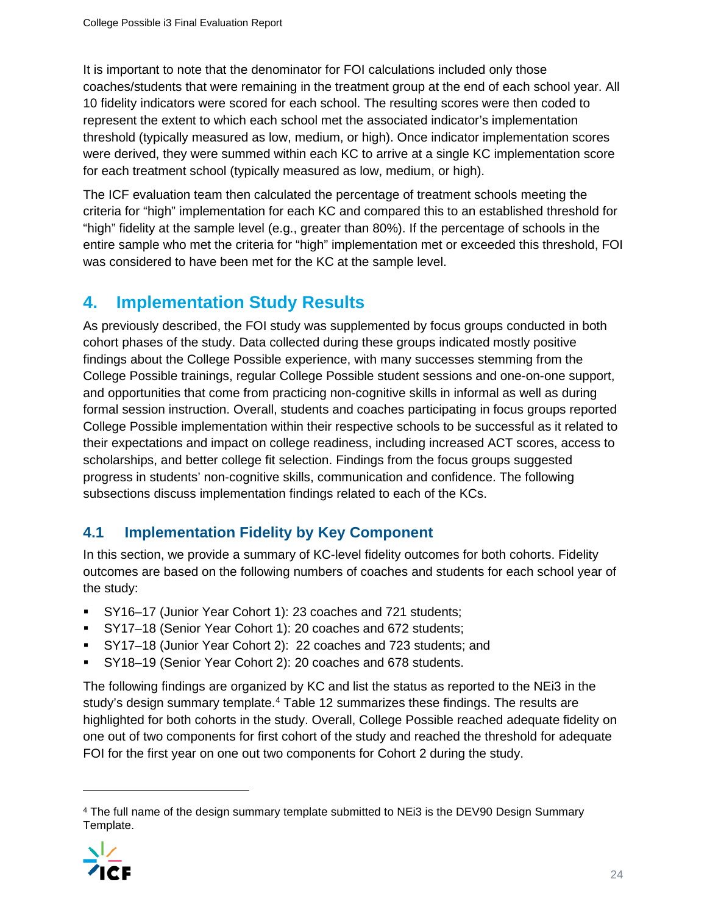It is important to note that the denominator for FOI calculations included only those coaches/students that were remaining in the treatment group at the end of each school year. All 10 fidelity indicators were scored for each school. The resulting scores were then coded to represent the extent to which each school met the associated indicator's implementation threshold (typically measured as low, medium, or high). Once indicator implementation scores were derived, they were summed within each KC to arrive at a single KC implementation score for each treatment school (typically measured as low, medium, or high).

The ICF evaluation team then calculated the percentage of treatment schools meeting the criteria for "high" implementation for each KC and compared this to an established threshold for "high" fidelity at the sample level (e.g., greater than 80%). If the percentage of schools in the entire sample who met the criteria for "high" implementation met or exceeded this threshold, FOI was considered to have been met for the KC at the sample level.

# 4. Implementation Study Results

As previously described, the FOI study was supplemented by focus groups conducted in both cohort phases of the study. Data collected during these groups indicated mostly positive findings about the College Possible experience, with many successes stemming from the College Possible trainings, regular College Possible student sessions and one-on-one support, and opportunities that come from practicing non-cognitive skills in informal as well as during formal session instruction. Overall, students and coaches participating in focus groups reported College Possible implementation within their respective schools to be successful as it related to their expectations and impact on college readiness, including increased ACT scores, access to scholarships, and better college fit selection. Findings from the focus groups suggested progress in students' non-cognitive skills, communication and confidence. The following subsections discuss implementation findings related to each of the KCs.

## 4.1 Implementation Fidelity by Key Component

In this section, we provide a summary of KC-level fidelity outcomes for both cohorts. Fidelity outcomes are based on the following numbers of coaches and students for each school year of the study:

- SY16–17 (Junior Year Cohort 1): 23 coaches and 721 students;
- SY17–18 (Senior Year Cohort 1): 20 coaches and 672 students;
- SY17–18 (Junior Year Cohort 2): 22 coaches and 723 students; and
- SY18–19 (Senior Year Cohort 2): 20 coaches and 678 students.

The following findings are organized by KC and list the status as reported to the NEi3 in the study's design summary template.[4] Table 12 summarizes these findings. The results are highlighted for both cohorts in the study. Overall, College Possible reached adequate fidelity on one out of two components for first cohort of the study and reached the threshold for adequate FOI for the first year on one out two components for Cohort 2 during the study.

[4] The full name of the design summary template submitted to NEi3 is the DEV90 Design Summary Template.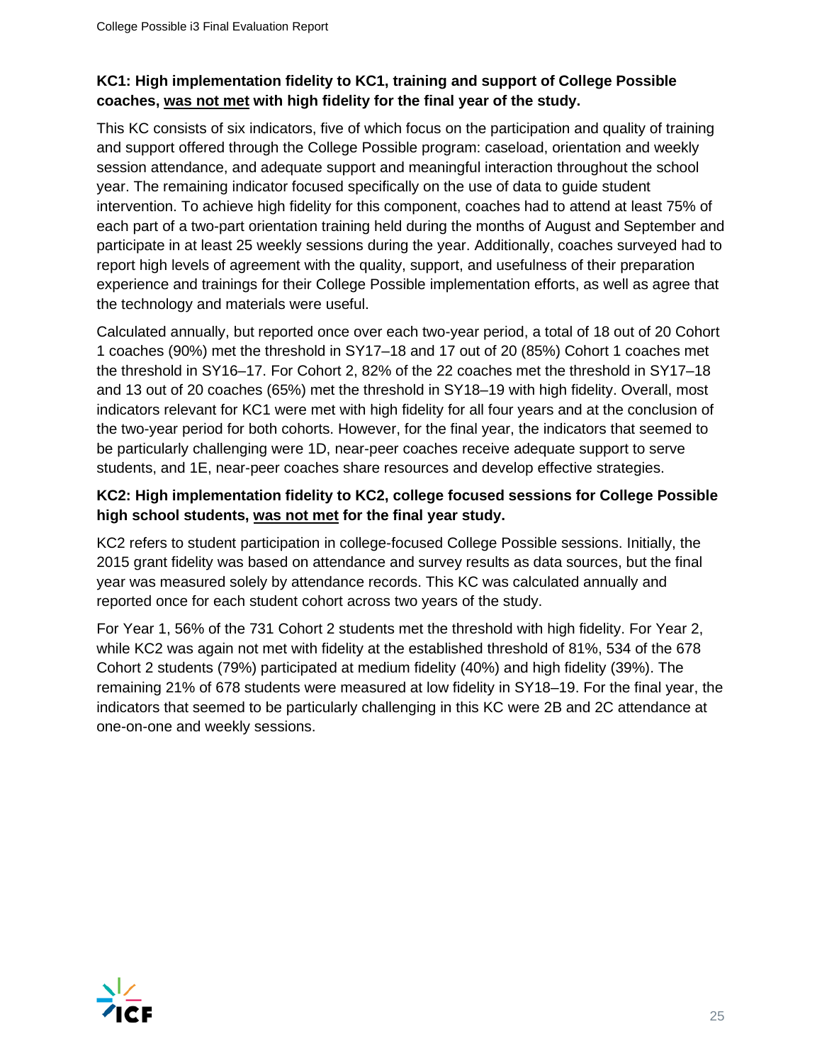**KC1: High implementation fidelity to KC1, training and support of College Possible coaches, <u>was not met</u> with high fidelity for the final year of the study.**

This KC consists of six indicators, five of which focus on the participation and quality of training and support offered through the College Possible program: caseload, orientation and weekly session attendance, and adequate support and meaningful interaction throughout the school year. The remaining indicator focused specifically on the use of data to guide student intervention. To achieve high fidelity for this component, coaches had to attend at least 75% of each part of a two-part orientation training held during the months of August and September and participate in at least 25 weekly sessions during the year. Additionally, coaches surveyed had to report high levels of agreement with the quality, support, and usefulness of their preparation experience and trainings for their College Possible implementation efforts, as well as agree that the technology and materials were useful.

Calculated annually, but reported once over each two-year period, a total of 18 out of 20 Cohort 1 coaches (90%) met the threshold in SY17–18 and 17 out of 20 (85%) Cohort 1 coaches met the threshold in SY16–17. For Cohort 2, 82% of the 22 coaches met the threshold in SY17–18 and 13 out of 20 coaches (65%) met the threshold in SY18–19 with high fidelity. Overall, most indicators relevant for KC1 were met with high fidelity for all four years and at the conclusion of the two-year period for both cohorts. However, for the final year, the indicators that seemed to be particularly challenging were 1D, near-peer coaches receive adequate support to serve students, and 1E, near-peer coaches share resources and develop effective strategies.

**KC2: High implementation fidelity to KC2, college focused sessions for College Possible high school students, <u>was not met</u> for the final year study.**

KC2 refers to student participation in college-focused College Possible sessions. Initially, the 2015 grant fidelity was based on attendance and survey results as data sources, but the final year was measured solely by attendance records. This KC was calculated annually and reported once for each student cohort across two years of the study.

For Year 1, 56% of the 731 Cohort 2 students met the threshold with high fidelity. For Year 2, while KC2 was again not met with fidelity at the established threshold of 81%, 534 of the 678 Cohort 2 students (79%) participated at medium fidelity (40%) and high fidelity (39%). The remaining 21% of 678 students were measured at low fidelity in SY18–19. For the final year, the indicators that seemed to be particularly challenging in this KC were 2B and 2C attendance at one-on-one and weekly sessions.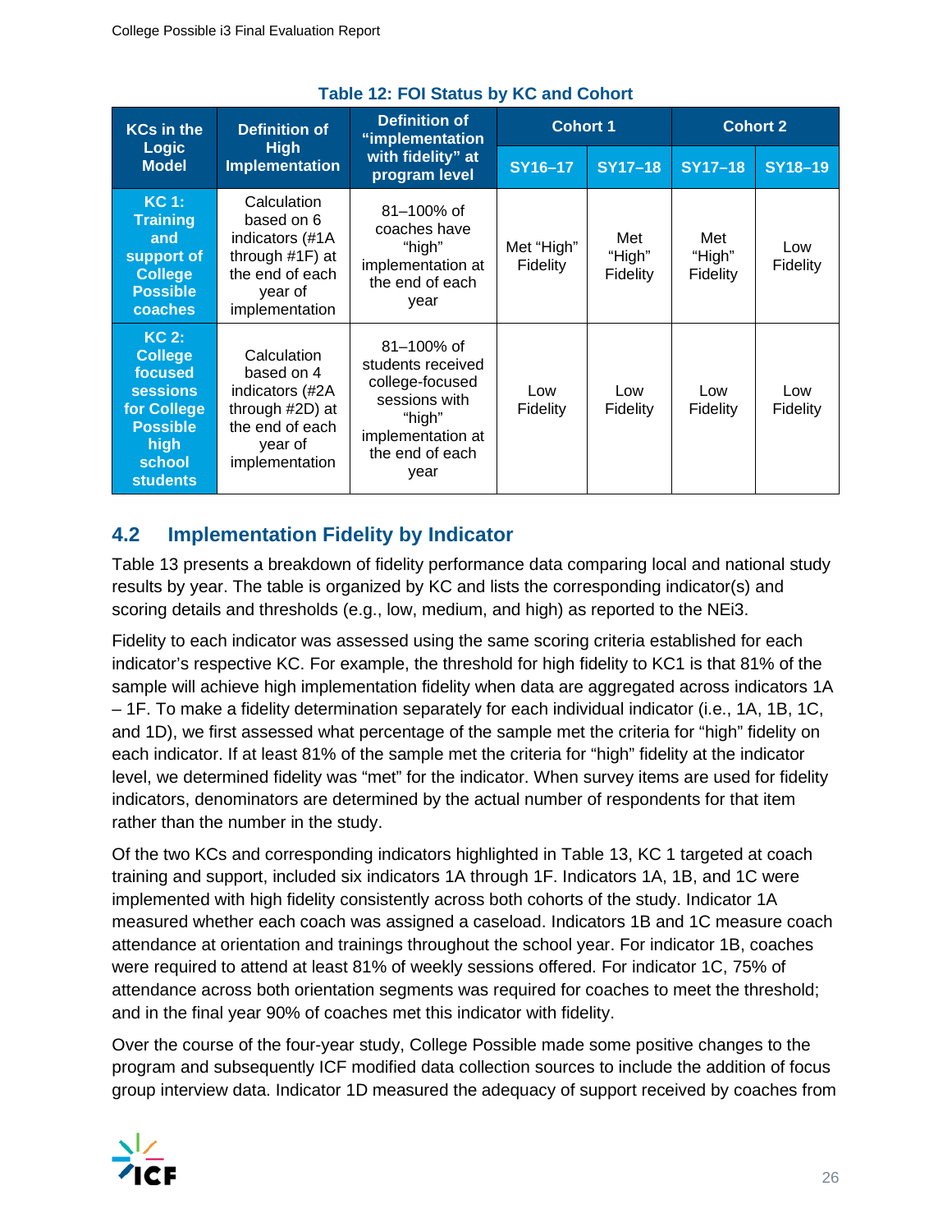**Table 12: FOI Status by KC and Cohort**

| KCs in the Logic Model | Definition of High Implementation | Definition of "implementation with fidelity" at program level | Cohort 1 | | Cohort 2 | |
|---|---|---|---|---|---|---|
| | | | SY16–17 | SY17–18 | SY17–18 | SY18–19 |
| **KC 1: Training and support of College Possible coaches** | Calculation based on 6 indicators (#1A through #1F) at the end of each year of implementation | 81–100% of coaches have "high" implementation at the end of each year | Met "High" Fidelity | Met "High" Fidelity | Met "High" Fidelity | Low Fidelity |
| **KC 2: College focused sessions for College Possible high school students** | Calculation based on 4 indicators (#2A through #2D) at the end of each year of implementation | 81–100% of students received college-focused sessions with "high" implementation at the end of each year | Low Fidelity | Low Fidelity | Low Fidelity | Low Fidelity |

## 4.2 Implementation Fidelity by Indicator

Table 13 presents a breakdown of fidelity performance data comparing local and national study results by year. The table is organized by KC and lists the corresponding indicator(s) and scoring details and thresholds (e.g., low, medium, and high) as reported to the NEi3.

Fidelity to each indicator was assessed using the same scoring criteria established for each indicator's respective KC. For example, the threshold for high fidelity to KC1 is that 81% of the sample will achieve high implementation fidelity when data are aggregated across indicators 1A – 1F. To make a fidelity determination separately for each individual indicator (i.e., 1A, 1B, 1C, and 1D), we first assessed what percentage of the sample met the criteria for "high" fidelity on each indicator. If at least 81% of the sample met the criteria for "high" fidelity at the indicator level, we determined fidelity was "met" for the indicator. When survey items are used for fidelity indicators, denominators are determined by the actual number of respondents for that item rather than the number in the study.

Of the two KCs and corresponding indicators highlighted in Table 13, KC 1 targeted at coach training and support, included six indicators 1A through 1F. Indicators 1A, 1B, and 1C were implemented with high fidelity consistently across both cohorts of the study. Indicator 1A measured whether each coach was assigned a caseload. Indicators 1B and 1C measure coach attendance at orientation and trainings throughout the school year. For indicator 1B, coaches were required to attend at least 81% of weekly sessions offered. For indicator 1C, 75% of attendance across both orientation segments was required for coaches to meet the threshold; and in the final year 90% of coaches met this indicator with fidelity.

Over the course of the four-year study, College Possible made some positive changes to the program and subsequently ICF modified data collection sources to include the addition of focus group interview data. Indicator 1D measured the adequacy of support received by coaches from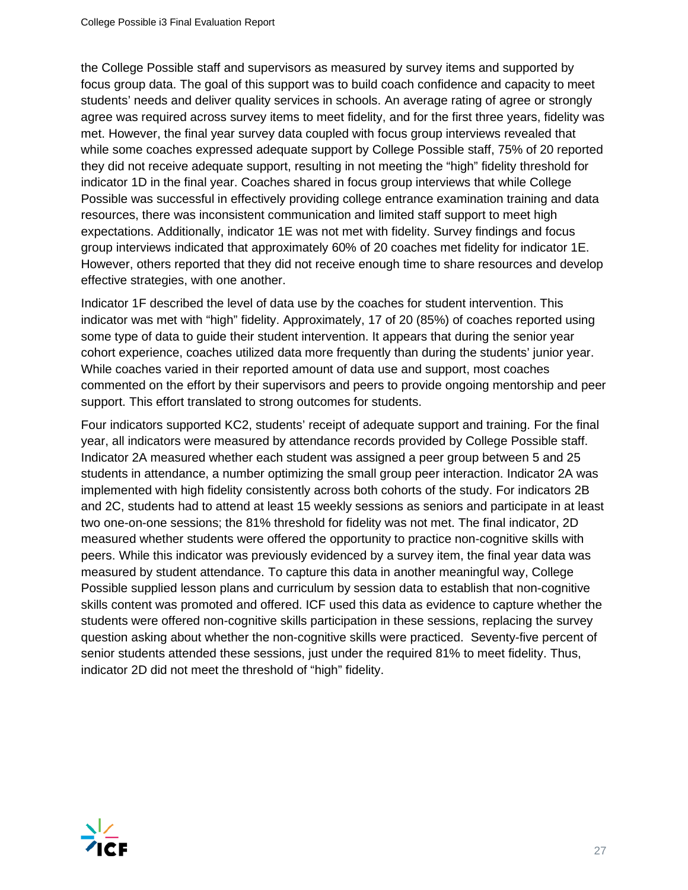the College Possible staff and supervisors as measured by survey items and supported by focus group data. The goal of this support was to build coach confidence and capacity to meet students' needs and deliver quality services in schools. An average rating of agree or strongly agree was required across survey items to meet fidelity, and for the first three years, fidelity was met. However, the final year survey data coupled with focus group interviews revealed that while some coaches expressed adequate support by College Possible staff, 75% of 20 reported they did not receive adequate support, resulting in not meeting the "high" fidelity threshold for indicator 1D in the final year. Coaches shared in focus group interviews that while College Possible was successful in effectively providing college entrance examination training and data resources, there was inconsistent communication and limited staff support to meet high expectations. Additionally, indicator 1E was not met with fidelity. Survey findings and focus group interviews indicated that approximately 60% of 20 coaches met fidelity for indicator 1E. However, others reported that they did not receive enough time to share resources and develop effective strategies, with one another.

Indicator 1F described the level of data use by the coaches for student intervention. This indicator was met with "high" fidelity. Approximately, 17 of 20 (85%) of coaches reported using some type of data to guide their student intervention. It appears that during the senior year cohort experience, coaches utilized data more frequently than during the students' junior year. While coaches varied in their reported amount of data use and support, most coaches commented on the effort by their supervisors and peers to provide ongoing mentorship and peer support. This effort translated to strong outcomes for students.

Four indicators supported KC2, students' receipt of adequate support and training. For the final year, all indicators were measured by attendance records provided by College Possible staff. Indicator 2A measured whether each student was assigned a peer group between 5 and 25 students in attendance, a number optimizing the small group peer interaction. Indicator 2A was implemented with high fidelity consistently across both cohorts of the study. For indicators 2B and 2C, students had to attend at least 15 weekly sessions as seniors and participate in at least two one-on-one sessions; the 81% threshold for fidelity was not met. The final indicator, 2D measured whether students were offered the opportunity to practice non-cognitive skills with peers. While this indicator was previously evidenced by a survey item, the final year data was measured by student attendance. To capture this data in another meaningful way, College Possible supplied lesson plans and curriculum by session data to establish that non-cognitive skills content was promoted and offered. ICF used this data as evidence to capture whether the students were offered non-cognitive skills participation in these sessions, replacing the survey question asking about whether the non-cognitive skills were practiced. Seventy-five percent of senior students attended these sessions, just under the required 81% to meet fidelity. Thus, indicator 2D did not meet the threshold of "high" fidelity.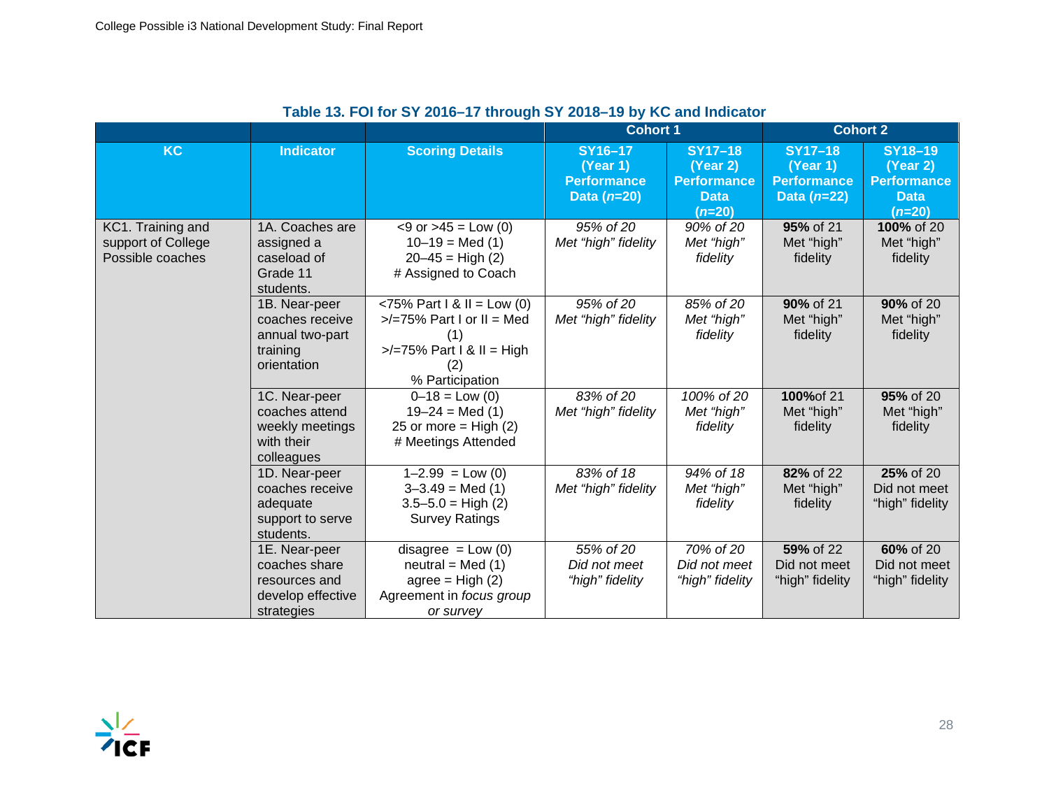### Table 13. FOI for SY 2016–17 through SY 2018–19 by KC and Indicator

| | | | Cohort 1 | | Cohort 2 | |
|---|---|---|---|---|---|---|
| **KC** | **Indicator** | **Scoring Details** | **SY16–17 (Year 1) Performance Data (*n*=20)** | **SY17–18 (Year 2) Performance Data (*n*=20)** | **SY17–18 (Year 1) Performance Data (*n*=22)** | **SY18–19 (Year 2) Performance Data (*n*=20)** |
| KC1. Training and support of College Possible coaches | 1A. Coaches are assigned a caseload of Grade 11 students. | <9 or >45 = Low (0)<br>10–19 = Med (1)<br>20–45 = High (2)<br># Assigned to Coach | *95% of 20 Met "high" fidelity* | *90% of 20 Met "high" fidelity* | **95%** of 21 Met "high" fidelity | **100%** of 20 Met "high" fidelity |
| | 1B. Near-peer coaches receive annual two-part training orientation | <75% Part I & II = Low (0)<br>>/=75% Part I or II = Med (1)<br>>/=75% Part I & II = High (2)<br>% Participation | *95% of 20 Met "high" fidelity* | *85% of 20 Met "high" fidelity* | **90%** of 21 Met "high" fidelity | **90%** of 20 Met "high" fidelity |
| | 1C. Near-peer coaches attend weekly meetings with their colleagues | 0–18 = Low (0)<br>19–24 = Med (1)<br>25 or more = High (2)<br># Meetings Attended | *83% of 20 Met "high" fidelity* | *100% of 20 Met "high" fidelity* | **100%**of 21 Met "high" fidelity | **95%** of 20 Met "high" fidelity |
| | 1D. Near-peer coaches receive adequate support to serve students. | 1–2.99 = Low (0)<br>3–3.49 = Med (1)<br>3.5–5.0 = High (2)<br>Survey Ratings | *83% of 18 Met "high" fidelity* | *94% of 18 Met "high" fidelity* | **82%** of 22 Met "high" fidelity | **25%** of 20 Did not meet "high" fidelity |
| | 1E. Near-peer coaches share resources and develop effective strategies | disagree = Low (0)<br>neutral = Med (1)<br>agree = High (2)<br>Agreement in *focus group or survey* | *55% of 20 Did not meet "high" fidelity* | *70% of 20 Did not meet "high" fidelity* | **59%** of 22 Did not meet "high" fidelity | **60%** of 20 Did not meet "high" fidelity |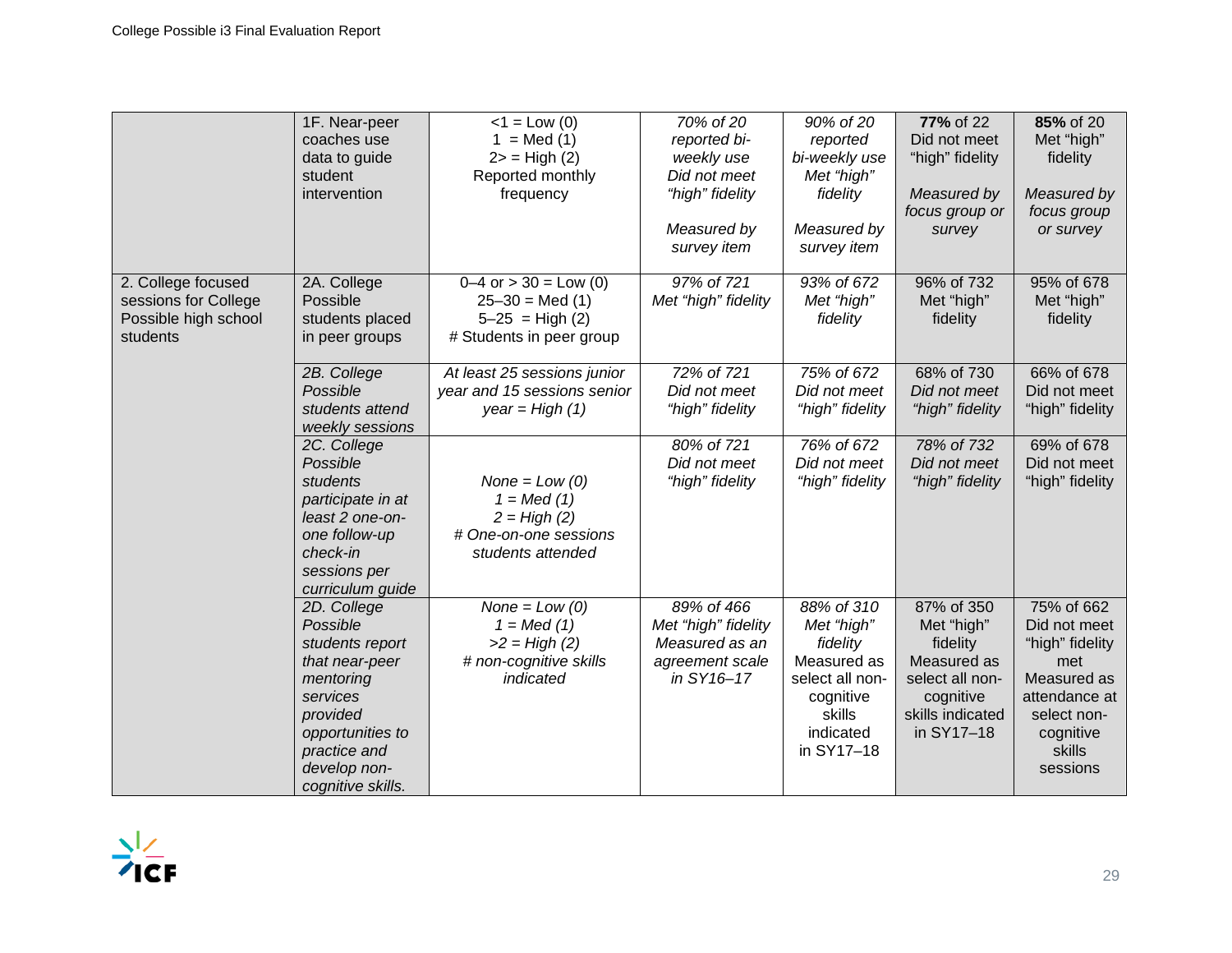| | | | | | | |
|---|---|---|---|---|---|---|
| | 1F. Near-peer coaches use data to guide student intervention | <1 = Low (0) 1 = Med (1) 2> = High (2) Reported monthly frequency | *70% of 20 reported bi-weekly use Did not meet "high" fidelity Measured by survey item* | *90% of 20 reported bi-weekly use Met "high" fidelity Measured by survey item* | **77%** of 22 Did not meet "high" fidelity *Measured by focus group or survey* | **85%** of 20 Met "high" fidelity *Measured by focus group or survey* |
| 2. College focused sessions for College Possible high school students | 2A. College Possible students placed in peer groups | 0–4 or > 30 = Low (0) 25–30 = Med (1) 5–25 = High (2) # Students in peer group | *97% of 721 Met "high" fidelity* | *93% of 672 Met "high" fidelity* | 96% of 732 Met "high" fidelity | 95% of 678 Met "high" fidelity |
| | *2B. College Possible students attend weekly sessions* | *At least 25 sessions junior year and 15 sessions senior year = High (1)* | *72% of 721 Did not meet "high" fidelity* | *75% of 672 Did not meet "high" fidelity* | 68% of 730 *Did not meet "high" fidelity* | 66% of 678 Did not meet "high" fidelity |
| | *2C. College Possible students participate in at least 2 one-on-one follow-up check-in sessions per curriculum guide* | *None = Low (0) 1 = Med (1) 2 = High (2) # One-on-one sessions students attended* | *80% of 721 Did not meet "high" fidelity* | *76% of 672 Did not meet "high" fidelity* | *78% of 732 Did not meet "high" fidelity* | 69% of 678 Did not meet "high" fidelity |
| | *2D. College Possible students report that near-peer mentoring services provided opportunities to practice and develop non-cognitive skills.* | *None = Low (0) 1 = Med (1) >2 = High (2) # non-cognitive skills indicated* | *89% of 466 Met "high" fidelity Measured as an agreement scale in SY16–17* | *88% of 310 Met "high" fidelity* Measured as select all non-cognitive skills indicated in SY17–18 | 87% of 350 Met "high" fidelity Measured as select all non-cognitive skills indicated in SY17–18 | 75% of 662 Did not meet "high" fidelity met Measured as attendance at select non-cognitive skills sessions |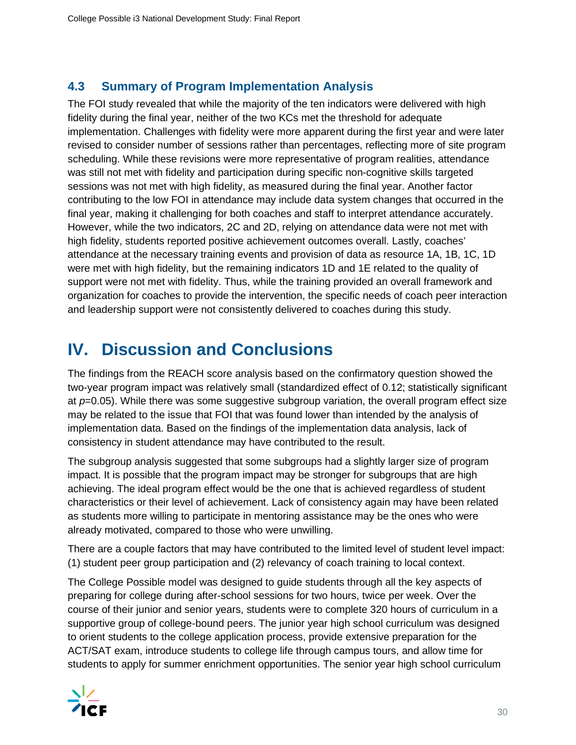### 4.3 Summary of Program Implementation Analysis

The FOI study revealed that while the majority of the ten indicators were delivered with high fidelity during the final year, neither of the two KCs met the threshold for adequate implementation. Challenges with fidelity were more apparent during the first year and were later revised to consider number of sessions rather than percentages, reflecting more of site program scheduling. While these revisions were more representative of program realities, attendance was still not met with fidelity and participation during specific non-cognitive skills targeted sessions was not met with high fidelity, as measured during the final year. Another factor contributing to the low FOI in attendance may include data system changes that occurred in the final year, making it challenging for both coaches and staff to interpret attendance accurately. However, while the two indicators, 2C and 2D, relying on attendance data were not met with high fidelity, students reported positive achievement outcomes overall. Lastly, coaches' attendance at the necessary training events and provision of data as resource 1A, 1B, 1C, 1D were met with high fidelity, but the remaining indicators 1D and 1E related to the quality of support were not met with fidelity. Thus, while the training provided an overall framework and organization for coaches to provide the intervention, the specific needs of coach peer interaction and leadership support were not consistently delivered to coaches during this study.

# IV. Discussion and Conclusions

The findings from the REACH score analysis based on the confirmatory question showed the two-year program impact was relatively small (standardized effect of 0.12; statistically significant at $p$=0.05). While there was some suggestive subgroup variation, the overall program effect size may be related to the issue that FOI that was found lower than intended by the analysis of implementation data. Based on the findings of the implementation data analysis, lack of consistency in student attendance may have contributed to the result.

The subgroup analysis suggested that some subgroups had a slightly larger size of program impact. It is possible that the program impact may be stronger for subgroups that are high achieving. The ideal program effect would be the one that is achieved regardless of student characteristics or their level of achievement. Lack of consistency again may have been related as students more willing to participate in mentoring assistance may be the ones who were already motivated, compared to those who were unwilling.

There are a couple factors that may have contributed to the limited level of student level impact: (1) student peer group participation and (2) relevancy of coach training to local context.

The College Possible model was designed to guide students through all the key aspects of preparing for college during after-school sessions for two hours, twice per week. Over the course of their junior and senior years, students were to complete 320 hours of curriculum in a supportive group of college-bound peers. The junior year high school curriculum was designed to orient students to the college application process, provide extensive preparation for the ACT/SAT exam, introduce students to college life through campus tours, and allow time for students to apply for summer enrichment opportunities. The senior year high school curriculum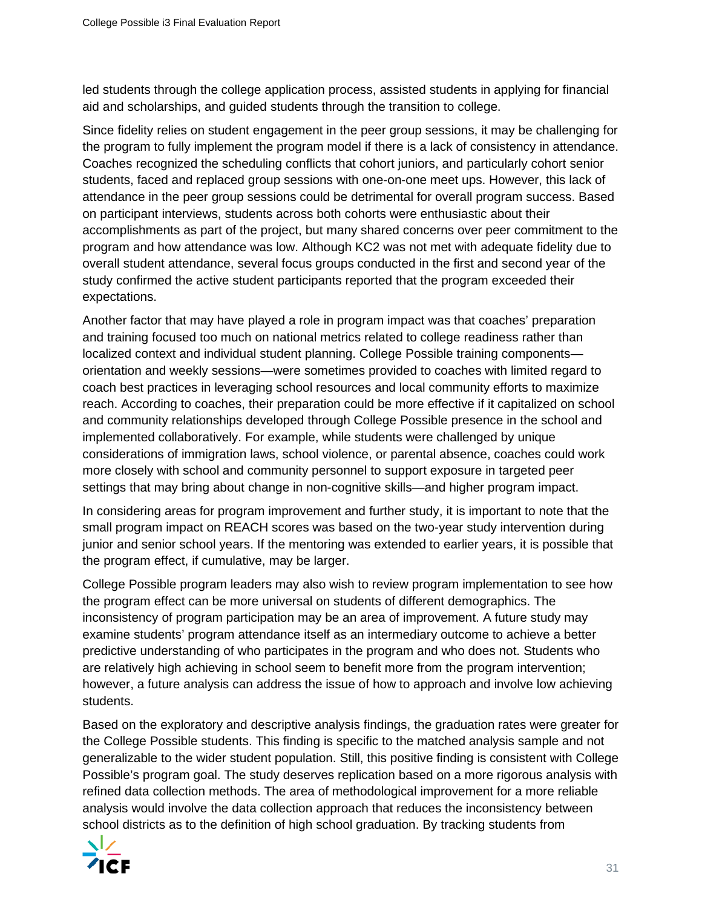led students through the college application process, assisted students in applying for financial aid and scholarships, and guided students through the transition to college.

Since fidelity relies on student engagement in the peer group sessions, it may be challenging for the program to fully implement the program model if there is a lack of consistency in attendance. Coaches recognized the scheduling conflicts that cohort juniors, and particularly cohort senior students, faced and replaced group sessions with one-on-one meet ups. However, this lack of attendance in the peer group sessions could be detrimental for overall program success. Based on participant interviews, students across both cohorts were enthusiastic about their accomplishments as part of the project, but many shared concerns over peer commitment to the program and how attendance was low. Although KC2 was not met with adequate fidelity due to overall student attendance, several focus groups conducted in the first and second year of the study confirmed the active student participants reported that the program exceeded their expectations.

Another factor that may have played a role in program impact was that coaches' preparation and training focused too much on national metrics related to college readiness rather than localized context and individual student planning. College Possible training components—orientation and weekly sessions—were sometimes provided to coaches with limited regard to coach best practices in leveraging school resources and local community efforts to maximize reach. According to coaches, their preparation could be more effective if it capitalized on school and community relationships developed through College Possible presence in the school and implemented collaboratively. For example, while students were challenged by unique considerations of immigration laws, school violence, or parental absence, coaches could work more closely with school and community personnel to support exposure in targeted peer settings that may bring about change in non-cognitive skills—and higher program impact.

In considering areas for program improvement and further study, it is important to note that the small program impact on REACH scores was based on the two-year study intervention during junior and senior school years. If the mentoring was extended to earlier years, it is possible that the program effect, if cumulative, may be larger.

College Possible program leaders may also wish to review program implementation to see how the program effect can be more universal on students of different demographics. The inconsistency of program participation may be an area of improvement. A future study may examine students' program attendance itself as an intermediary outcome to achieve a better predictive understanding of who participates in the program and who does not. Students who are relatively high achieving in school seem to benefit more from the program intervention; however, a future analysis can address the issue of how to approach and involve low achieving students.

Based on the exploratory and descriptive analysis findings, the graduation rates were greater for the College Possible students. This finding is specific to the matched analysis sample and not generalizable to the wider student population. Still, this positive finding is consistent with College Possible's program goal. The study deserves replication based on a more rigorous analysis with refined data collection methods. The area of methodological improvement for a more reliable analysis would involve the data collection approach that reduces the inconsistency between school districts as to the definition of high school graduation. By tracking students from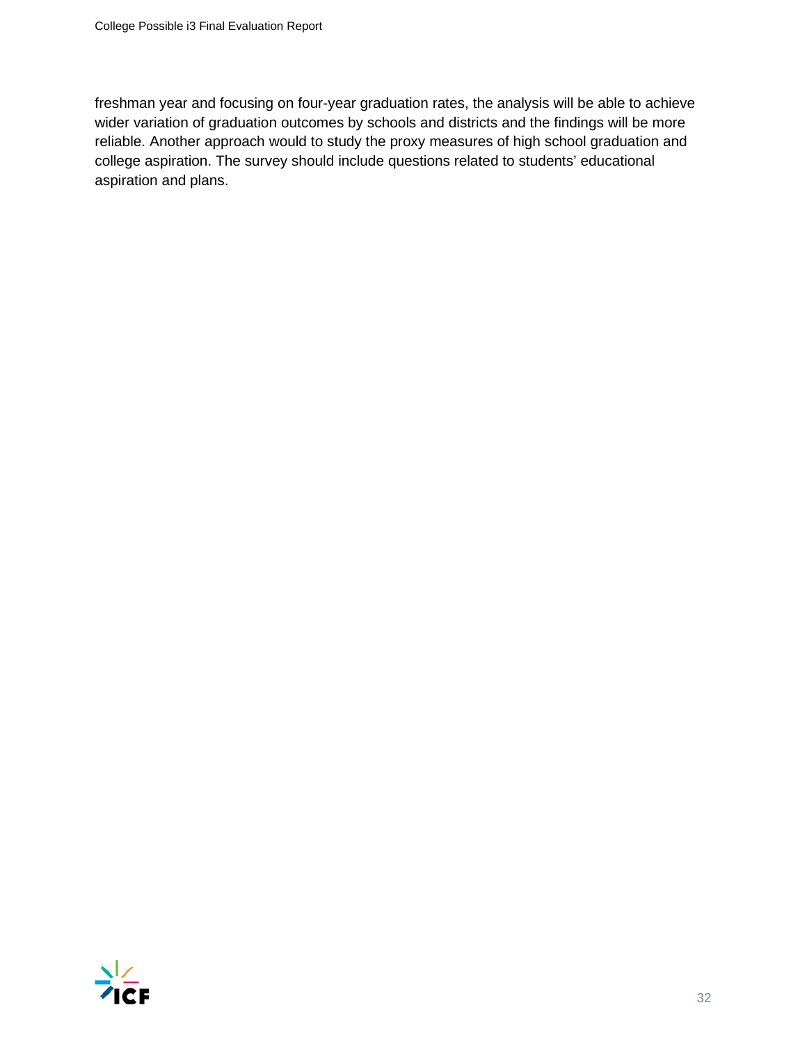freshman year and focusing on four-year graduation rates, the analysis will be able to achieve wider variation of graduation outcomes by schools and districts and the findings will be more reliable. Another approach would to study the proxy measures of high school graduation and college aspiration. The survey should include questions related to students' educational aspiration and plans.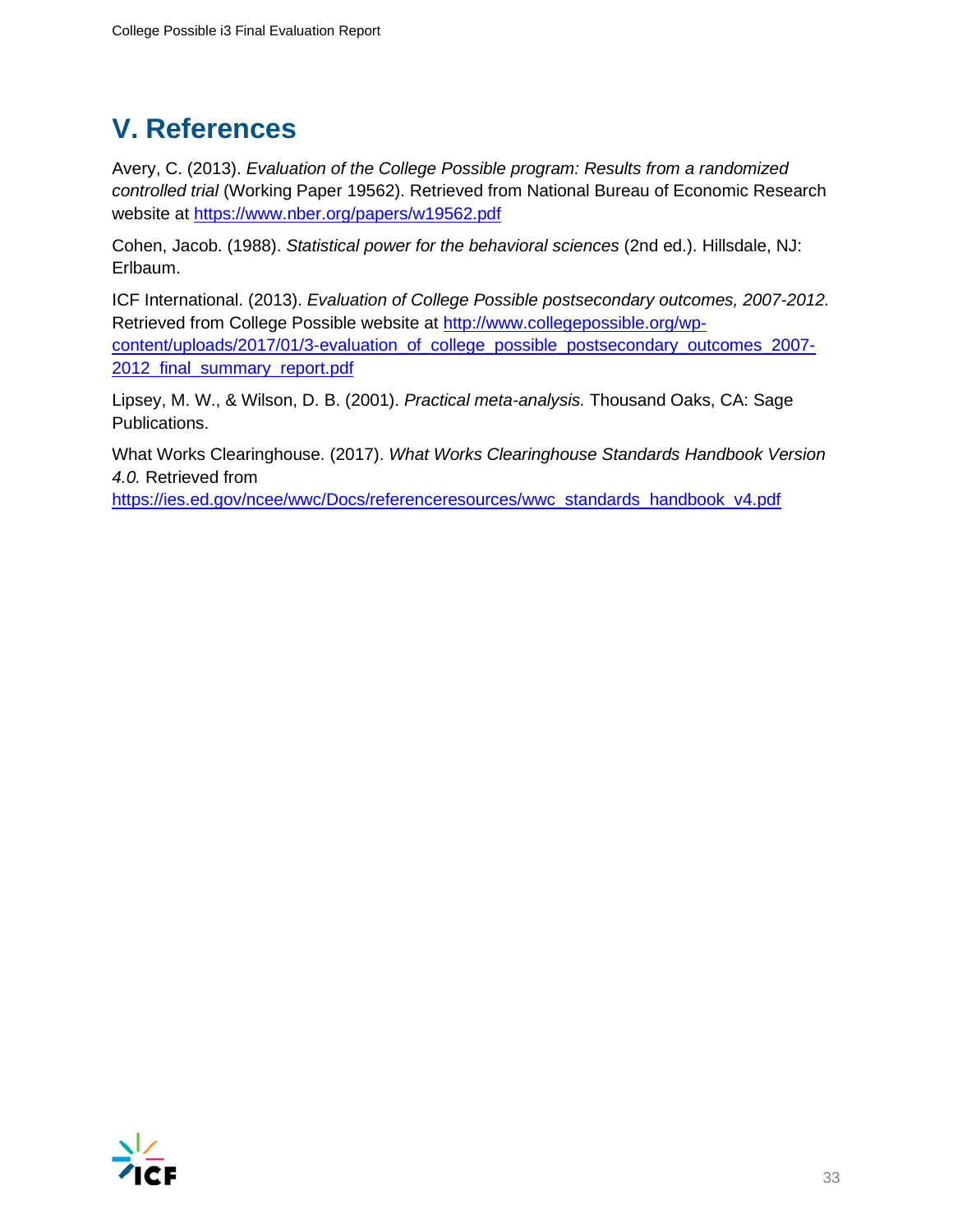# V. References

Avery, C. (2013). *Evaluation of the College Possible program: Results from a randomized controlled trial* (Working Paper 19562). Retrieved from National Bureau of Economic Research website at https://www.nber.org/papers/w19562.pdf

Cohen, Jacob. (1988). *Statistical power for the behavioral sciences* (2nd ed.). Hillsdale, NJ: Erlbaum.

ICF International. (2013). *Evaluation of College Possible postsecondary outcomes, 2007-2012.* Retrieved from College Possible website at http://www.collegepossible.org/wp-content/uploads/2017/01/3-evaluation_of_college_possible_postsecondary_outcomes_2007-2012_final_summary_report.pdf

Lipsey, M. W., & Wilson, D. B. (2001). *Practical meta-analysis.* Thousand Oaks, CA: Sage Publications.

What Works Clearinghouse. (2017). *What Works Clearinghouse Standards Handbook Version 4.0.* Retrieved from https://ies.ed.gov/ncee/wwc/Docs/referenceresources/wwc_standards_handbook_v4.pdf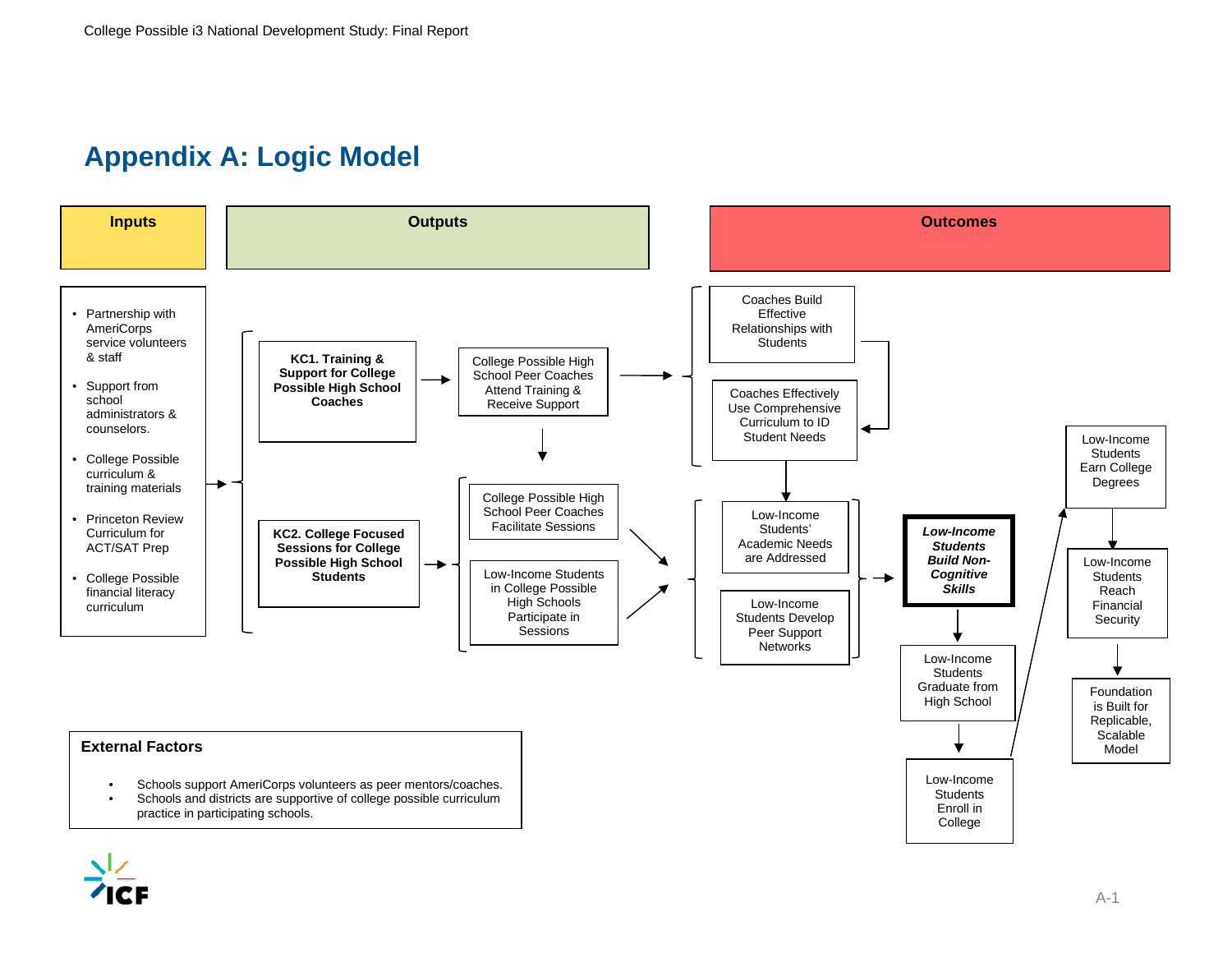# Appendix A: Logic Model

## Inputs

- Partnership with AmeriCorps service volunteers & staff
- Support from school administrators & counselors.
- College Possible curriculum & training materials
- Princeton Review Curriculum for ACT/SAT Prep
- College Possible financial literacy curriculum

## Outputs

**KC1. Training & Support for College Possible High School Coaches**

- College Possible High School Peer Coaches Attend Training & Receive Support

**KC2. College Focused Sessions for College Possible High School Students**

- College Possible High School Peer Coaches Facilitate Sessions
- Low-Income Students in College Possible High Schools Participate in Sessions

## Outcomes

- Coaches Build Effective Relationships with Students
- Coaches Effectively Use Comprehensive Curriculum to ID Student Needs
- Low-Income Students' Academic Needs are Addressed
- Low-Income Students Develop Peer Support Networks
- ***Low-Income Students Build Non-Cognitive Skills***
- Low-Income Students Graduate from High School
- Low-Income Students Enroll in College
- Low-Income Students Earn College Degrees
- Low-Income Students Reach Financial Security
- Foundation is Built for Replicable, Scalable Model

## External Factors

- Schools support AmeriCorps volunteers as peer mentors/coaches.
- Schools and districts are supportive of college possible curriculum practice in participating schools.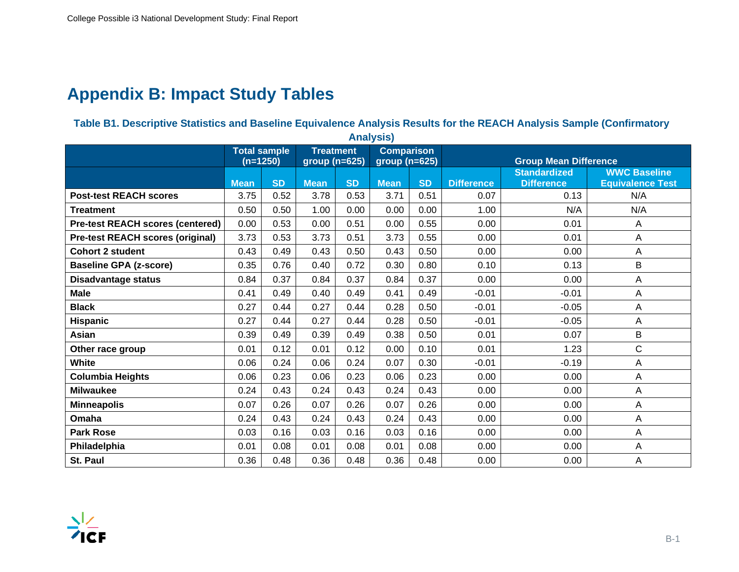# Appendix B: Impact Study Tables

### Table B1. Descriptive Statistics and Baseline Equivalence Analysis Results for the REACH Analysis Sample (Confirmatory Analysis)

| | Total sample (n=1250) | | Treatment group (n=625) | | Comparison group (n=625) | | Group Mean Difference | | |
|---|---|---|---|---|---|---|---|---|---|
| | Mean | SD | Mean | SD | Mean | SD | Difference | Standardized Difference | WWC Baseline Equivalence Test |
| **Post-test REACH scores** | 3.75 | 0.52 | 3.78 | 0.53 | 3.71 | 0.51 | 0.07 | 0.13 | N/A |
| **Treatment** | 0.50 | 0.50 | 1.00 | 0.00 | 0.00 | 0.00 | 1.00 | N/A | N/A |
| **Pre-test REACH scores (centered)** | 0.00 | 0.53 | 0.00 | 0.51 | 0.00 | 0.55 | 0.00 | 0.01 | A |
| **Pre-test REACH scores (original)** | 3.73 | 0.53 | 3.73 | 0.51 | 3.73 | 0.55 | 0.00 | 0.01 | A |
| **Cohort 2 student** | 0.43 | 0.49 | 0.43 | 0.50 | 0.43 | 0.50 | 0.00 | 0.00 | A |
| **Baseline GPA (z-score)** | 0.35 | 0.76 | 0.40 | 0.72 | 0.30 | 0.80 | 0.10 | 0.13 | B |
| **Disadvantage status** | 0.84 | 0.37 | 0.84 | 0.37 | 0.84 | 0.37 | 0.00 | 0.00 | A |
| **Male** | 0.41 | 0.49 | 0.40 | 0.49 | 0.41 | 0.49 | -0.01 | -0.01 | A |
| **Black** | 0.27 | 0.44 | 0.27 | 0.44 | 0.28 | 0.50 | -0.01 | -0.05 | A |
| **Hispanic** | 0.27 | 0.44 | 0.27 | 0.44 | 0.28 | 0.50 | -0.01 | -0.05 | A |
| **Asian** | 0.39 | 0.49 | 0.39 | 0.49 | 0.38 | 0.50 | 0.01 | 0.07 | B |
| **Other race group** | 0.01 | 0.12 | 0.01 | 0.12 | 0.00 | 0.10 | 0.01 | 1.23 | C |
| **White** | 0.06 | 0.24 | 0.06 | 0.24 | 0.07 | 0.30 | -0.01 | -0.19 | A |
| **Columbia Heights** | 0.06 | 0.23 | 0.06 | 0.23 | 0.06 | 0.23 | 0.00 | 0.00 | A |
| **Milwaukee** | 0.24 | 0.43 | 0.24 | 0.43 | 0.24 | 0.43 | 0.00 | 0.00 | A |
| **Minneapolis** | 0.07 | 0.26 | 0.07 | 0.26 | 0.07 | 0.26 | 0.00 | 0.00 | A |
| **Omaha** | 0.24 | 0.43 | 0.24 | 0.43 | 0.24 | 0.43 | 0.00 | 0.00 | A |
| **Park Rose** | 0.03 | 0.16 | 0.03 | 0.16 | 0.03 | 0.16 | 0.00 | 0.00 | A |
| **Philadelphia** | 0.01 | 0.08 | 0.01 | 0.08 | 0.01 | 0.08 | 0.00 | 0.00 | A |
| **St. Paul** | 0.36 | 0.48 | 0.36 | 0.48 | 0.36 | 0.48 | 0.00 | 0.00 | A |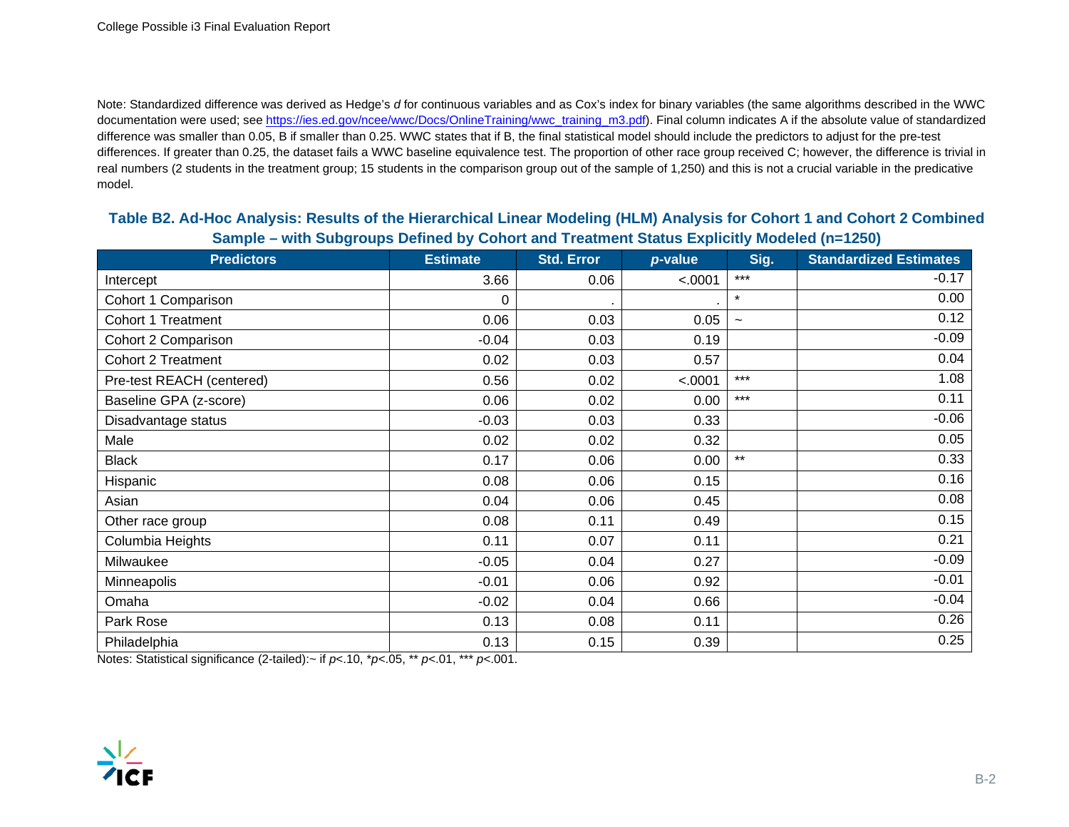Note: Standardized difference was derived as Hedge's *d* for continuous variables and as Cox's index for binary variables (the same algorithms described in the WWC documentation were used; see https://ies.ed.gov/ncee/wwc/Docs/OnlineTraining/wwc_training_m3.pdf). Final column indicates A if the absolute value of standardized difference was smaller than 0.05, B if smaller than 0.25. WWC states that if B, the final statistical model should include the predictors to adjust for the pre-test differences. If greater than 0.25, the dataset fails a WWC baseline equivalence test. The proportion of other race group received C; however, the difference is trivial in real numbers (2 students in the treatment group; 15 students in the comparison group out of the sample of 1,250) and this is not a crucial variable in the predicative model.

### Table B2. Ad-Hoc Analysis: Results of the Hierarchical Linear Modeling (HLM) Analysis for Cohort 1 and Cohort 2 Combined Sample – with Subgroups Defined by Cohort and Treatment Status Explicitly Modeled (n=1250)

| Predictors | Estimate | Std. Error | *p*-value | Sig. | Standardized Estimates |
|---|---|---|---|---|---|
| Intercept | 3.66 | 0.06 | <.0001 | *** | -0.17 |
| Cohort 1 Comparison | 0 | . | . | * | 0.00 |
| Cohort 1 Treatment | 0.06 | 0.03 | 0.05 | ~ | 0.12 |
| Cohort 2 Comparison | -0.04 | 0.03 | 0.19 | | -0.09 |
| Cohort 2 Treatment | 0.02 | 0.03 | 0.57 | | 0.04 |
| Pre-test REACH (centered) | 0.56 | 0.02 | <.0001 | *** | 1.08 |
| Baseline GPA (z-score) | 0.06 | 0.02 | 0.00 | *** | 0.11 |
| Disadvantage status | -0.03 | 0.03 | 0.33 | | -0.06 |
| Male | 0.02 | 0.02 | 0.32 | | 0.05 |
| Black | 0.17 | 0.06 | 0.00 | ** | 0.33 |
| Hispanic | 0.08 | 0.06 | 0.15 | | 0.16 |
| Asian | 0.04 | 0.06 | 0.45 | | 0.08 |
| Other race group | 0.08 | 0.11 | 0.49 | | 0.15 |
| Columbia Heights | 0.11 | 0.07 | 0.11 | | 0.21 |
| Milwaukee | -0.05 | 0.04 | 0.27 | | -0.09 |
| Minneapolis | -0.01 | 0.06 | 0.92 | | -0.01 |
| Omaha | -0.02 | 0.04 | 0.66 | | -0.04 |
| Park Rose | 0.13 | 0.08 | 0.11 | | 0.26 |
| Philadelphia | 0.13 | 0.15 | 0.39 | | 0.25 |

Notes: Statistical significance (2-tailed):~ if $p<.10$, *$p<.05$, ** $p<.01$, *** $p<.001$.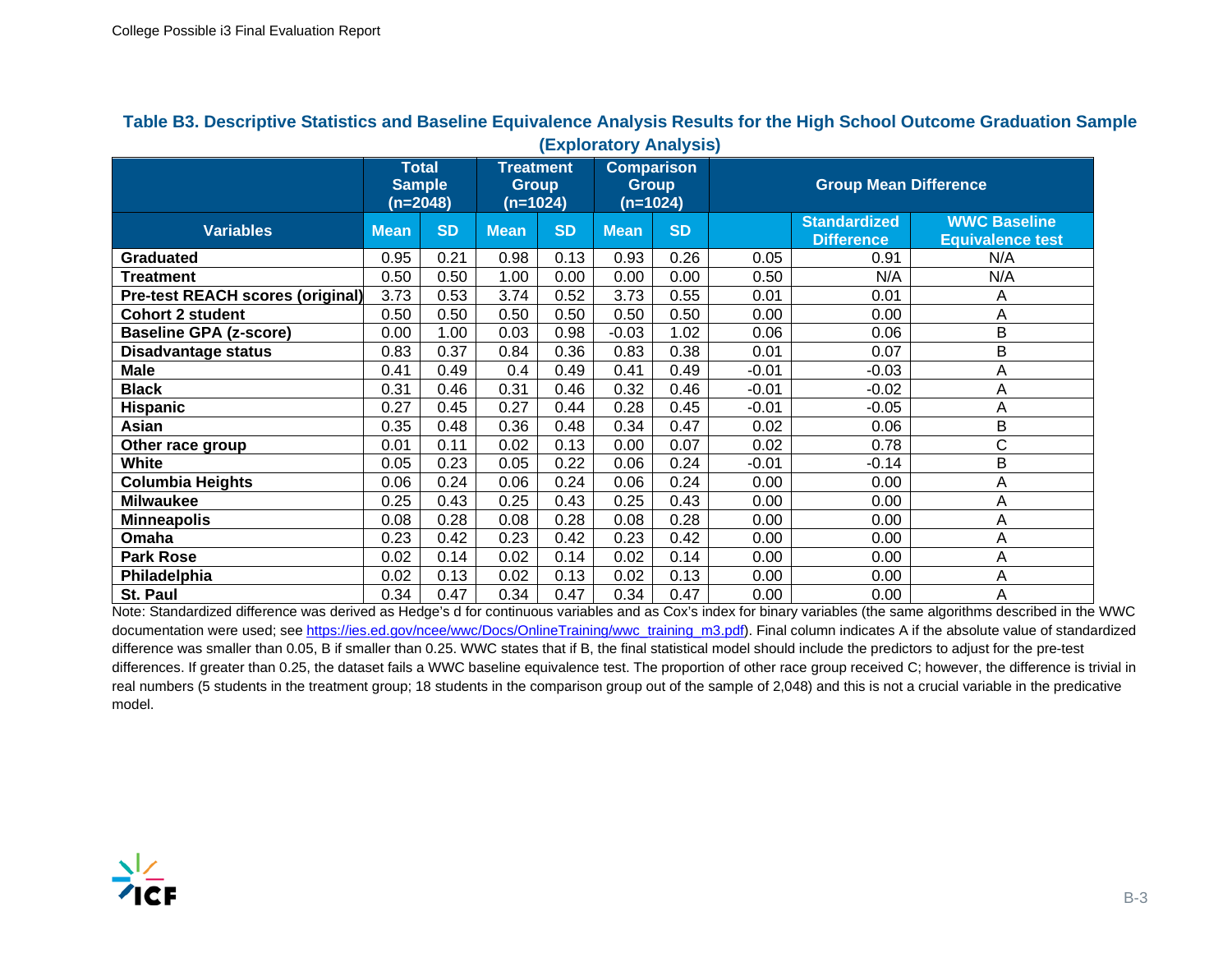**Table B3. Descriptive Statistics and Baseline Equivalence Analysis Results for the High School Outcome Graduation Sample (Exploratory Analysis)**

| | Total Sample (n=2048) | | Treatment Group (n=1024) | | Comparison Group (n=1024) | | Group Mean Difference | | |
|---|---|---|---|---|---|---|---|---|---|
| **Variables** | **Mean** | **SD** | **Mean** | **SD** | **Mean** | **SD** | | **Standardized Difference** | **WWC Baseline Equivalence test** |
| **Graduated** | 0.95 | 0.21 | 0.98 | 0.13 | 0.93 | 0.26 | 0.05 | 0.91 | N/A |
| **Treatment** | 0.50 | 0.50 | 1.00 | 0.00 | 0.00 | 0.00 | 0.50 | N/A | N/A |
| **Pre-test REACH scores (original)** | 3.73 | 0.53 | 3.74 | 0.52 | 3.73 | 0.55 | 0.01 | 0.01 | A |
| **Cohort 2 student** | 0.50 | 0.50 | 0.50 | 0.50 | 0.50 | 0.50 | 0.00 | 0.00 | A |
| **Baseline GPA (z-score)** | 0.00 | 1.00 | 0.03 | 0.98 | -0.03 | 1.02 | 0.06 | 0.06 | B |
| **Disadvantage status** | 0.83 | 0.37 | 0.84 | 0.36 | 0.83 | 0.38 | 0.01 | 0.07 | B |
| **Male** | 0.41 | 0.49 | 0.4 | 0.49 | 0.41 | 0.49 | -0.01 | -0.03 | A |
| **Black** | 0.31 | 0.46 | 0.31 | 0.46 | 0.32 | 0.46 | -0.01 | -0.02 | A |
| **Hispanic** | 0.27 | 0.45 | 0.27 | 0.44 | 0.28 | 0.45 | -0.01 | -0.05 | A |
| **Asian** | 0.35 | 0.48 | 0.36 | 0.48 | 0.34 | 0.47 | 0.02 | 0.06 | B |
| **Other race group** | 0.01 | 0.11 | 0.02 | 0.13 | 0.00 | 0.07 | 0.02 | 0.78 | C |
| **White** | 0.05 | 0.23 | 0.05 | 0.22 | 0.06 | 0.24 | -0.01 | -0.14 | B |
| **Columbia Heights** | 0.06 | 0.24 | 0.06 | 0.24 | 0.06 | 0.24 | 0.00 | 0.00 | A |
| **Milwaukee** | 0.25 | 0.43 | 0.25 | 0.43 | 0.25 | 0.43 | 0.00 | 0.00 | A |
| **Minneapolis** | 0.08 | 0.28 | 0.08 | 0.28 | 0.08 | 0.28 | 0.00 | 0.00 | A |
| **Omaha** | 0.23 | 0.42 | 0.23 | 0.42 | 0.23 | 0.42 | 0.00 | 0.00 | A |
| **Park Rose** | 0.02 | 0.14 | 0.02 | 0.14 | 0.02 | 0.14 | 0.00 | 0.00 | A |
| **Philadelphia** | 0.02 | 0.13 | 0.02 | 0.13 | 0.02 | 0.13 | 0.00 | 0.00 | A |
| **St. Paul** | 0.34 | 0.47 | 0.34 | 0.47 | 0.34 | 0.47 | 0.00 | 0.00 | A |

Note: Standardized difference was derived as Hedge's d for continuous variables and as Cox's index for binary variables (the same algorithms described in the WWC documentation were used; see https://ies.ed.gov/ncee/wwc/Docs/OnlineTraining/wwc_training_m3.pdf). Final column indicates A if the absolute value of standardized difference was smaller than 0.05, B if smaller than 0.25. WWC states that if B, the final statistical model should include the predictors to adjust for the pre-test differences. If greater than 0.25, the dataset fails a WWC baseline equivalence test. The proportion of other race group received C; however, the difference is trivial in real numbers (5 students in the treatment group; 18 students in the comparison group out of the sample of 2,048) and this is not a crucial variable in the predicative model.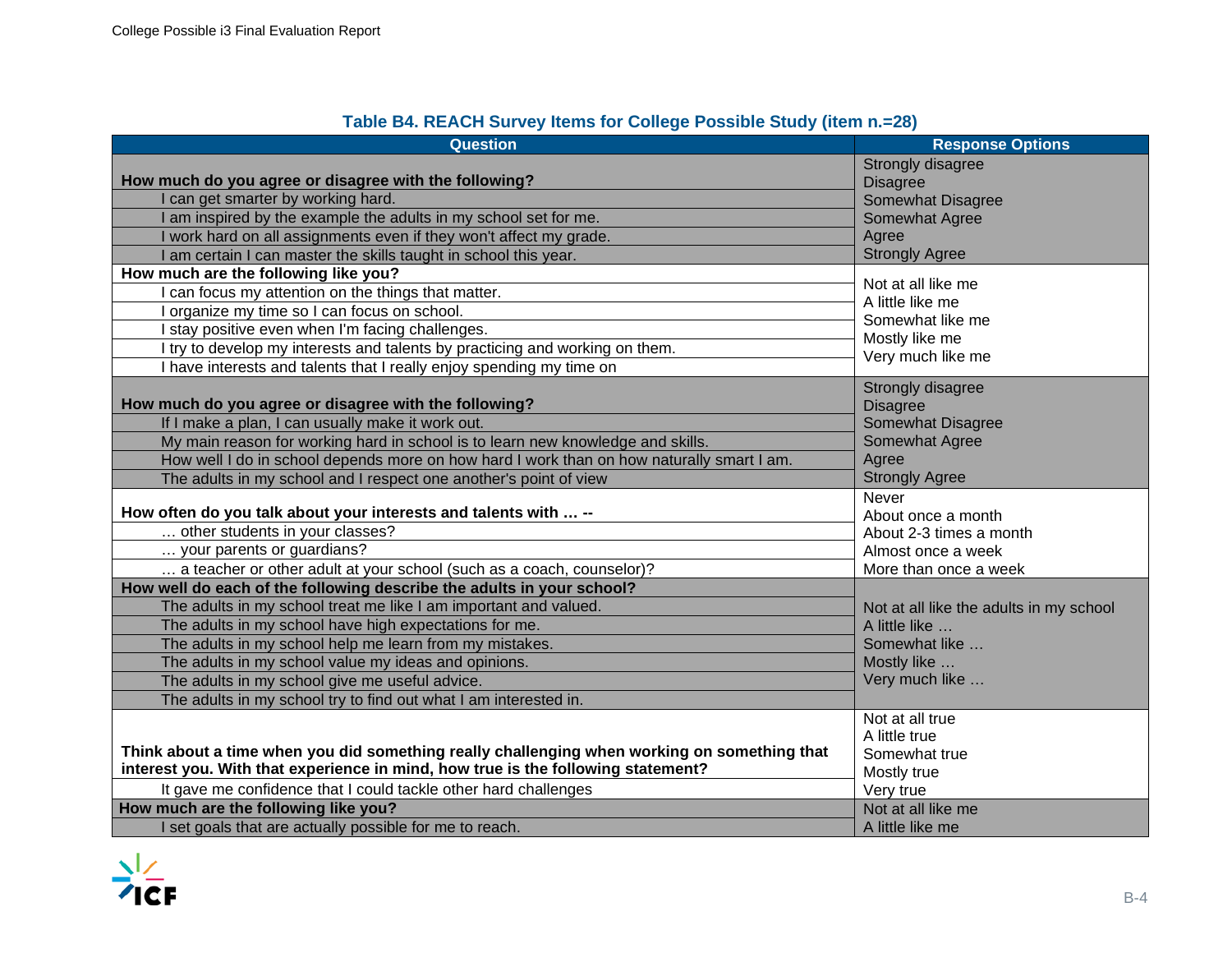**Table B4. REACH Survey Items for College Possible Study (item n.=28)**

| Question | Response Options |
|---|---|
| **How much do you agree or disagree with the following?** | Strongly disagree<br>Disagree<br>Somewhat Disagree<br>Somewhat Agree<br>Agree<br>Strongly Agree |
| I can get smarter by working hard. | |
| I am inspired by the example the adults in my school set for me. | |
| I work hard on all assignments even if they won't affect my grade. | |
| I am certain I can master the skills taught in school this year. | |
| **How much are the following like you?** | Not at all like me<br>A little like me<br>Somewhat like me<br>Mostly like me<br>Very much like me |
| I can focus my attention on the things that matter. | |
| I organize my time so I can focus on school. | |
| I stay positive even when I'm facing challenges. | |
| I try to develop my interests and talents by practicing and working on them. | |
| I have interests and talents that I really enjoy spending my time on | |
| **How much do you agree or disagree with the following?** | Strongly disagree<br>Disagree<br>Somewhat Disagree<br>Somewhat Agree<br>Agree<br>Strongly Agree |
| If I make a plan, I can usually make it work out. | |
| My main reason for working hard in school is to learn new knowledge and skills. | |
| How well I do in school depends more on how hard I work than on how naturally smart I am. | |
| The adults in my school and I respect one another's point of view | |
| **How often do you talk about your interests and talents with … --** | Never<br>About once a month<br>About 2-3 times a month<br>Almost once a week<br>More than once a week |
| … other students in your classes? | |
| … your parents or guardians? | |
| … a teacher or other adult at your school (such as a coach, counselor)? | |
| **How well do each of the following describe the adults in your school?** | Not at all like the adults in my school<br>A little like …<br>Somewhat like …<br>Mostly like …<br>Very much like … |
| The adults in my school treat me like I am important and valued. | |
| The adults in my school have high expectations for me. | |
| The adults in my school help me learn from my mistakes. | |
| The adults in my school value my ideas and opinions. | |
| The adults in my school give me useful advice. | |
| The adults in my school try to find out what I am interested in. | |
| **Think about a time when you did something really challenging when working on something that interest you. With that experience in mind, how true is the following statement?** | Not at all true<br>A little true<br>Somewhat true<br>Mostly true<br>Very true |
| It gave me confidence that I could tackle other hard challenges | |
| **How much are the following like you?** | Not at all like me<br>A little like me |
| I set goals that are actually possible for me to reach. | |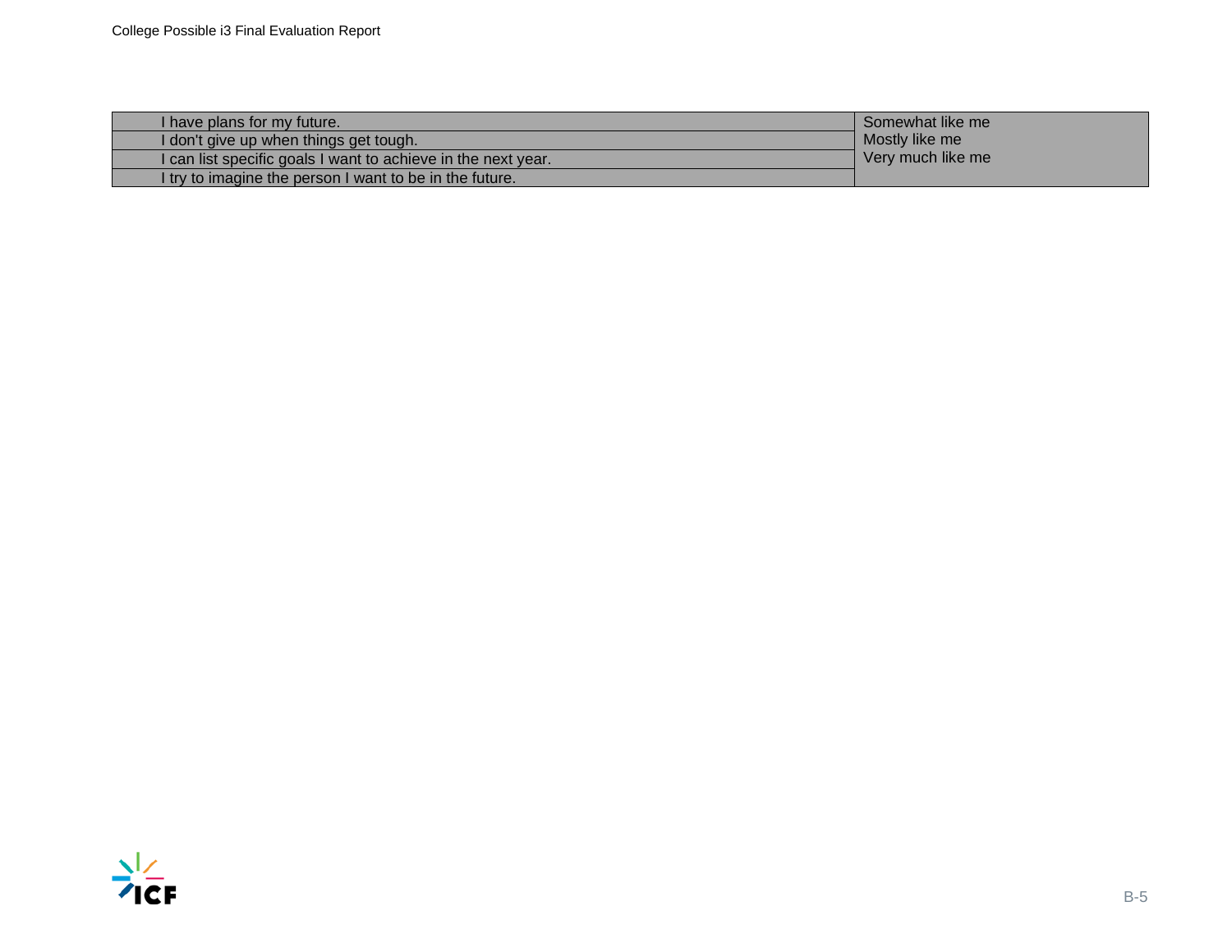| | |
|---|---|
| I have plans for my future. | Somewhat like me<br>Mostly like me<br>Very much like me |
| I don't give up when things get tough. | |
| I can list specific goals I want to achieve in the next year. | |
| I try to imagine the person I want to be in the future. | |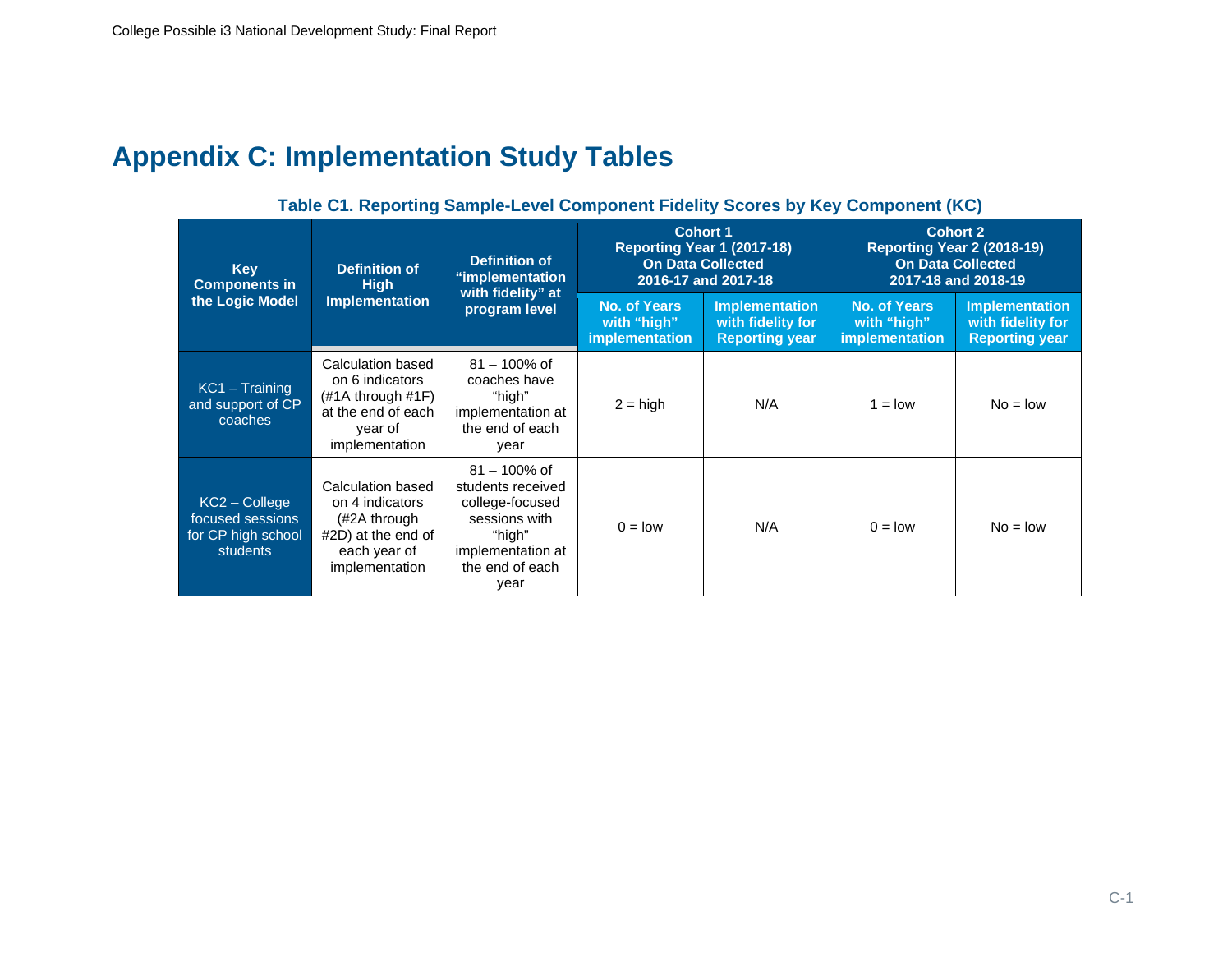# Appendix C: Implementation Study Tables

**Table C1. Reporting Sample-Level Component Fidelity Scores by Key Component (KC)**

| Key Components in the Logic Model | Definition of High Implementation | Definition of "implementation with fidelity" at program level | Cohort 1 Reporting Year 1 (2017-18) On Data Collected 2016-17 and 2017-18 | | Cohort 2 Reporting Year 2 (2018-19) On Data Collected 2017-18 and 2018-19 | |
|---|---|---|---|---|---|---|
| | | | No. of Years with "high" implementation | Implementation with fidelity for Reporting year | No. of Years with "high" implementation | Implementation with fidelity for Reporting year |
| KC1 – Training and support of CP coaches | Calculation based on 6 indicators (#1A through #1F) at the end of each year of implementation | 81 – 100% of coaches have "high" implementation at the end of each year | 2 = high | N/A | 1 = low | No = low |
| KC2 – College focused sessions for CP high school students | Calculation based on 4 indicators (#2A through #2D) at the end of each year of implementation | 81 – 100% of students received college-focused sessions with "high" implementation at the end of each year | 0 = low | N/A | 0 = low | No = low |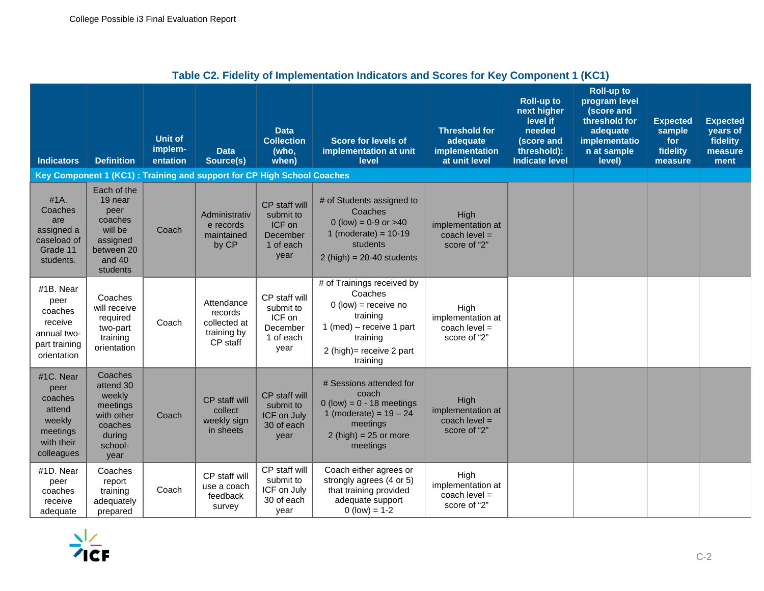## Table C2. Fidelity of Implementation Indicators and Scores for Key Component 1 (KC1)

| Indicators | Definition | Unit of implem-entation | Data Source(s) | Data Collection (who, when) | Score for levels of implementation at unit level | Threshold for adequate implementation at unit level | Roll-up to next higher level if needed (score and threshold): Indicate level | Roll-up to program level (score and threshold for adequate implementation at sample level) | Expected sample for fidelity measure | Expected years of fidelity measurement |
|---|---|---|---|---|---|---|---|---|---|---|
| **Key Component 1 (KC1) : Training and support for CP High School Coaches** | | | | | | | | | | |
| #1A. Coaches are assigned a caseload of Grade 11 students. | Each of the 19 near peer coaches will be assigned between 20 and 40 students | Coach | Administrative records maintained by CP | CP staff will submit to ICF on December 1 of each year | # of Students assigned to Coaches<br>0 (low) = 0-9 or >40<br>1 (moderate) = 10-19 students<br>2 (high) = 20-40 students | High implementation at coach level = score of “2” | | | | |
| #1B. Near peer coaches receive annual two-part training orientation | Coaches will receive required two-part training orientation | Coach | Attendance records collected at training by CP staff | CP staff will submit to ICF on December 1 of each year | # of Trainings received by Coaches<br>0 (low) = receive no training<br>1 (med) – receive 1 part training<br>2 (high)= receive 2 part training | High implementation at coach level = score of “2” | | | | |
| #1C. Near peer coaches attend weekly meetings with their colleagues | Coaches attend 30 weekly meetings with other coaches during school-year | Coach | CP staff will collect weekly sign in sheets | CP staff will submit to ICF on July 30 of each year | # Sessions attended for coach<br>0 (low) = 0 - 18 meetings<br>1 (moderate) = 19 – 24 meetings<br>2 (high) = 25 or more meetings | High implementation at coach level = score of “2” | | | | |
| #1D. Near peer coaches receive adequate | Coaches report training adequately prepared | Coach | CP staff will use a coach feedback survey | CP staff will submit to ICF on July 30 of each year | Coach either agrees or strongly agrees (4 or 5) that training provided adequate support<br>0 (low) = 1-2 | High implementation at coach level = score of “2” | | | | |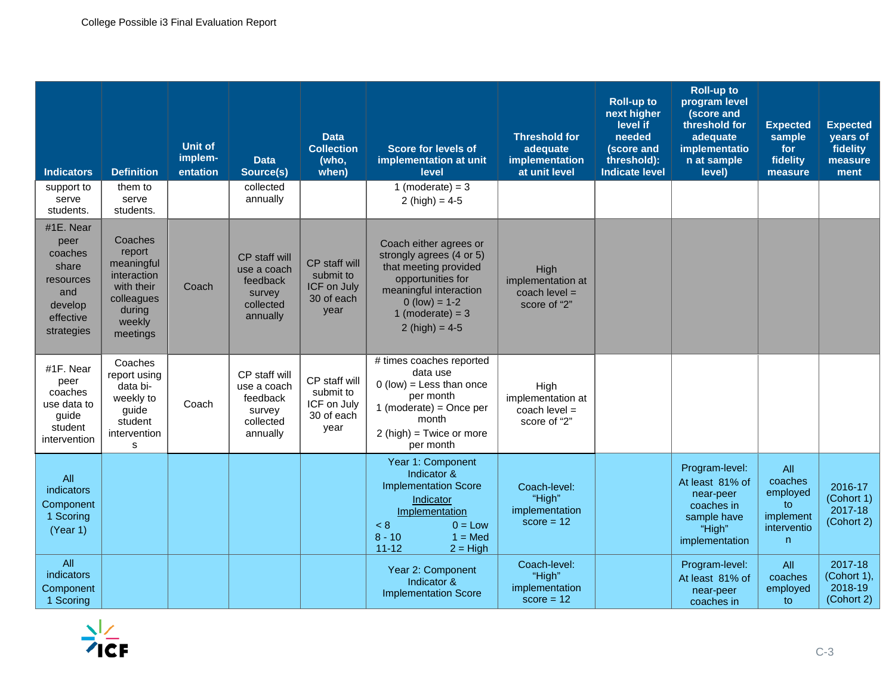| Indicators | Definition | Unit of implem-entation | Data Source(s) | Data Collection (who, when) | Score for levels of implementation at unit level | Threshold for adequate implementation at unit level | Roll-up to next higher level if needed (score and threshold): Indicate level | Roll-up to program level (score and threshold for adequate implementation at sample level) | Expected sample for fidelity measure | Expected years of fidelity measurement |
|---|---|---|---|---|---|---|---|---|---|---|
| support to serve students. | them to serve students. | | collected annually | | 1 (moderate) = 3<br>2 (high) = 4-5 | | | | | |
| #1E. Near peer coaches share resources and develop effective strategies | Coaches report meaningful interaction with their colleagues during weekly meetings | Coach | CP staff will use a coach feedback survey collected annually | CP staff will submit to ICF on July 30 of each year | Coach either agrees or strongly agrees (4 or 5) that meeting provided opportunities for meaningful interaction<br>0 (low) = 1-2<br>1 (moderate) = 3<br>2 (high) = 4-5 | High implementation at coach level = score of "2" | | | | |
| #1F. Near peer coaches use data to guide student intervention | Coaches report using data bi-weekly to guide student interventions | Coach | CP staff will use a coach feedback survey collected annually | CP staff will submit to ICF on July 30 of each year | # times coaches reported data use<br>0 (low) = Less than once per month<br>1 (moderate) = Once per month<br>2 (high) = Twice or more per month | High implementation at coach level = score of "2" | | | | |
| All indicators Component 1 Scoring (Year 1) | | | | | Year 1: Component Indicator & Implementation Score<br>Indicator Implementation<br>< 8 — 0 = Low<br>8 - 10 — 1 = Med<br>11-12 — 2 = High | Coach-level: "High" implementation score = 12 | | Program-level: At least 81% of near-peer coaches in sample have "High" implementation | All coaches employed to implement intervention | 2016-17 (Cohort 1) 2017-18 (Cohort 2) |
| All indicators Component 1 Scoring | | | | | Year 2: Component Indicator & Implementation Score | Coach-level: "High" implementation score = 12 | | Program-level: At least 81% of near-peer coaches in | All coaches employed to | 2017-18 (Cohort 1), 2018-19 (Cohort 2) |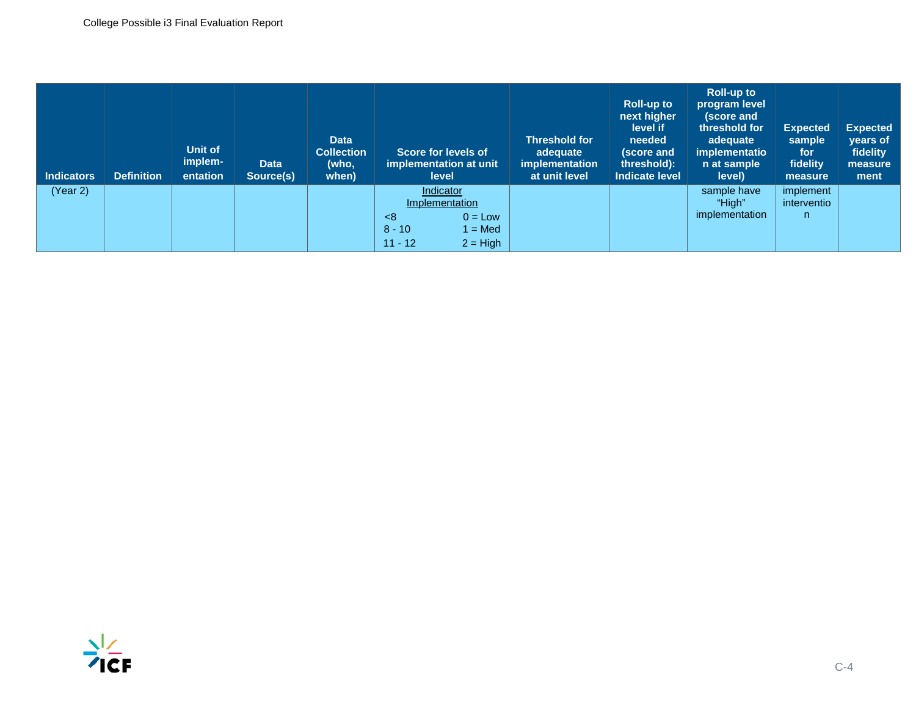| Indicators | Definition | Unit of implem-entation | Data Source(s) | Data Collection (who, when) | Score for levels of implementation at unit level | Threshold for adequate implementation at unit level | Roll-up to next higher level if needed (score and threshold): Indicate level | Roll-up to program level (score and threshold for adequate implementation at sample level) | Expected sample for fidelity measure | Expected years of fidelity measurement |
|---|---|---|---|---|---|---|---|---|---|---|
| (Year 2) | | | | | Indicator Implementation<br><8 0 = Low<br>8 - 10 1 = Med<br>11 - 12 2 = High | | | sample have "High" implementation | implement intervention | |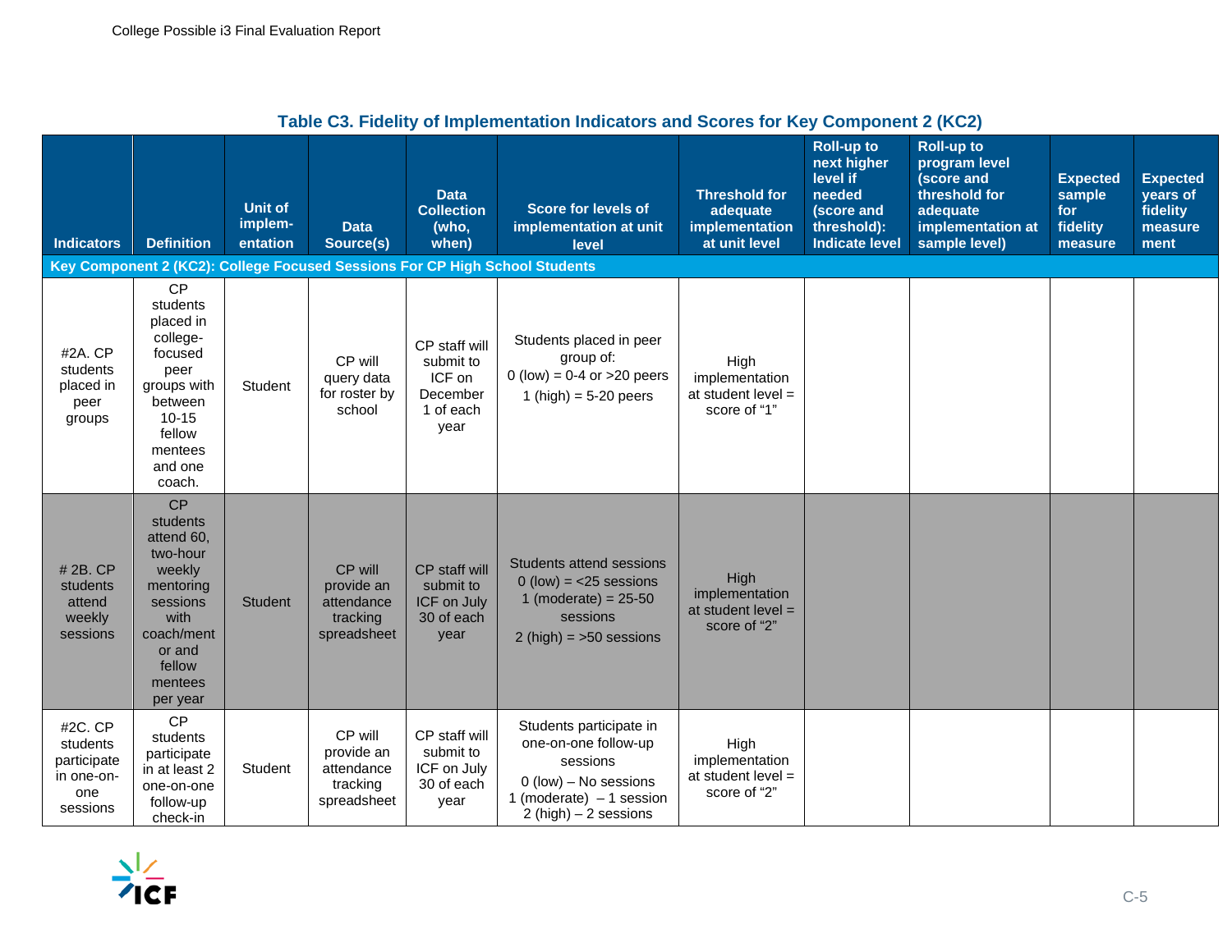**Table C3. Fidelity of Implementation Indicators and Scores for Key Component 2 (KC2)**

| Indicators | Definition | Unit of implem-entation | Data Source(s) | Data Collection (who, when) | Score for levels of implementation at unit level | Threshold for adequate implementation at unit level | Roll-up to next higher level if needed (score and threshold): Indicate level | Roll-up to program level (score and threshold for adequate implementation at sample level) | Expected sample for fidelity measure | Expected years of fidelity measure ment |
|---|---|---|---|---|---|---|---|---|---|---|
| **Key Component 2 (KC2): College Focused Sessions For CP High School Students** | | | | | | | | | | |
| #2A. CP students placed in peer groups | CP students placed in college-focused peer groups with between 10-15 fellow mentees and one coach. | Student | CP will query data for roster by school | CP staff will submit to ICF on December 1 of each year | Students placed in peer group of:<br>0 (low) = 0-4 or >20 peers<br>1 (high) = 5-20 peers | High implementation at student level = score of "1" | | | | |
| # 2B. CP students attend weekly sessions | CP students attend 60, two-hour weekly mentoring sessions with coach/mentor and fellow mentees per year | Student | CP will provide an attendance tracking spreadsheet | CP staff will submit to ICF on July 30 of each year | Students attend sessions<br>0 (low) = <25 sessions<br>1 (moderate) = 25-50 sessions<br>2 (high) = >50 sessions | High implementation at student level = score of "2" | | | | |
| #2C. CP students participate in one-on-one sessions | CP students participate in at least 2 one-on-one follow-up check-in | Student | CP will provide an attendance tracking spreadsheet | CP staff will submit to ICF on July 30 of each year | Students participate in one-on-one follow-up sessions<br>0 (low) – No sessions<br>1 (moderate) – 1 session<br>2 (high) – 2 sessions | High implementation at student level = score of "2" | | | | |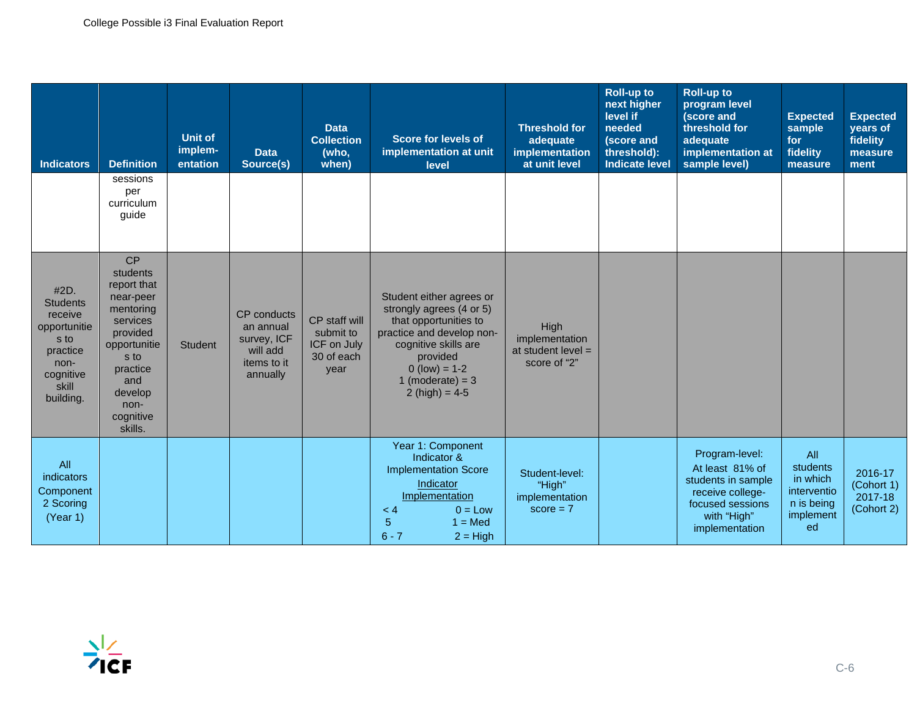| Indicators | Definition | Unit of implem-entation | Data Source(s) | Data Collection (who, when) | Score for levels of implementation at unit level | Threshold for adequate implementation at unit level | Roll-up to next higher level if needed (score and threshold): Indicate level | Roll-up to program level (score and threshold for adequate implementation at sample level) | Expected sample for fidelity measure | Expected years of fidelity measure ment |
|---|---|---|---|---|---|---|---|---|---|---|
| | sessions per curriculum guide | | | | | | | | | |
| #2D. Students receive opportunities to practice non-cognitive skill building. | CP students report that near-peer mentoring services provided opportunities to practice and develop non-cognitive skills. | Student | CP conducts an annual survey, ICF will add items to it annually | CP staff will submit to ICF on July 30 of each year | Student either agrees or strongly agrees (4 or 5) that opportunities to practice and develop non-cognitive skills are provided<br>0 (low) = 1-2<br>1 (moderate) = 3<br>2 (high) = 4-5 | High implementation at student level = score of "2" | | | | |
| All indicators Component 2 Scoring (Year 1) | | | | | Year 1: Component Indicator & Implementation Score<br>Indicator Implementation<br>< 4 0 = Low<br>5 1 = Med<br>6 - 7 2 = High | Student-level: "High" implementation score = 7 | | Program-level:<br>At least 81% of students in sample receive college-focused sessions with "High" implementation | All students in which intervention is being implemented | 2016-17 (Cohort 1)<br>2017-18 (Cohort 2) |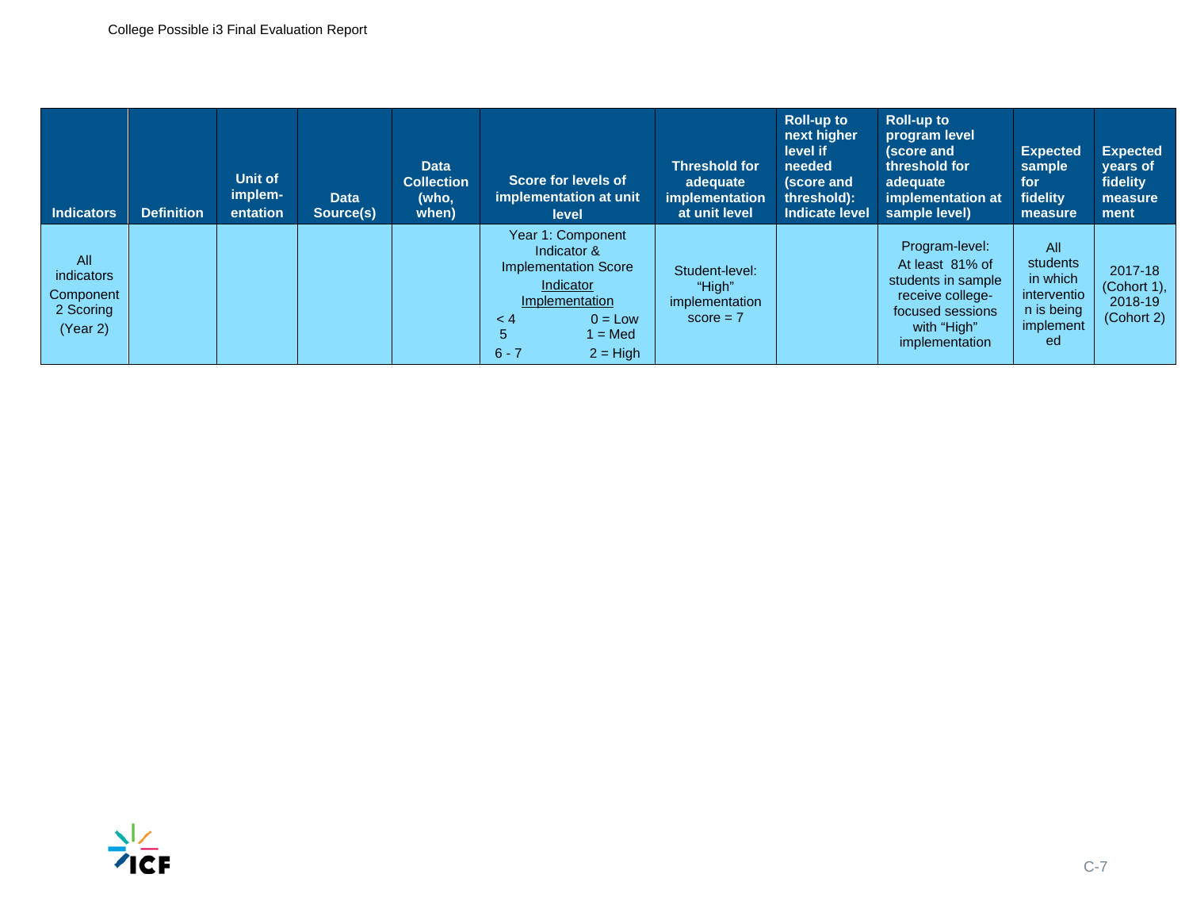| Indicators | Definition | Unit of implem-entation | Data Source(s) | Data Collection (who, when) | Score for levels of implementation at unit level | Threshold for adequate implementation at unit level | Roll-up to next higher level if needed (score and threshold): Indicate level | Roll-up to program level (score and threshold for adequate implementation at sample level) | Expected sample for fidelity measure | Expected years of fidelity measure ment |
|---|---|---|---|---|---|---|---|---|---|---|
| All indicators Component 2 Scoring (Year 2) | | | | | Year 1: Component Indicator & Implementation Score<br>Indicator Implementation<br>< 4 0 = Low<br>5 1 = Med<br>6 - 7 2 = High | Student-level: "High" implementation score = 7 | | Program-level: At least 81% of students in sample receive college-focused sessions with "High" implementation | All students in which intervention is being implemented | 2017-18 (Cohort 1), 2018-19 (Cohort 2) |